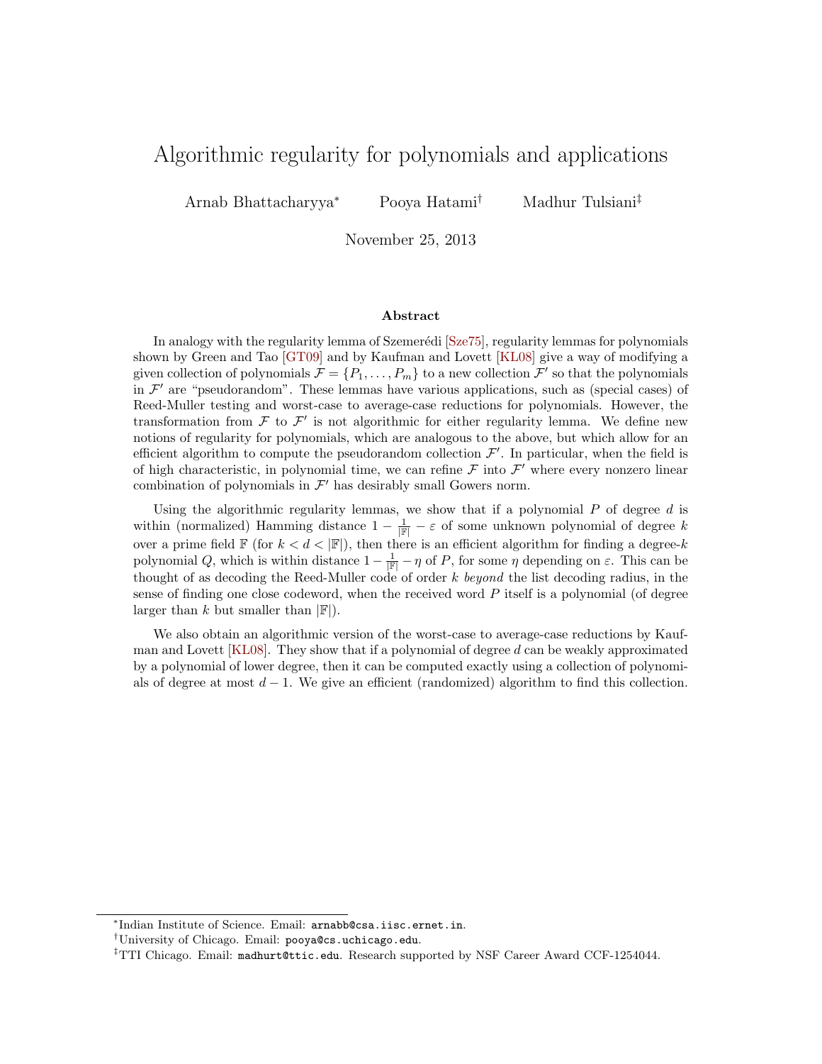# Algorithmic regularity for polynomials and applications

Arnab Bhattacharyya[*] Pooya Hatami[†] Madhur Tulsiani[‡]

November 25, 2013

## Abstract

In analogy with the regularity lemma of Szemerédi [Sze75], regularity lemmas for polynomials shown by Green and Tao [GT09] and by Kaufman and Lovett [KL08] give a way of modifying a given collection of polynomials $\mathcal{F} = \{P_1, \ldots, P_m\}$ to a new collection $\mathcal{F}'$ so that the polynomials in $\mathcal{F}'$ are "pseudorandom". These lemmas have various applications, such as (special cases) of Reed-Muller testing and worst-case to average-case reductions for polynomials. However, the transformation from $\mathcal{F}$ to $\mathcal{F}'$ is not algorithmic for either regularity lemma. We define new notions of regularity for polynomials, which are analogous to the above, but which allow for an efficient algorithm to compute the pseudorandom collection $\mathcal{F}'$. In particular, when the field is of high characteristic, in polynomial time, we can refine $\mathcal{F}$ into $\mathcal{F}'$ where every nonzero linear combination of polynomials in $\mathcal{F}'$ has desirably small Gowers norm.

Using the algorithmic regularity lemmas, we show that if a polynomial $P$ of degree $d$ is within (normalized) Hamming distance $1 - \frac{1}{|\mathbb{F}|} - \varepsilon$ of some unknown polynomial of degree $k$ over a prime field $\mathbb{F}$ (for $k < d < |\mathbb{F}|$), then there is an efficient algorithm for finding a degree-$k$ polynomial $Q$, which is within distance $1 - \frac{1}{|\mathbb{F}|} - \eta$ of $P$, for some $\eta$ depending on $\varepsilon$. This can be thought of as decoding the Reed-Muller code of order $k$ *beyond* the list decoding radius, in the sense of finding one close codeword, when the received word $P$ itself is a polynomial (of degree larger than $k$ but smaller than $|\mathbb{F}|$).

We also obtain an algorithmic version of the worst-case to average-case reductions by Kaufman and Lovett [KL08]. They show that if a polynomial of degree $d$ can be weakly approximated by a polynomial of lower degree, then it can be computed exactly using a collection of polynomials of degree at most $d-1$. We give an efficient (randomized) algorithm to find this collection.

[*] Indian Institute of Science. Email: `arnabb@csa.iisc.ernet.in`.

[†] University of Chicago. Email: `pooya@cs.uchicago.edu`.

[‡] TTI Chicago. Email: `madhurt@ttic.edu`. Research supported by NSF Career Award CCF-1254044.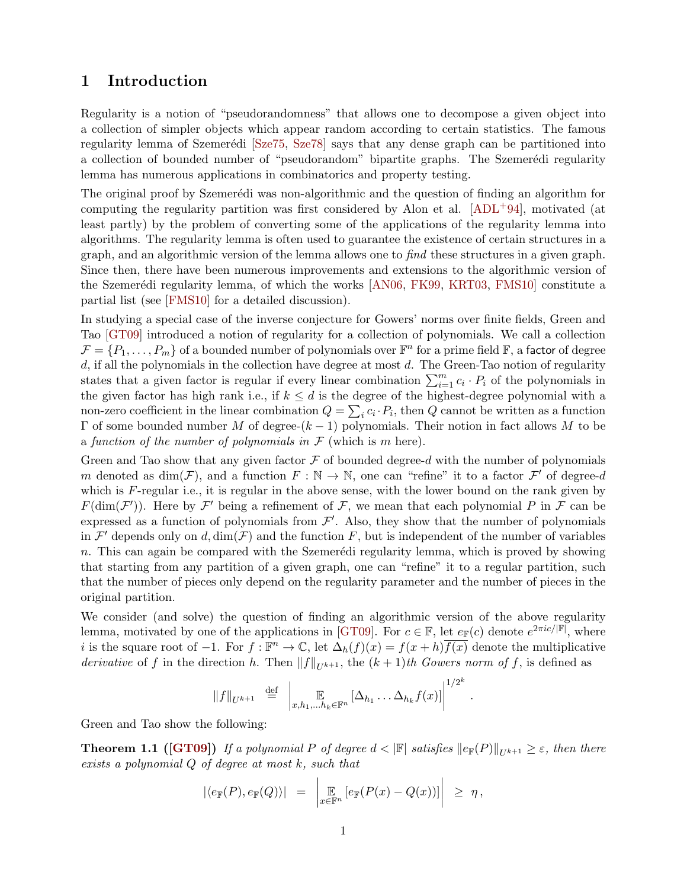# 1 Introduction

Regularity is a notion of "pseudorandomness" that allows one to decompose a given object into a collection of simpler objects which appear random according to certain statistics. The famous regularity lemma of Szemerédi [Sze75, Sze78] says that any dense graph can be partitioned into a collection of bounded number of "pseudorandom" bipartite graphs. The Szemerédi regularity lemma has numerous applications in combinatorics and property testing.

The original proof by Szemerédi was non-algorithmic and the question of finding an algorithm for computing the regularity partition was first considered by Alon et al. [ADL+94], motivated (at least partly) by the problem of converting some of the applications of the regularity lemma into algorithms. The regularity lemma is often used to guarantee the existence of certain structures in a graph, and an algorithmic version of the lemma allows one to *find* these structures in a given graph. Since then, there have been numerous improvements and extensions to the algorithmic version of the Szemerédi regularity lemma, of which the works [AN06, FK99, KRT03, FMS10] constitute a partial list (see [FMS10] for a detailed discussion).

In studying a special case of the inverse conjecture for Gowers' norms over finite fields, Green and Tao [GT09] introduced a notion of regularity for a collection of polynomials. We call a collection $\mathcal{F} = \{P_1, \ldots, P_m\}$ of a bounded number of polynomials over $\mathbb{F}^n$ for a prime field $\mathbb{F}$, a factor of degree $d$, if all the polynomials in the collection have degree at most $d$. The Green-Tao notion of regularity states that a given factor is regular if every linear combination $\sum_{i=1}^{m} c_i \cdot P_i$ of the polynomials in the given factor has high rank i.e., if $k \leq d$ is the degree of the highest-degree polynomial with a non-zero coefficient in the linear combination $Q = \sum_i c_i \cdot P_i$, then $Q$ cannot be written as a function $\Gamma$ of some bounded number $M$ of degree-$(k-1)$ polynomials. Their notion in fact allows $M$ to be a *function of the number of polynomials in* $\mathcal{F}$ (which is $m$ here).

Green and Tao show that any given factor $\mathcal{F}$ of bounded degree-$d$ with the number of polynomials $m$ denoted as $\dim(\mathcal{F})$, and a function $F : \mathbb{N} \to \mathbb{N}$, one can "refine" it to a factor $\mathcal{F}'$ of degree-$d$ which is $F$-regular i.e., it is regular in the above sense, with the lower bound on the rank given by $F(\dim(\mathcal{F}'))$. Here by $\mathcal{F}'$ being a refinement of $\mathcal{F}$, we mean that each polynomial $P$ in $\mathcal{F}$ can be expressed as a function of polynomials from $\mathcal{F}'$. Also, they show that the number of polynomials in $\mathcal{F}'$ depends only on $d, \dim(\mathcal{F})$ and the function $F$, but is independent of the number of variables $n$. This can again be compared with the Szemerédi regularity lemma, which is proved by showing that starting from any partition of a given graph, one can "refine" it to a regular partition, such that the number of pieces only depend on the regularity parameter and the number of pieces in the original partition.

We consider (and solve) the question of finding an algorithmic version of the above regularity lemma, motivated by one of the applications in [GT09]. For $c \in \mathbb{F}$, let $e_{\mathbb{F}}(c)$ denote $e^{2\pi i c/|\mathbb{F}|}$, where $i$ is the square root of $-1$. For $f : \mathbb{F}^n \to \mathbb{C}$, let $\Delta_h(f)(x) = f(x+h)\overline{f(x)}$ denote the multiplicative *derivative* of $f$ in the direction $h$. Then $\|f\|_{U^{k+1}}$, the $(k+1)$*th Gowers norm of* $f$, is defined as

$$\|f\|_{U^{k+1}} \stackrel{\text{def}}{=} \left| \mathop{\mathbb{E}}_{x, h_1, \ldots h_k \in \mathbb{F}^n} \left[ \Delta_{h_1} \ldots \Delta_{h_k} f(x) \right] \right|^{1/2^k}.$$

Green and Tao show the following:

**Theorem 1.1 ([GT09])** *If a polynomial $P$ of degree $d < |\mathbb{F}|$ satisfies $\|e_{\mathbb{F}}(P)\|_{U^{k+1}} \geq \varepsilon$, then there exists a polynomial $Q$ of degree at most $k$, such that*

$$|\langle e_{\mathbb{F}}(P), e_{\mathbb{F}}(Q) \rangle| = \left| \mathop{\mathbb{E}}_{x \in \mathbb{F}^n} \left[ e_{\mathbb{F}}(P(x) - Q(x)) \right] \right| \geq \eta,$$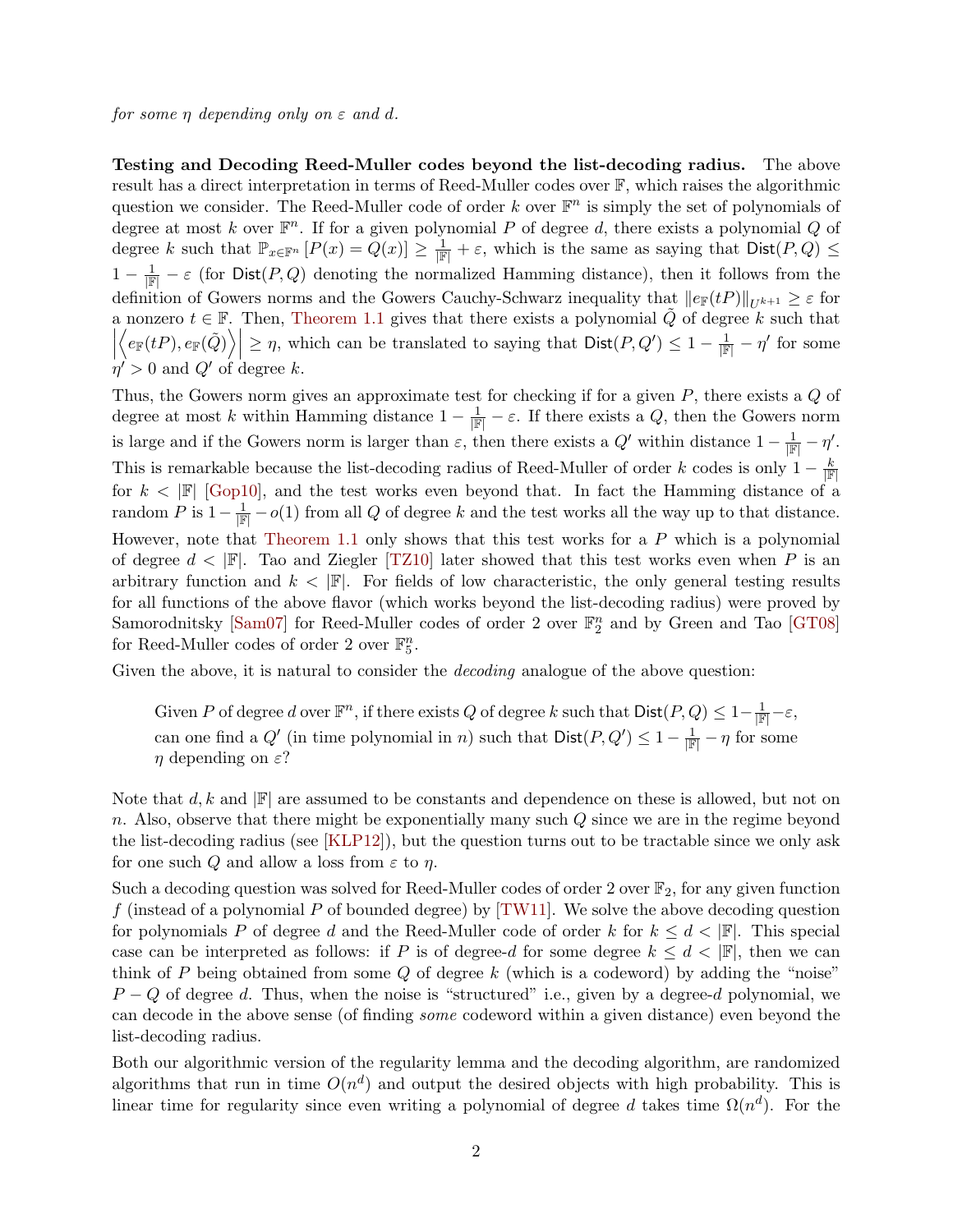*for some $\eta$ depending only on $\varepsilon$ and $d$.*

**Testing and Decoding Reed-Muller codes beyond the list-decoding radius.** The above result has a direct interpretation in terms of Reed-Muller codes over $\mathbb{F}$, which raises the algorithmic question we consider. The Reed-Muller code of order $k$ over $\mathbb{F}^n$ is simply the set of polynomials of degree at most $k$ over $\mathbb{F}^n$. If for a given polynomial $P$ of degree $d$, there exists a polynomial $Q$ of degree $k$ such that $\mathbb{P}_{x \in \mathbb{F}^n}[P(x) = Q(x)] \geq \frac{1}{|\mathbb{F}|} + \varepsilon$, which is the same as saying that $\mathsf{Dist}(P, Q) \leq 1 - \frac{1}{|\mathbb{F}|} - \varepsilon$ (for $\mathsf{Dist}(P, Q)$ denoting the normalized Hamming distance), then it follows from the definition of Gowers norms and the Gowers Cauchy-Schwarz inequality that $\|e_{\mathbb{F}}(tP)\|_{U^{k+1}} \geq \varepsilon$ for a nonzero $t \in \mathbb{F}$. Then, Theorem 1.1 gives that there exists a polynomial $\tilde{Q}$ of degree $k$ such that $\left|\left\langle e_{\mathbb{F}}(tP), e_{\mathbb{F}}(\tilde{Q})\right\rangle\right| \geq \eta$, which can be translated to saying that $\mathsf{Dist}(P, Q') \leq 1 - \frac{1}{|\mathbb{F}|} - \eta'$ for some $\eta' > 0$ and $Q'$ of degree $k$.

Thus, the Gowers norm gives an approximate test for checking if for a given $P$, there exists a $Q$ of degree at most $k$ within Hamming distance $1 - \frac{1}{|\mathbb{F}|} - \varepsilon$. If there exists a $Q$, then the Gowers norm is large and if the Gowers norm is larger than $\varepsilon$, then there exists a $Q'$ within distance $1 - \frac{1}{|\mathbb{F}|} - \eta'$. This is remarkable because the list-decoding radius of Reed-Muller of order $k$ codes is only $1 - \frac{k}{|\mathbb{F}|}$ for $k < |\mathbb{F}|$ [Gop10], and the test works even beyond that. In fact the Hamming distance of a random $P$ is $1 - \frac{1}{|\mathbb{F}|} - o(1)$ from all $Q$ of degree $k$ and the test works all the way up to that distance. However, note that Theorem 1.1 only shows that this test works for a $P$ which is a polynomial of degree $d < |\mathbb{F}|$. Tao and Ziegler [TZ10] later showed that this test works even when $P$ is an arbitrary function and $k < |\mathbb{F}|$. For fields of low characteristic, the only general testing results for all functions of the above flavor (which works beyond the list-decoding radius) were proved by Samorodnitsky [Sam07] for Reed-Muller codes of order 2 over $\mathbb{F}_2^n$ and by Green and Tao [GT08] for Reed-Muller codes of order 2 over $\mathbb{F}_5^n$.

Given the above, it is natural to consider the *decoding* analogue of the above question:

> Given $P$ of degree $d$ over $\mathbb{F}^n$, if there exists $Q$ of degree $k$ such that $\mathsf{Dist}(P, Q) \leq 1 - \frac{1}{|\mathbb{F}|} - \varepsilon$, can one find a $Q'$ (in time polynomial in $n$) such that $\mathsf{Dist}(P, Q') \leq 1 - \frac{1}{|\mathbb{F}|} - \eta$ for some $\eta$ depending on $\varepsilon$?

Note that $d, k$ and $|\mathbb{F}|$ are assumed to be constants and dependence on these is allowed, but not on $n$. Also, observe that there might be exponentially many such $Q$ since we are in the regime beyond the list-decoding radius (see [KLP12]), but the question turns out to be tractable since we only ask for one such $Q$ and allow a loss from $\varepsilon$ to $\eta$.

Such a decoding question was solved for Reed-Muller codes of order 2 over $\mathbb{F}_2$, for any given function $f$ (instead of a polynomial $P$ of bounded degree) by [TW11]. We solve the above decoding question for polynomials $P$ of degree $d$ and the Reed-Muller code of order $k$ for $k \leq d < |\mathbb{F}|$. This special case can be interpreted as follows: if $P$ is of degree-$d$ for some degree $k \leq d < |\mathbb{F}|$, then we can think of $P$ being obtained from some $Q$ of degree $k$ (which is a codeword) by adding the "noise" $P - Q$ of degree $d$. Thus, when the noise is "structured" i.e., given by a degree-$d$ polynomial, we can decode in the above sense (of finding *some* codeword within a given distance) even beyond the list-decoding radius.

Both our algorithmic version of the regularity lemma and the decoding algorithm, are randomized algorithms that run in time $O(n^d)$ and output the desired objects with high probability. This is linear time for regularity since even writing a polynomial of degree $d$ takes time $\Omega(n^d)$. For the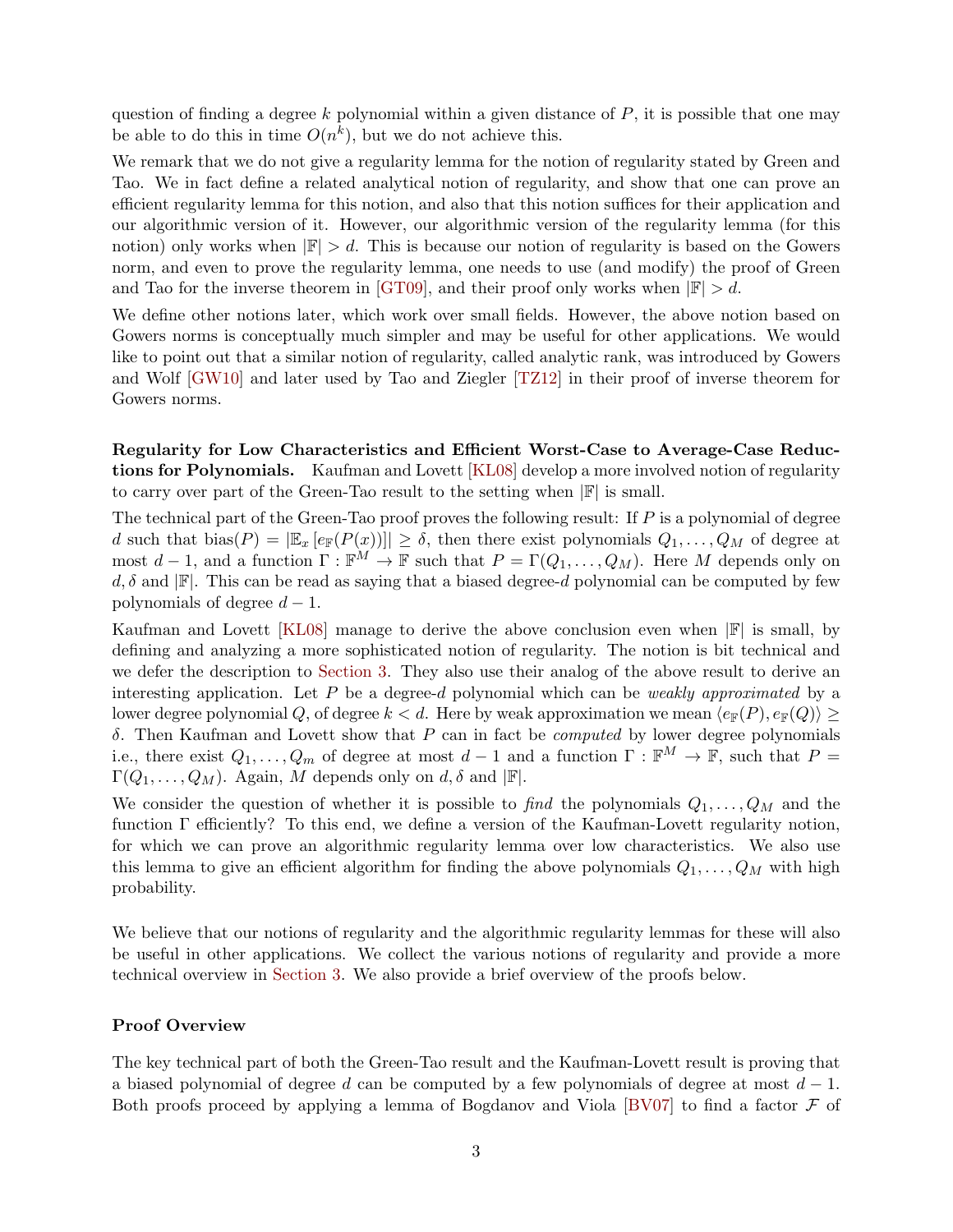question of finding a degree $k$ polynomial within a given distance of $P$, it is possible that one may be able to do this in time $O(n^k)$, but we do not achieve this.

We remark that we do not give a regularity lemma for the notion of regularity stated by Green and Tao. We in fact define a related analytical notion of regularity, and show that one can prove an efficient regularity lemma for this notion, and also that this notion suffices for their application and our algorithmic version of it. However, our algorithmic version of the regularity lemma (for this notion) only works when $|\mathbb{F}| > d$. This is because our notion of regularity is based on the Gowers norm, and even to prove the regularity lemma, one needs to use (and modify) the proof of Green and Tao for the inverse theorem in [GT09], and their proof only works when $|\mathbb{F}| > d$.

We define other notions later, which work over small fields. However, the above notion based on Gowers norms is conceptually much simpler and may be useful for other applications. We would like to point out that a similar notion of regularity, called analytic rank, was introduced by Gowers and Wolf [GW10] and later used by Tao and Ziegler [TZ12] in their proof of inverse theorem for Gowers norms.

**Regularity for Low Characteristics and Efficient Worst-Case to Average-Case Reductions for Polynomials.** Kaufman and Lovett [KL08] develop a more involved notion of regularity to carry over part of the Green-Tao result to the setting when $|\mathbb{F}|$ is small.

The technical part of the Green-Tao proof proves the following result: If $P$ is a polynomial of degree $d$ such that $\text{bias}(P) = |\mathbb{E}_x [e_{\mathbb{F}}(P(x))]| \geq \delta$, then there exist polynomials $Q_1, \ldots, Q_M$ of degree at most $d-1$, and a function $\Gamma : \mathbb{F}^M \to \mathbb{F}$ such that $P = \Gamma(Q_1, \ldots, Q_M)$. Here $M$ depends only on $d, \delta$ and $|\mathbb{F}|$. This can be read as saying that a biased degree-$d$ polynomial can be computed by few polynomials of degree $d-1$.

Kaufman and Lovett [KL08] manage to derive the above conclusion even when $|\mathbb{F}|$ is small, by defining and analyzing a more sophisticated notion of regularity. The notion is bit technical and we defer the description to Section 3. They also use their analog of the above result to derive an interesting application. Let $P$ be a degree-$d$ polynomial which can be *weakly approximated* by a lower degree polynomial $Q$, of degree $k < d$. Here by weak approximation we mean $\langle e_{\mathbb{F}}(P), e_{\mathbb{F}}(Q) \rangle \geq \delta$. Then Kaufman and Lovett show that $P$ can in fact be *computed* by lower degree polynomials i.e., there exist $Q_1, \ldots, Q_m$ of degree at most $d-1$ and a function $\Gamma : \mathbb{F}^M \to \mathbb{F}$, such that $P = \Gamma(Q_1, \ldots, Q_M)$. Again, $M$ depends only on $d, \delta$ and $|\mathbb{F}|$.

We consider the question of whether it is possible to *find* the polynomials $Q_1, \ldots, Q_M$ and the function $\Gamma$ efficiently? To this end, we define a version of the Kaufman-Lovett regularity notion, for which we can prove an algorithmic regularity lemma over low characteristics. We also use this lemma to give an efficient algorithm for finding the above polynomials $Q_1, \ldots, Q_M$ with high probability.

We believe that our notions of regularity and the algorithmic regularity lemmas for these will also be useful in other applications. We collect the various notions of regularity and provide a more technical overview in Section 3. We also provide a brief overview of the proofs below.

**Proof Overview**

The key technical part of both the Green-Tao result and the Kaufman-Lovett result is proving that a biased polynomial of degree $d$ can be computed by a few polynomials of degree at most $d-1$. Both proofs proceed by applying a lemma of Bogdanov and Viola [BV07] to find a factor $\mathcal{F}$ of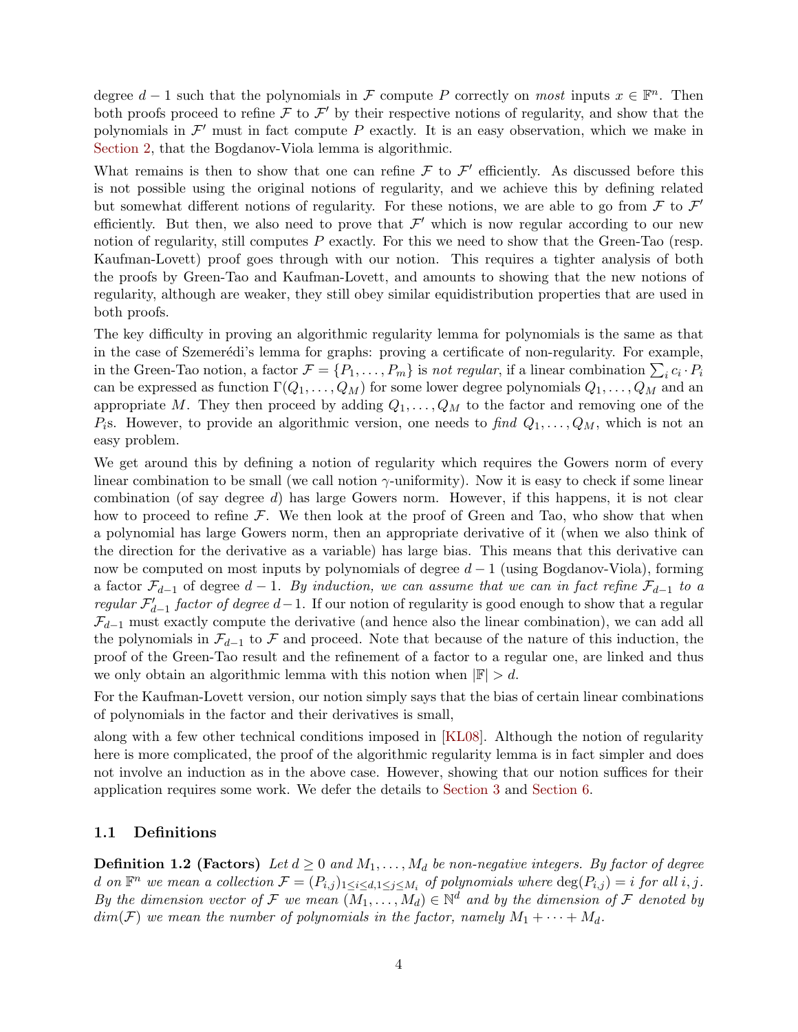degree $d-1$ such that the polynomials in $\mathcal{F}$ compute $P$ correctly on *most* inputs $x \in \mathbb{F}^n$. Then both proofs proceed to refine $\mathcal{F}$ to $\mathcal{F}'$ by their respective notions of regularity, and show that the polynomials in $\mathcal{F}'$ must in fact compute $P$ exactly. It is an easy observation, which we make in Section 2, that the Bogdanov-Viola lemma is algorithmic.

What remains is then to show that one can refine $\mathcal{F}$ to $\mathcal{F}'$ efficiently. As discussed before this is not possible using the original notions of regularity, and we achieve this by defining related but somewhat different notions of regularity. For these notions, we are able to go from $\mathcal{F}$ to $\mathcal{F}'$ efficiently. But then, we also need to prove that $\mathcal{F}'$ which is now regular according to our new notion of regularity, still computes $P$ exactly. For this we need to show that the Green-Tao (resp. Kaufman-Lovett) proof goes through with our notion. This requires a tighter analysis of both the proofs by Green-Tao and Kaufman-Lovett, and amounts to showing that the new notions of regularity, although are weaker, they still obey similar equidistribution properties that are used in both proofs.

The key difficulty in proving an algorithmic regularity lemma for polynomials is the same as that in the case of Szemerédi's lemma for graphs: proving a certificate of non-regularity. For example, in the Green-Tao notion, a factor $\mathcal{F} = \{P_1, \ldots, P_m\}$ is *not regular*, if a linear combination $\sum_i c_i \cdot P_i$ can be expressed as function $\Gamma(Q_1, \ldots, Q_M)$ for some lower degree polynomials $Q_1, \ldots, Q_M$ and an appropriate $M$. They then proceed by adding $Q_1, \ldots, Q_M$ to the factor and removing one of the $P_i$s. However, to provide an algorithmic version, one needs to *find* $Q_1, \ldots, Q_M$, which is not an easy problem.

We get around this by defining a notion of regularity which requires the Gowers norm of every linear combination to be small (we call notion $\gamma$-uniformity). Now it is easy to check if some linear combination (of say degree $d$) has large Gowers norm. However, if this happens, it is not clear how to proceed to refine $\mathcal{F}$. We then look at the proof of Green and Tao, who show that when a polynomial has large Gowers norm, then an appropriate derivative of it (when we also think of the direction for the derivative as a variable) has large bias. This means that this derivative can now be computed on most inputs by polynomials of degree $d-1$ (using Bogdanov-Viola), forming a factor $\mathcal{F}_{d-1}$ of degree $d-1$. *By induction, we can assume that we can in fact refine $\mathcal{F}_{d-1}$ to a regular $\mathcal{F}'_{d-1}$ factor of degree $d-1$.* If our notion of regularity is good enough to show that a regular $\mathcal{F}_{d-1}$ must exactly compute the derivative (and hence also the linear combination), we can add all the polynomials in $\mathcal{F}_{d-1}$ to $\mathcal{F}$ and proceed. Note that because of the nature of this induction, the proof of the Green-Tao result and the refinement of a factor to a regular one, are linked and thus we only obtain an algorithmic lemma with this notion when $|\mathbb{F}| > d$.

For the Kaufman-Lovett version, our notion simply says that the bias of certain linear combinations of polynomials in the factor and their derivatives is small,

along with a few other technical conditions imposed in [KL08]. Although the notion of regularity here is more complicated, the proof of the algorithmic regularity lemma is in fact simpler and does not involve an induction as in the above case. However, showing that our notion suffices for their application requires some work. We defer the details to Section 3 and Section 6.

## 1.1 Definitions

**Definition 1.2 (Factors)** *Let $d \geq 0$ and $M_1, \ldots, M_d$ be non-negative integers. By factor of degree $d$ on $\mathbb{F}^n$ we mean a collection $\mathcal{F} = (P_{i,j})_{1 \leq i \leq d, 1 \leq j \leq M_i}$ of polynomials where $\deg(P_{i,j}) = i$ for all $i, j$. By the dimension vector of $\mathcal{F}$ we mean $(M_1, \ldots, M_d) \in \mathbb{N}^d$ and by the dimension of $\mathcal{F}$ denoted by $dim(\mathcal{F})$ we mean the number of polynomials in the factor, namely $M_1 + \cdots + M_d$.*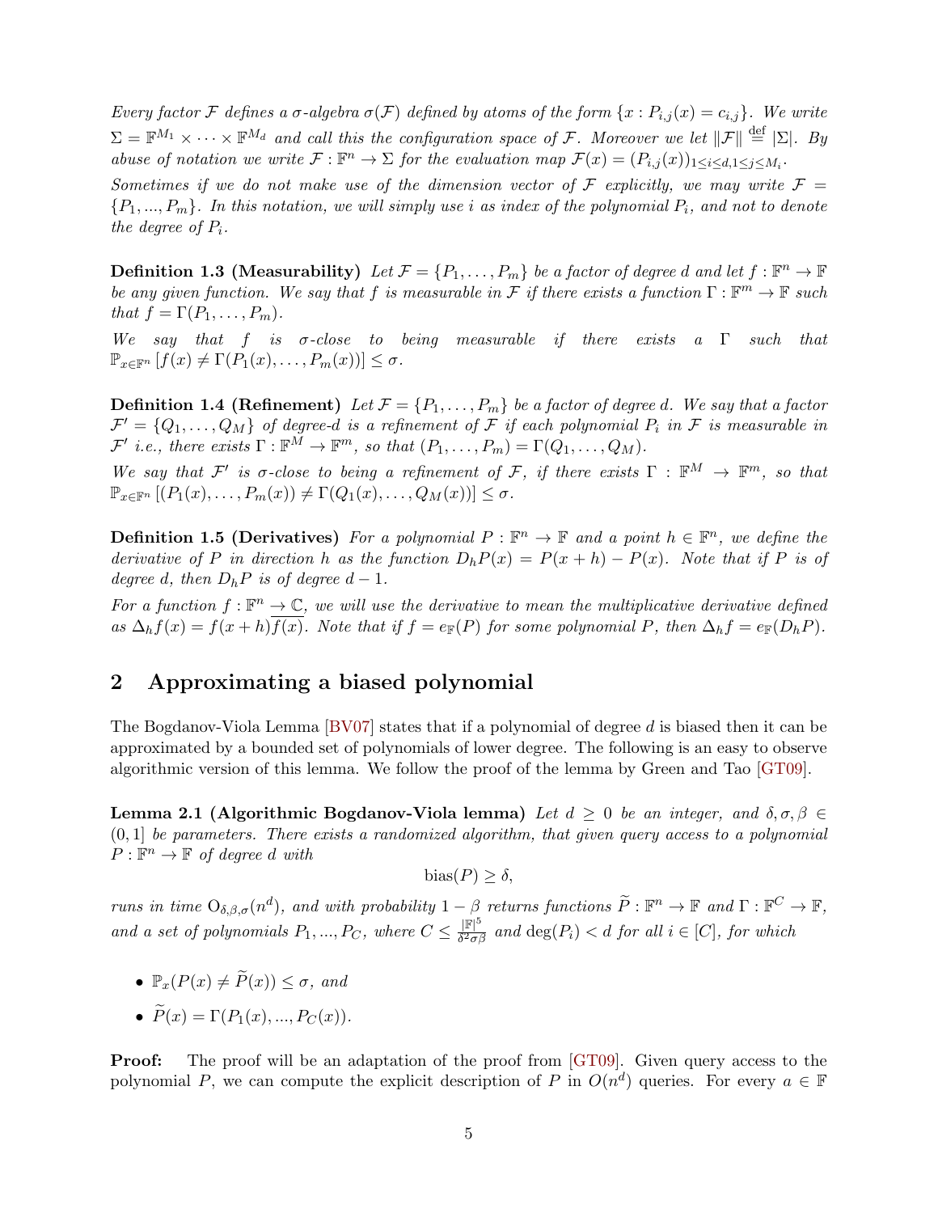*Every factor $\mathcal{F}$ defines a $\sigma$-algebra $\sigma(\mathcal{F})$ defined by atoms of the form $\{x : P_{i,j}(x) = c_{i,j}\}$. We write $\Sigma = \mathbb{F}^{M_1} \times \cdots \times \mathbb{F}^{M_d}$ and call this the configuration space of $\mathcal{F}$. Moreover we let $\|\mathcal{F}\| \stackrel{\text{def}}{=} |\Sigma|$. By abuse of notation we write $\mathcal{F} : \mathbb{F}^n \to \Sigma$ for the evaluation map $\mathcal{F}(x) = (P_{i,j}(x))_{1 \le i \le d, 1 \le j \le M_i}$.*

*Sometimes if we do not make use of the dimension vector of $\mathcal{F}$ explicitly, we may write $\mathcal{F} = \{P_1, ..., P_m\}$. In this notation, we will simply use $i$ as index of the polynomial $P_i$, and not to denote the degree of $P_i$.*

**Definition 1.3 (Measurability)** *Let $\mathcal{F} = \{P_1, \ldots, P_m\}$ be a factor of degree $d$ and let $f : \mathbb{F}^n \to \mathbb{F}$ be any given function. We say that $f$ is measurable in $\mathcal{F}$ if there exists a function $\Gamma : \mathbb{F}^m \to \mathbb{F}$ such that $f = \Gamma(P_1, \ldots, P_m)$.*

*We say that $f$ is $\sigma$-close to being measurable if there exists a $\Gamma$ such that $\mathbb{P}_{x \in \mathbb{F}^n}[f(x) \neq \Gamma(P_1(x), \ldots, P_m(x))] \le \sigma$.*

**Definition 1.4 (Refinement)** *Let $\mathcal{F} = \{P_1, \ldots, P_m\}$ be a factor of degree $d$. We say that a factor $\mathcal{F}' = \{Q_1, \ldots, Q_M\}$ of degree-$d$ is a refinement of $\mathcal{F}$ if each polynomial $P_i$ in $\mathcal{F}$ is measurable in $\mathcal{F}'$ i.e., there exists $\Gamma : \mathbb{F}^M \to \mathbb{F}^m$, so that $(P_1, \ldots, P_m) = \Gamma(Q_1, \ldots, Q_M)$.*

*We say that $\mathcal{F}'$ is $\sigma$-close to being a refinement of $\mathcal{F}$, if there exists $\Gamma : \mathbb{F}^M \to \mathbb{F}^m$, so that $\mathbb{P}_{x \in \mathbb{F}^n}[(P_1(x), \ldots, P_m(x)) \neq \Gamma(Q_1(x), \ldots, Q_M(x))] \le \sigma$.*

**Definition 1.5 (Derivatives)** *For a polynomial $P : \mathbb{F}^n \to \mathbb{F}$ and a point $h \in \mathbb{F}^n$, we define the derivative of $P$ in direction $h$ as the function $D_h P(x) = P(x+h) - P(x)$. Note that if $P$ is of degree $d$, then $D_h P$ is of degree $d-1$.*

*For a function $f : \mathbb{F}^n \to \mathbb{C}$, we will use the derivative to mean the multiplicative derivative defined as $\Delta_h f(x) = f(x+h)\overline{f(x)}$. Note that if $f = e_{\mathbb{F}}(P)$ for some polynomial $P$, then $\Delta_h f = e_{\mathbb{F}}(D_h P)$.*

## 2 Approximating a biased polynomial

The Bogdanov-Viola Lemma [BV07] states that if a polynomial of degree $d$ is biased then it can be approximated by a bounded set of polynomials of lower degree. The following is an easy to observe algorithmic version of this lemma. We follow the proof of the lemma by Green and Tao [GT09].

**Lemma 2.1 (Algorithmic Bogdanov-Viola lemma)** *Let $d \ge 0$ be an integer, and $\delta, \sigma, \beta \in (0, 1]$ be parameters. There exists a randomized algorithm, that given query access to a polynomial $P : \mathbb{F}^n \to \mathbb{F}$ of degree $d$ with*

$$\text{bias}(P) \ge \delta,$$

*runs in time $\mathrm{O}_{\delta,\beta,\sigma}(n^d)$, and with probability $1 - \beta$ returns functions $\widetilde{P} : \mathbb{F}^n \to \mathbb{F}$ and $\Gamma : \mathbb{F}^C \to \mathbb{F}$, and a set of polynomials $P_1, ..., P_C$, where $C \le \frac{|\mathbb{F}|^5}{\delta^2 \sigma \beta}$ and $\deg(P_i) < d$ for all $i \in [C]$, for which*

- $\mathbb{P}_x(P(x) \neq \widetilde{P}(x)) \le \sigma$, *and*
- $\widetilde{P}(x) = \Gamma(P_1(x), ..., P_C(x))$.

**Proof:** The proof will be an adaptation of the proof from [GT09]. Given query access to the polynomial $P$, we can compute the explicit description of $P$ in $O(n^d)$ queries. For every $a \in \mathbb{F}$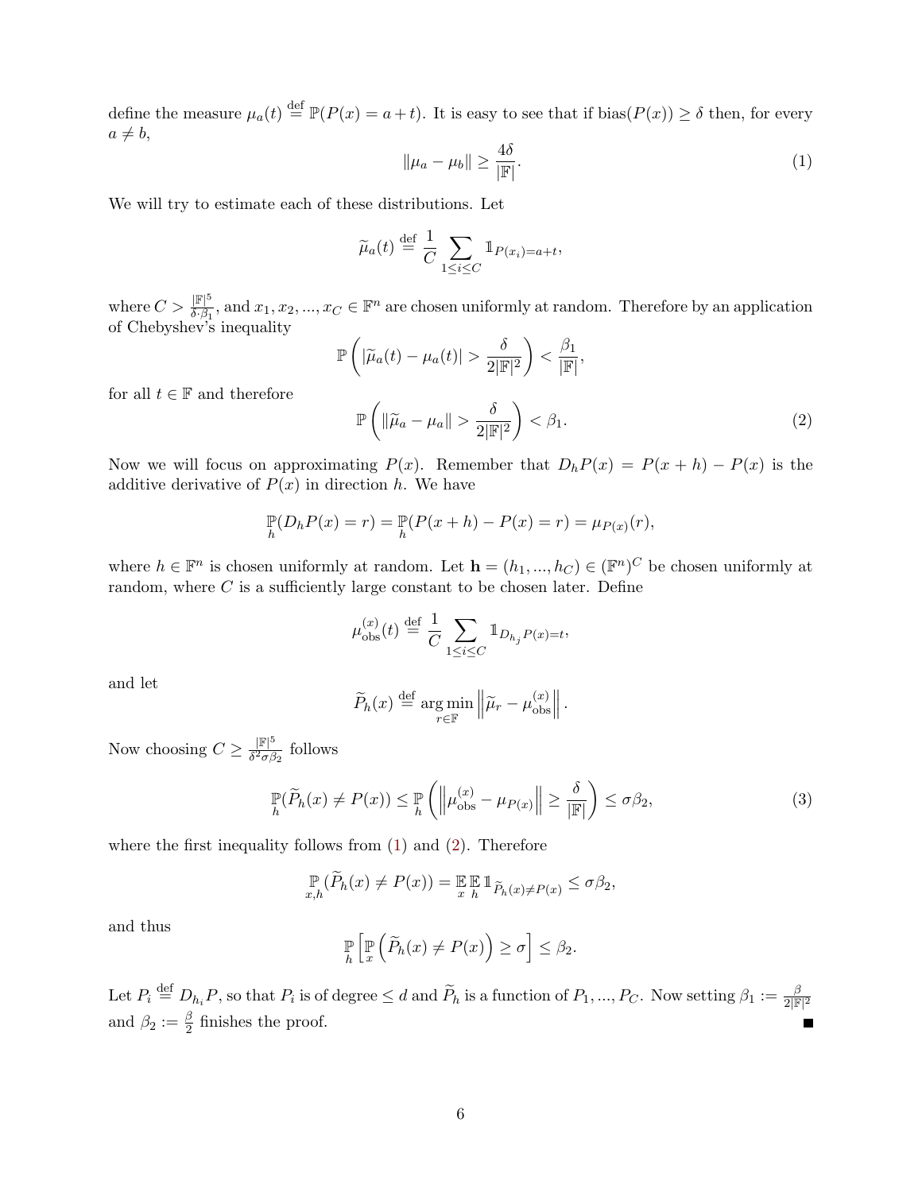define the measure $\mu_a(t) \stackrel{\text{def}}{=} \mathbb{P}(P(x) = a + t)$. It is easy to see that if $\text{bias}(P(x)) \geq \delta$ then, for every $a \neq b$,

$$\|\mu_a - \mu_b\| \geq \frac{4\delta}{|\mathbb{F}|}. \tag{1}$$

We will try to estimate each of these distributions. Let

$$\widetilde{\mu}_a(t) \stackrel{\text{def}}{=} \frac{1}{C} \sum_{1 \leq i \leq C} \mathbb{1}_{P(x_i) = a + t},$$

where $C > \frac{|\mathbb{F}|^5}{\delta \cdot \beta_1}$, and $x_1, x_2, ..., x_C \in \mathbb{F}^n$ are chosen uniformly at random. Therefore by an application of Chebyshev's inequality

$$\mathbb{P}\left(|\widetilde{\mu}_a(t) - \mu_a(t)| > \frac{\delta}{2|\mathbb{F}|^2}\right) < \frac{\beta_1}{|\mathbb{F}|},$$

for all $t \in \mathbb{F}$ and therefore

$$\mathbb{P}\left(\|\widetilde{\mu}_a - \mu_a\| > \frac{\delta}{2|\mathbb{F}|^2}\right) < \beta_1. \tag{2}$$

Now we will focus on approximating $P(x)$. Remember that $D_h P(x) = P(x + h) - P(x)$ is the additive derivative of $P(x)$ in direction $h$. We have

$$\mathbb{P}_h(D_h P(x) = r) = \mathbb{P}_h(P(x + h) - P(x) = r) = \mu_{P(x)}(r),$$

where $h \in \mathbb{F}^n$ is chosen uniformly at random. Let $\mathbf{h} = (h_1, ..., h_C) \in (\mathbb{F}^n)^C$ be chosen uniformly at random, where $C$ is a sufficiently large constant to be chosen later. Define

$$\mu_{\text{obs}}^{(x)}(t) \stackrel{\text{def}}{=} \frac{1}{C} \sum_{1 \leq i \leq C} \mathbb{1}_{D_{h_j} P(x) = t},$$

and let

$$\widetilde{P}_h(x) \stackrel{\text{def}}{=} \arg\min_{r \in \mathbb{F}} \left\| \widetilde{\mu}_r - \mu_{\text{obs}}^{(x)} \right\|.$$

Now choosing $C \geq \frac{|\mathbb{F}|^5}{\delta^2 \sigma \beta_2}$ follows

$$\mathbb{P}_h(\widetilde{P}_h(x) \neq P(x)) \leq \mathbb{P}_h\left(\left\|\mu_{\text{obs}}^{(x)} - \mu_{P(x)}\right\| \geq \frac{\delta}{|\mathbb{F}|}\right) \leq \sigma\beta_2, \tag{3}$$

where the first inequality follows from (1) and (2). Therefore

$$\mathbb{P}_{x,h}(\widetilde{P}_h(x) \neq P(x)) = \mathbb{E}_x \mathbb{E}_h \mathbb{1}_{\widetilde{P}_h(x) \neq P(x)} \leq \sigma\beta_2,$$

and thus

$$\mathbb{P}_h\left[\mathbb{P}_x\left(\widetilde{P}_h(x) \neq P(x)\right) \geq \sigma\right] \leq \beta_2.$$

Let $P_i \stackrel{\text{def}}{=} D_{h_i} P$, so that $P_i$ is of degree $\leq d$ and $\widetilde{P}_h$ is a function of $P_1, ..., P_C$. Now setting $\beta_1 := \frac{\beta}{2|\mathbb{F}|^2}$ and $\beta_2 := \frac{\beta}{2}$ finishes the proof. ∎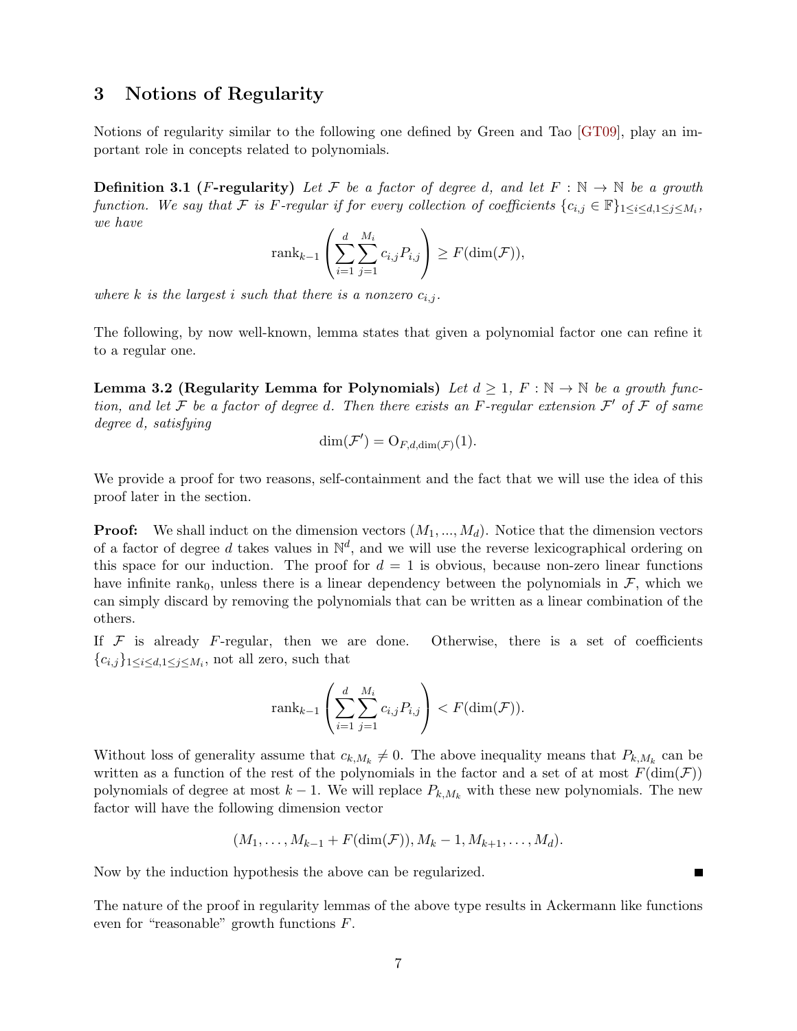## 3 Notions of Regularity

Notions of regularity similar to the following one defined by Green and Tao [GT09], play an important role in concepts related to polynomials.

**Definition 3.1 ($F$-regularity)** *Let $\mathcal{F}$ be a factor of degree $d$, and let $F : \mathbb{N} \to \mathbb{N}$ be a growth function. We say that $\mathcal{F}$ is $F$-regular if for every collection of coefficients $\{c_{i,j} \in \mathbb{F}\}_{1 \leq i \leq d, 1 \leq j \leq M_i}$, we have*

$$\mathrm{rank}_{k-1}\left(\sum_{i=1}^{d}\sum_{j=1}^{M_i} c_{i,j}P_{i,j}\right) \geq F(\dim(\mathcal{F})),$$

*where $k$ is the largest $i$ such that there is a nonzero $c_{i,j}$.*

The following, by now well-known, lemma states that given a polynomial factor one can refine it to a regular one.

**Lemma 3.2 (Regularity Lemma for Polynomials)** *Let $d \geq 1$, $F : \mathbb{N} \to \mathbb{N}$ be a growth function, and let $\mathcal{F}$ be a factor of degree $d$. Then there exists an $F$-regular extension $\mathcal{F}'$ of $\mathcal{F}$ of same degree $d$, satisfying*

$$\dim(\mathcal{F}') = \mathrm{O}_{F,d,\dim(\mathcal{F})}(1).$$

We provide a proof for two reasons, self-containment and the fact that we will use the idea of this proof later in the section.

**Proof:** We shall induct on the dimension vectors $(M_1, ..., M_d)$. Notice that the dimension vectors of a factor of degree $d$ takes values in $\mathbb{N}^d$, and we will use the reverse lexicographical ordering on this space for our induction. The proof for $d = 1$ is obvious, because non-zero linear functions have infinite $\mathrm{rank}_0$, unless there is a linear dependency between the polynomials in $\mathcal{F}$, which we can simply discard by removing the polynomials that can be written as a linear combination of the others.

If $\mathcal{F}$ is already $F$-regular, then we are done. Otherwise, there is a set of coefficients $\{c_{i,j}\}_{1 \leq i \leq d, 1 \leq j \leq M_i}$, not all zero, such that

$$\mathrm{rank}_{k-1}\left(\sum_{i=1}^{d}\sum_{j=1}^{M_i} c_{i,j}P_{i,j}\right) < F(\dim(\mathcal{F})).$$

Without loss of generality assume that $c_{k,M_k} \neq 0$. The above inequality means that $P_{k,M_k}$ can be written as a function of the rest of the polynomials in the factor and a set of at most $F(\dim(\mathcal{F}))$ polynomials of degree at most $k-1$. We will replace $P_{k,M_k}$ with these new polynomials. The new factor will have the following dimension vector

$$(M_1, \ldots, M_{k-1} + F(\dim(\mathcal{F})), M_k - 1, M_{k+1}, \ldots, M_d).$$

Now by the induction hypothesis the above can be regularized. ∎

The nature of the proof in regularity lemmas of the above type results in Ackermann like functions even for "reasonable" growth functions $F$.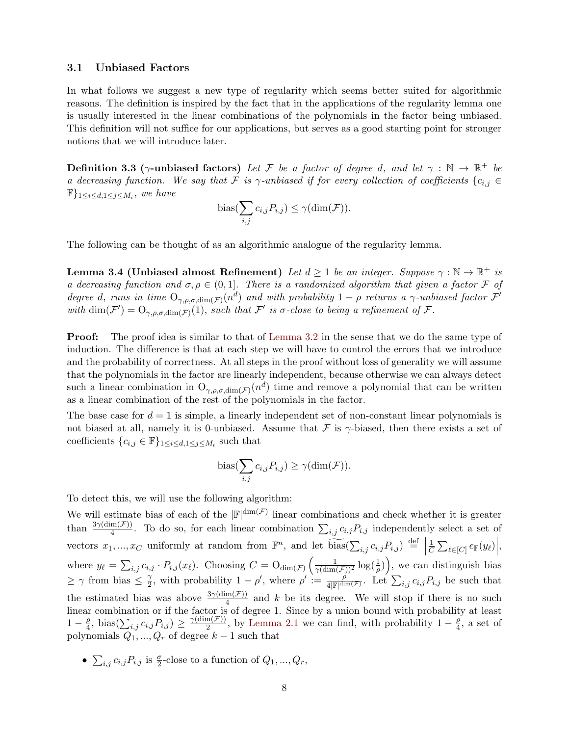### 3.1 Unbiased Factors

In what follows we suggest a new type of regularity which seems better suited for algorithmic reasons. The definition is inspired by the fact that in the applications of the regularity lemma one is usually interested in the linear combinations of the polynomials in the factor being unbiased. This definition will not suffice for our applications, but serves as a good starting point for stronger notions that we will introduce later.

**Definition 3.3 ($\gamma$-unbiased factors)** *Let $\mathcal{F}$ be a factor of degree $d$, and let $\gamma : \mathbb{N} \to \mathbb{R}^+$ be a decreasing function. We say that $\mathcal{F}$ is $\gamma$-unbiased if for every collection of coefficients $\{c_{i,j} \in \mathbb{F}\}_{1 \le i \le d, 1 \le j \le M_i}$, we have*

$$\text{bias}(\sum_{i,j} c_{i,j} P_{i,j}) \le \gamma(\dim(\mathcal{F})).$$

The following can be thought of as an algorithmic analogue of the regularity lemma.

**Lemma 3.4 (Unbiased almost Refinement)** *Let $d \ge 1$ be an integer. Suppose $\gamma : \mathbb{N} \to \mathbb{R}^+$ is a decreasing function and $\sigma, \rho \in (0, 1]$. There is a randomized algorithm that given a factor $\mathcal{F}$ of degree $d$, runs in time $\mathrm{O}_{\gamma,\rho,\sigma,\dim(\mathcal{F})}(n^d)$ and with probability $1 - \rho$ returns a $\gamma$-unbiased factor $\mathcal{F}'$ with $\dim(\mathcal{F}') = \mathrm{O}_{\gamma,\rho,\sigma,\dim(\mathcal{F})}(1)$, such that $\mathcal{F}'$ is $\sigma$-close to being a refinement of $\mathcal{F}$.*

**Proof:** The proof idea is similar to that of Lemma 3.2 in the sense that we do the same type of induction. The difference is that at each step we will have to control the errors that we introduce and the probability of correctness. At all steps in the proof without loss of generality we will assume that the polynomials in the factor are linearly independent, because otherwise we can always detect such a linear combination in $\mathrm{O}_{\gamma,\rho,\sigma,\dim(\mathcal{F})}(n^d)$ time and remove a polynomial that can be written as a linear combination of the rest of the polynomials in the factor.

The base case for $d = 1$ is simple, a linearly independent set of non-constant linear polynomials is not biased at all, namely it is 0-unbiased. Assume that $\mathcal{F}$ is $\gamma$-biased, then there exists a set of coefficients $\{c_{i,j} \in \mathbb{F}\}_{1 \le i \le d, 1 \le j \le M_i}$ such that

$$\text{bias}(\sum_{i,j} c_{i,j} P_{i,j}) \ge \gamma(\dim(\mathcal{F})).$$

To detect this, we will use the following algorithm:

We will estimate bias of each of the $|\mathbb{F}|^{\dim(\mathcal{F})}$ linear combinations and check whether it is greater than $\frac{3\gamma(\dim(\mathcal{F}))}{4}$. To do so, for each linear combination $\sum_{i,j} c_{i,j} P_{i,j}$ independently select a set of vectors $x_1, ..., x_C$ uniformly at random from $\mathbb{F}^n$, and let $\widetilde{\text{bias}}(\sum_{i,j} c_{i,j} P_{i,j}) \overset{\text{def}}{=} \left| \frac{1}{C} \sum_{\ell \in [C]} e_{\mathbb{F}}(y_\ell) \right|$, where $y_\ell = \sum_{i,j} c_{i,j} \cdot P_{i,j}(x_\ell)$. Choosing $C = \mathrm{O}_{\dim(\mathcal{F})}\left(\frac{1}{\gamma(\dim(\mathcal{F}))^2} \log(\frac{1}{\rho})\right)$, we can distinguish bias $\ge \gamma$ from bias $\le \frac{\gamma}{2}$, with probability $1 - \rho'$, where $\rho' := \frac{\rho}{4|\mathbb{F}|^{\dim(\mathcal{F})}}$. Let $\sum_{i,j} c_{i,j} P_{i,j}$ be such that the estimated bias was above $\frac{3\gamma(\dim(\mathcal{F}))}{4}$ and $k$ be its degree. We will stop if there is no such linear combination or if the factor is of degree 1. Since by a union bound with probability at least $1 - \frac{\rho}{4}$, $\text{bias}(\sum_{i,j} c_{i,j} P_{i,j}) \ge \frac{\gamma(\dim(\mathcal{F}))}{2}$, by Lemma 2.1 we can find, with probability $1 - \frac{\rho}{4}$, a set of polynomials $Q_1, ..., Q_r$ of degree $k - 1$ such that

- $\sum_{i,j} c_{i,j} P_{i,j}$ is $\frac{\sigma}{2}$-close to a function of $Q_1, ..., Q_r$,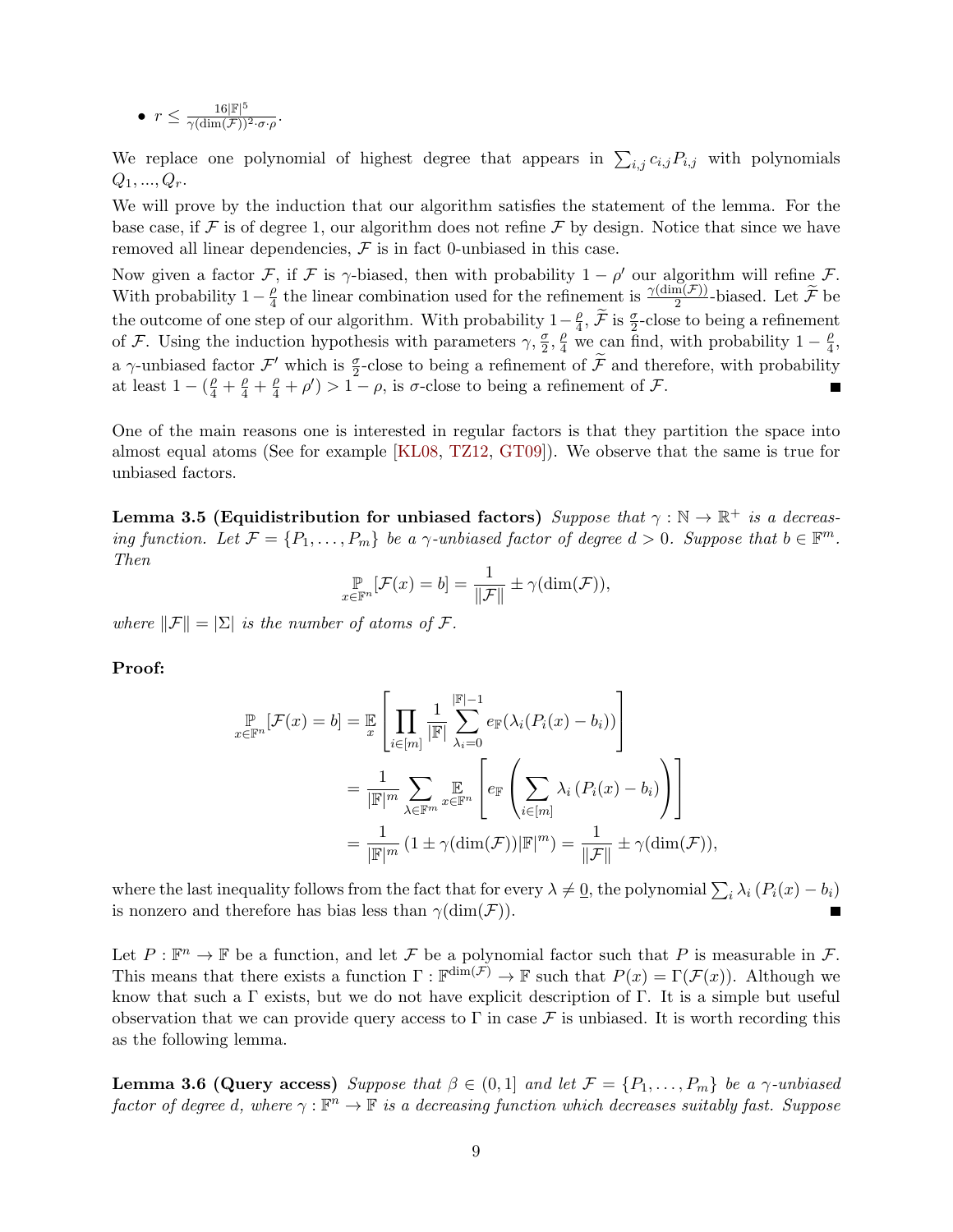- $r \leq \frac{16|\mathbb{F}|^5}{\gamma(\dim(\mathcal{F}))^2 \cdot \sigma \cdot \rho}$.

We replace one polynomial of highest degree that appears in $\sum_{i,j} c_{i,j} P_{i,j}$ with polynomials $Q_1, ..., Q_r$.

We will prove by the induction that our algorithm satisfies the statement of the lemma. For the base case, if $\mathcal{F}$ is of degree 1, our algorithm does not refine $\mathcal{F}$ by design. Notice that since we have removed all linear dependencies, $\mathcal{F}$ is in fact 0-unbiased in this case.

Now given a factor $\mathcal{F}$, if $\mathcal{F}$ is $\gamma$-biased, then with probability $1-\rho'$ our algorithm will refine $\mathcal{F}$. With probability $1-\frac{\rho}{4}$ the linear combination used for the refinement is $\frac{\gamma(\dim(\mathcal{F}))}{2}$-biased. Let $\widetilde{\mathcal{F}}$ be the outcome of one step of our algorithm. With probability $1-\frac{\rho}{4}$, $\widetilde{\mathcal{F}}$ is $\frac{\sigma}{2}$-close to being a refinement of $\mathcal{F}$. Using the induction hypothesis with parameters $\gamma, \frac{\sigma}{2}, \frac{\rho}{4}$ we can find, with probability $1-\frac{\rho}{4}$, a $\gamma$-unbiased factor $\mathcal{F}'$ which is $\frac{\sigma}{2}$-close to being a refinement of $\widetilde{\mathcal{F}}$ and therefore, with probability at least $1-(\frac{\rho}{4}+\frac{\rho}{4}+\frac{\rho}{4}+\rho') > 1-\rho$, is $\sigma$-close to being a refinement of $\mathcal{F}$. ■

One of the main reasons one is interested in regular factors is that they partition the space into almost equal atoms (See for example [KL08, TZ12, GT09]). We observe that the same is true for unbiased factors.

**Lemma 3.5 (Equidistribution for unbiased factors)** *Suppose that $\gamma : \mathbb{N} \to \mathbb{R}^+$ is a decreasing function. Let $\mathcal{F} = \{P_1, \ldots, P_m\}$ be a $\gamma$-unbiased factor of degree $d > 0$. Suppose that $b \in \mathbb{F}^m$. Then*

$$\mathop{\mathbb{P}}_{x \in \mathbb{F}^n}[\mathcal{F}(x) = b] = \frac{1}{\|\mathcal{F}\|} \pm \gamma(\dim(\mathcal{F})),$$

*where $\|\mathcal{F}\| = |\Sigma|$ is the number of atoms of $\mathcal{F}$.*

**Proof:**

$$\begin{aligned}
\mathop{\mathbb{P}}_{x \in \mathbb{F}^n}[\mathcal{F}(x) = b] &= \mathop{\mathbb{E}}_{x}\left[\prod_{i \in [m]} \frac{1}{|\mathbb{F}|} \sum_{\lambda_i = 0}^{|\mathbb{F}|-1} e_{\mathbb{F}}(\lambda_i (P_i(x) - b_i))\right] \\
&= \frac{1}{|\mathbb{F}|^m} \sum_{\lambda \in \mathbb{F}^m} \mathop{\mathbb{E}}_{x \in \mathbb{F}^n}\left[e_{\mathbb{F}}\left(\sum_{i \in [m]} \lambda_i \left(P_i(x) - b_i\right)\right)\right] \\
&= \frac{1}{|\mathbb{F}|^m}\left(1 \pm \gamma(\dim(\mathcal{F}))|\mathbb{F}|^m\right) = \frac{1}{\|\mathcal{F}\|} \pm \gamma(\dim(\mathcal{F})),
\end{aligned}$$

where the last inequality follows from the fact that for every $\lambda \neq \underline{0}$, the polynomial $\sum_i \lambda_i \left(P_i(x) - b_i\right)$ is nonzero and therefore has bias less than $\gamma(\dim(\mathcal{F}))$. ■

Let $P : \mathbb{F}^n \to \mathbb{F}$ be a function, and let $\mathcal{F}$ be a polynomial factor such that $P$ is measurable in $\mathcal{F}$. This means that there exists a function $\Gamma : \mathbb{F}^{\dim(\mathcal{F})} \to \mathbb{F}$ such that $P(x) = \Gamma(\mathcal{F}(x))$. Although we know that such a $\Gamma$ exists, but we do not have explicit description of $\Gamma$. It is a simple but useful observation that we can provide query access to $\Gamma$ in case $\mathcal{F}$ is unbiased. It is worth recording this as the following lemma.

**Lemma 3.6 (Query access)** *Suppose that $\beta \in (0, 1]$ and let $\mathcal{F} = \{P_1, \ldots, P_m\}$ be a $\gamma$-unbiased factor of degree $d$, where $\gamma : \mathbb{F}^n \to \mathbb{F}$ is a decreasing function which decreases suitably fast. Suppose*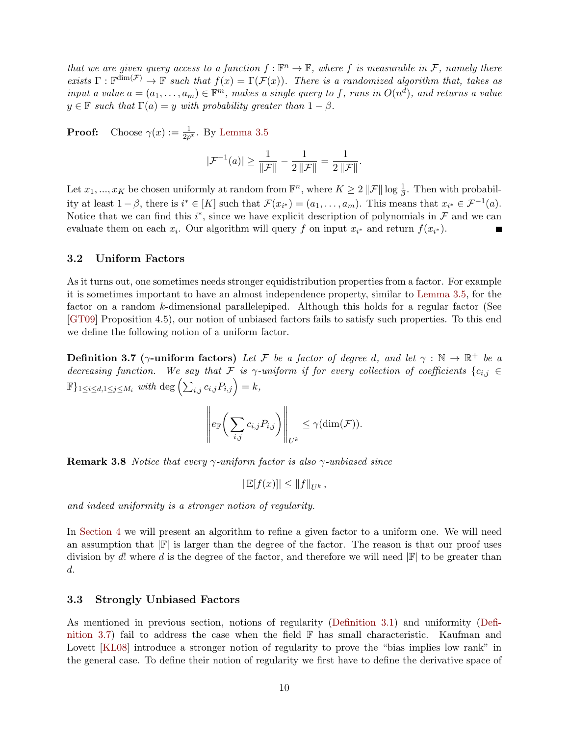*that we are given query access to a function $f : \mathbb{F}^n \to \mathbb{F}$, where $f$ is measurable in $\mathcal{F}$, namely there exists $\Gamma : \mathbb{F}^{\dim(\mathcal{F})} \to \mathbb{F}$ such that $f(x) = \Gamma(\mathcal{F}(x))$. There is a randomized algorithm that, takes as input a value $a = (a_1, \ldots, a_m) \in \mathbb{F}^m$, makes a single query to $f$, runs in $O(n^d)$, and returns a value $y \in \mathbb{F}$ such that $\Gamma(a) = y$ with probability greater than $1 - \beta$.*

**Proof:** Choose $\gamma(x) := \frac{1}{2p^x}$. By Lemma 3.5

$$|\mathcal{F}^{-1}(a)| \geq \frac{1}{\|\mathcal{F}\|} - \frac{1}{2\|\mathcal{F}\|} = \frac{1}{2\|\mathcal{F}\|}.$$

Let $x_1, ..., x_K$ be chosen uniformly at random from $\mathbb{F}^n$, where $K \geq 2\|\mathcal{F}\| \log \frac{1}{\beta}$. Then with probability at least $1-\beta$, there is $i^* \in [K]$ such that $\mathcal{F}(x_{i^*}) = (a_1, \ldots, a_m)$. This means that $x_{i^*} \in \mathcal{F}^{-1}(a)$. Notice that we can find this $i^*$, since we have explicit description of polynomials in $\mathcal{F}$ and we can evaluate them on each $x_i$. Our algorithm will query $f$ on input $x_{i^*}$ and return $f(x_{i^*})$. ∎

### 3.2 Uniform Factors

As it turns out, one sometimes needs stronger equidistribution properties from a factor. For example it is sometimes important to have an almost independence property, similar to Lemma 3.5, for the factor on a random $k$-dimensional parallelepiped. Although this holds for a regular factor (See [GT09] Proposition 4.5), our notion of unbiased factors fails to satisfy such properties. To this end we define the following notion of a uniform factor.

**Definition 3.7 ($\gamma$-uniform factors)** *Let $\mathcal{F}$ be a factor of degree $d$, and let $\gamma : \mathbb{N} \to \mathbb{R}^+$ be a decreasing function. We say that $\mathcal{F}$ is $\gamma$-uniform if for every collection of coefficients $\{c_{i,j} \in \mathbb{F}\}_{1 \leq i \leq d, 1 \leq j \leq M_i}$ with $\deg\left(\sum_{i,j} c_{i,j} P_{i,j}\right) = k$,*

$$\left\| e_{\mathbb{F}}\left(\sum_{i,j} c_{i,j} P_{i,j}\right) \right\|_{U^k} \leq \gamma(\dim(\mathcal{F})).$$

**Remark 3.8** *Notice that every $\gamma$-uniform factor is also $\gamma$-unbiased since*

$$|\mathbb{E}[f(x)]| \leq \|f\|_{U^k},$$

*and indeed uniformity is a stronger notion of regularity.*

In Section 4 we will present an algorithm to refine a given factor to a uniform one. We will need an assumption that $|\mathbb{F}|$ is larger than the degree of the factor. The reason is that our proof uses division by $d!$ where $d$ is the degree of the factor, and therefore we will need $|\mathbb{F}|$ to be greater than $d$.

### 3.3 Strongly Unbiased Factors

As mentioned in previous section, notions of regularity (Definition 3.1) and uniformity (Definition 3.7) fail to address the case when the field $\mathbb{F}$ has small characteristic. Kaufman and Lovett [KL08] introduce a stronger notion of regularity to prove the "bias implies low rank" in the general case. To define their notion of regularity we first have to define the derivative space of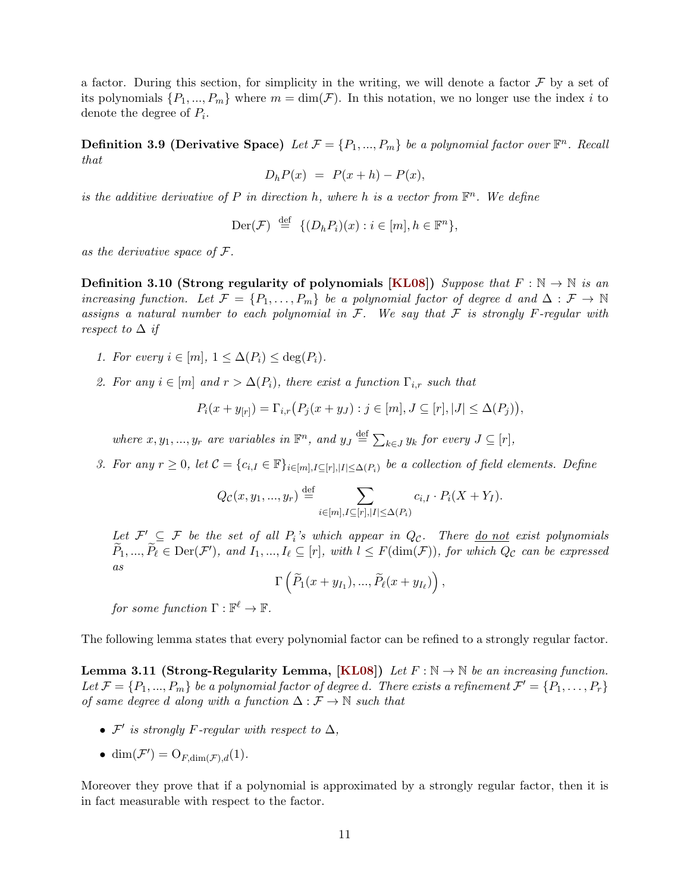a factor. During this section, for simplicity in the writing, we will denote a factor $\mathcal{F}$ by a set of its polynomials $\{P_1, ..., P_m\}$ where $m = \dim(\mathcal{F})$. In this notation, we no longer use the index $i$ to denote the degree of $P_i$.

**Definition 3.9 (Derivative Space)** *Let $\mathcal{F} = \{P_1, ..., P_m\}$ be a polynomial factor over $\mathbb{F}^n$. Recall that*

$$D_h P(x) \;=\; P(x+h) - P(x),$$

*is the additive derivative of $P$ in direction $h$, where $h$ is a vector from $\mathbb{F}^n$. We define*

$$\mathrm{Der}(\mathcal{F}) \;\stackrel{\text{def}}{=}\; \{(D_h P_i)(x) : i \in [m], h \in \mathbb{F}^n\},$$

*as the derivative space of $\mathcal{F}$.*

**Definition 3.10 (Strong regularity of polynomials [KL08])** *Suppose that $F : \mathbb{N} \to \mathbb{N}$ is an increasing function. Let $\mathcal{F} = \{P_1, \ldots, P_m\}$ be a polynomial factor of degree $d$ and $\Delta : \mathcal{F} \to \mathbb{N}$ assigns a natural number to each polynomial in $\mathcal{F}$. We say that $\mathcal{F}$ is strongly $F$-regular with respect to $\Delta$ if*

1. *For every $i \in [m]$, $1 \le \Delta(P_i) \le \deg(P_i)$.*
2. *For any $i \in [m]$ and $r > \Delta(P_i)$, there exist a function $\Gamma_{i,r}$ such that*

$$P_i(x + y_{[r]}) = \Gamma_{i,r}\big(P_j(x + y_J) : j \in [m], J \subseteq [r], |J| \le \Delta(P_j)\big),$$

   *where $x, y_1, ..., y_r$ are variables in $\mathbb{F}^n$, and $y_J \stackrel{\text{def}}{=} \sum_{k \in J} y_k$ for every $J \subseteq [r]$,*

3. *For any $r \ge 0$, let $\mathcal{C} = \{c_{i,I} \in \mathbb{F}\}_{i \in [m], I \subseteq [r], |I| \le \Delta(P_i)}$ be a collection of field elements. Define*

$$Q_{\mathcal{C}}(x, y_1, ..., y_r) \stackrel{\text{def}}{=} \sum_{i \in [m], I \subseteq [r], |I| \le \Delta(P_i)} c_{i,I} \cdot P_i(X + Y_I).$$

   *Let $\mathcal{F}' \subseteq \mathcal{F}$ be the set of all $P_i$'s which appear in $Q_{\mathcal{C}}$. There do not exist polynomials $\widetilde{P}_1, ..., \widetilde{P}_\ell \in \mathrm{Der}(\mathcal{F}')$, and $I_1, ..., I_\ell \subseteq [r]$, with $l \le F(\dim(\mathcal{F}))$, for which $Q_{\mathcal{C}}$ can be expressed as*

$$\Gamma\left(\widetilde{P}_1(x + y_{I_1}), ..., \widetilde{P}_\ell(x + y_{I_\ell})\right),$$

   *for some function $\Gamma : \mathbb{F}^\ell \to \mathbb{F}$.*

The following lemma states that every polynomial factor can be refined to a strongly regular factor.

**Lemma 3.11 (Strong-Regularity Lemma, [KL08])** *Let $F : \mathbb{N} \to \mathbb{N}$ be an increasing function. Let $\mathcal{F} = \{P_1, ..., P_m\}$ be a polynomial factor of degree $d$. There exists a refinement $\mathcal{F}' = \{P_1, \ldots, P_r\}$ of same degree $d$ along with a function $\Delta : \mathcal{F} \to \mathbb{N}$ such that*

- *$\mathcal{F}'$ is strongly $F$-regular with respect to $\Delta$,*
- *$\dim(\mathcal{F}') = \mathrm{O}_{F, \dim(\mathcal{F}), d}(1)$.*

Moreover they prove that if a polynomial is approximated by a strongly regular factor, then it is in fact measurable with respect to the factor.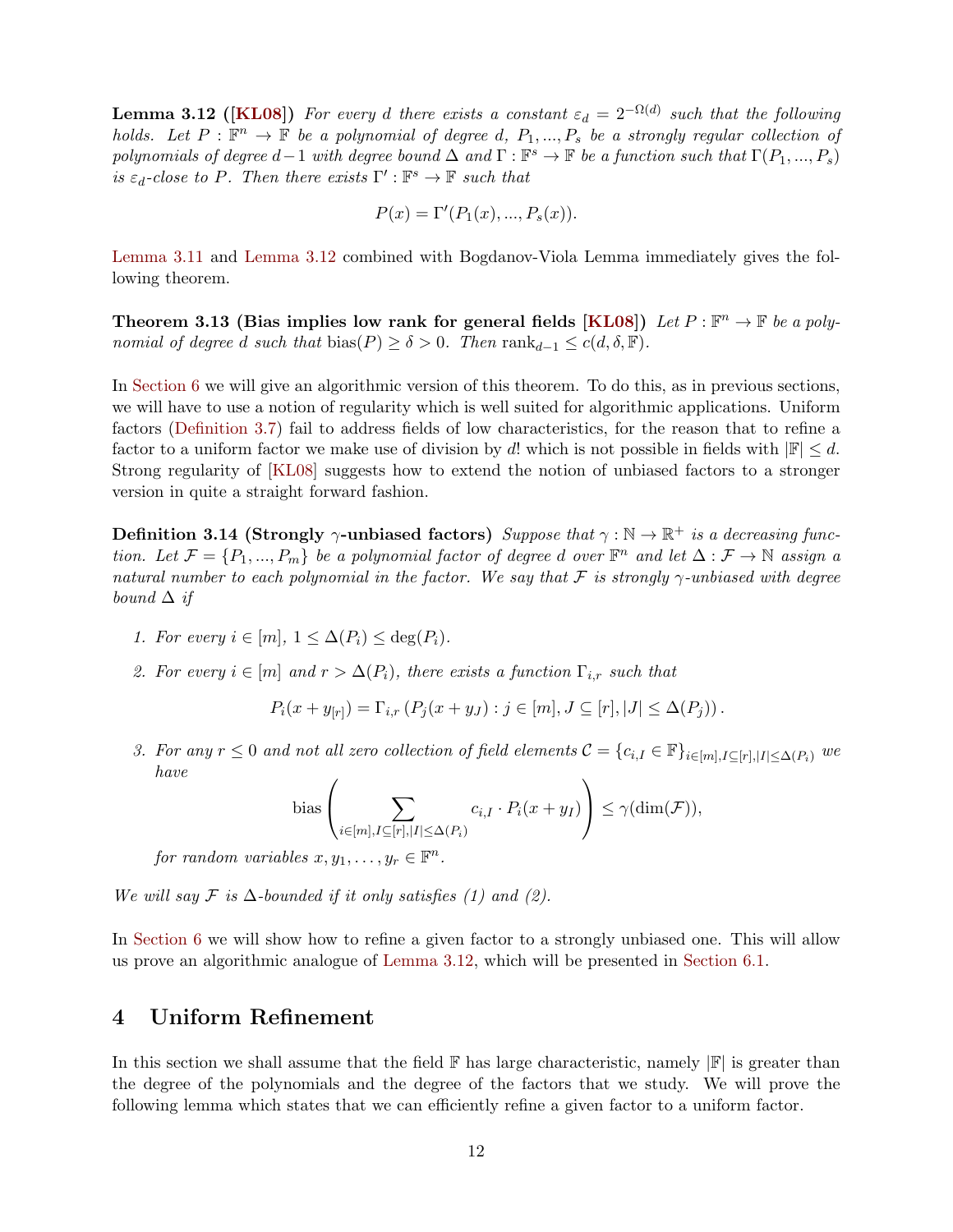**Lemma 3.12 ([KL08])** *For every $d$ there exists a constant $\varepsilon_d = 2^{-\Omega(d)}$ such that the following holds. Let $P : \mathbb{F}^n \to \mathbb{F}$ be a polynomial of degree $d$, $P_1, ..., P_s$ be a strongly regular collection of polynomials of degree $d-1$ with degree bound $\Delta$ and $\Gamma : \mathbb{F}^s \to \mathbb{F}$ be a function such that $\Gamma(P_1, ..., P_s)$ is $\varepsilon_d$-close to $P$. Then there exists $\Gamma' : \mathbb{F}^s \to \mathbb{F}$ such that*

$$P(x) = \Gamma'(P_1(x), ..., P_s(x)).$$

Lemma 3.11 and Lemma 3.12 combined with Bogdanov-Viola Lemma immediately gives the following theorem.

**Theorem 3.13 (Bias implies low rank for general fields [KL08])** *Let $P : \mathbb{F}^n \to \mathbb{F}$ be a polynomial of degree $d$ such that $\text{bias}(P) \geq \delta > 0$. Then $\text{rank}_{d-1} \leq c(d, \delta, \mathbb{F})$.*

In Section 6 we will give an algorithmic version of this theorem. To do this, as in previous sections, we will have to use a notion of regularity which is well suited for algorithmic applications. Uniform factors (Definition 3.7) fail to address fields of low characteristics, for the reason that to refine a factor to a uniform factor we make use of division by $d!$ which is not possible in fields with $|\mathbb{F}| \leq d$. Strong regularity of [KL08] suggests how to extend the notion of unbiased factors to a stronger version in quite a straight forward fashion.

**Definition 3.14 (Strongly $\gamma$-unbiased factors)** *Suppose that $\gamma : \mathbb{N} \to \mathbb{R}^+$ is a decreasing function. Let $\mathcal{F} = \{P_1, ..., P_m\}$ be a polynomial factor of degree $d$ over $\mathbb{F}^n$ and let $\Delta : \mathcal{F} \to \mathbb{N}$ assign a natural number to each polynomial in the factor. We say that $\mathcal{F}$ is strongly $\gamma$-unbiased with degree bound $\Delta$ if*

1. *For every $i \in [m]$, $1 \leq \Delta(P_i) \leq \deg(P_i)$.*
2. *For every $i \in [m]$ and $r > \Delta(P_i)$, there exists a function $\Gamma_{i,r}$ such that*
$$P_i(x + y_{[r]}) = \Gamma_{i,r}\left(P_j(x + y_J) : j \in [m], J \subseteq [r], |J| \leq \Delta(P_j)\right).$$
3. *For any $r \leq 0$ and not all zero collection of field elements $\mathcal{C} = \{c_{i,I} \in \mathbb{F}\}_{i \in [m], I \subseteq [r], |I| \leq \Delta(P_i)}$ we have*
$$\text{bias}\left(\sum_{i \in [m], I \subseteq [r], |I| \leq \Delta(P_i)} c_{i,I} \cdot P_i(x + y_I)\right) \leq \gamma(\dim(\mathcal{F})),$$
*for random variables $x, y_1, \ldots, y_r \in \mathbb{F}^n$.*

*We will say $\mathcal{F}$ is $\Delta$-bounded if it only satisfies (1) and (2).*

In Section 6 we will show how to refine a given factor to a strongly unbiased one. This will allow us prove an algorithmic analogue of Lemma 3.12, which will be presented in Section 6.1.

# 4 Uniform Refinement

In this section we shall assume that the field $\mathbb{F}$ has large characteristic, namely $|\mathbb{F}|$ is greater than the degree of the polynomials and the degree of the factors that we study. We will prove the following lemma which states that we can efficiently refine a given factor to a uniform factor.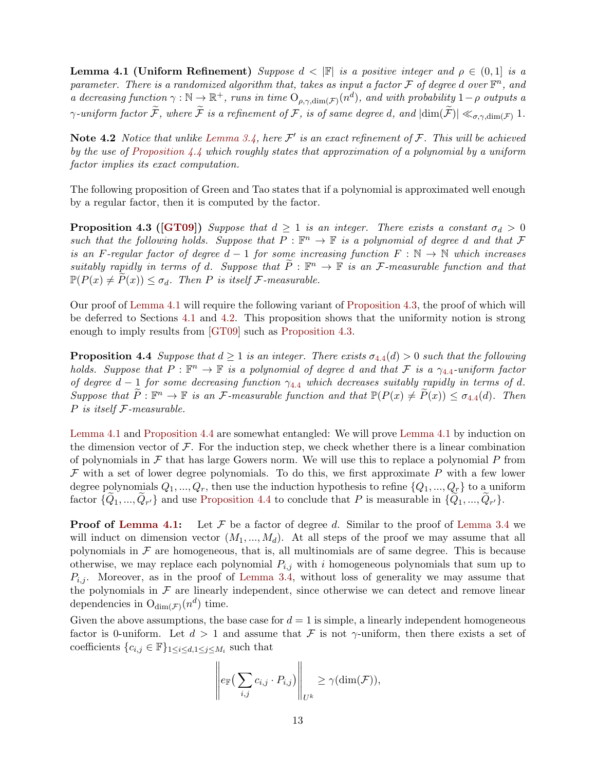**Lemma 4.1 (Uniform Refinement)** *Suppose $d < |\mathbb{F}|$ is a positive integer and $\rho \in (0,1]$ is a parameter. There is a randomized algorithm that, takes as input a factor $\mathcal{F}$ of degree $d$ over $\mathbb{F}^n$, and a decreasing function $\gamma : \mathbb{N} \to \mathbb{R}^+$, runs in time $\mathrm{O}_{\rho,\gamma,\dim(\mathcal{F})}(n^d)$, and with probability $1-\rho$ outputs a $\gamma$-uniform factor $\widetilde{\mathcal{F}}$, where $\widetilde{\mathcal{F}}$ is a refinement of $\mathcal{F}$, is of same degree $d$, and $|\dim(\widetilde{\mathcal{F}})| \ll_{\sigma,\gamma,\dim(\mathcal{F})} 1$.*

**Note 4.2** *Notice that unlike Lemma 3.4, here $\mathcal{F}'$ is an exact refinement of $\mathcal{F}$. This will be achieved by the use of Proposition 4.4 which roughly states that approximation of a polynomial by a uniform factor implies its exact computation.*

The following proposition of Green and Tao states that if a polynomial is approximated well enough by a regular factor, then it is computed by the factor.

**Proposition 4.3 ([GT09])** *Suppose that $d \geq 1$ is an integer. There exists a constant $\sigma_d > 0$ such that the following holds. Suppose that $P : \mathbb{F}^n \to \mathbb{F}$ is a polynomial of degree $d$ and that $\mathcal{F}$ is an $F$-regular factor of degree $d-1$ for some increasing function $F : \mathbb{N} \to \mathbb{N}$ which increases suitably rapidly in terms of $d$. Suppose that $\widetilde{P} : \mathbb{F}^n \to \mathbb{F}$ is an $\mathcal{F}$-measurable function and that $\mathbb{P}(P(x) \neq \widetilde{P}(x)) \leq \sigma_d$. Then $P$ is itself $\mathcal{F}$-measurable.*

Our proof of Lemma 4.1 will require the following variant of Proposition 4.3, the proof of which will be deferred to Sections 4.1 and 4.2. This proposition shows that the uniformity notion is strong enough to imply results from [GT09] such as Proposition 4.3.

**Proposition 4.4** *Suppose that $d \geq 1$ is an integer. There exists $\sigma_{4.4}(d) > 0$ such that the following holds. Suppose that $P : \mathbb{F}^n \to \mathbb{F}$ is a polynomial of degree $d$ and that $\mathcal{F}$ is a $\gamma_{4.4}$-uniform factor of degree $d-1$ for some decreasing function $\gamma_{4.4}$ which decreases suitably rapidly in terms of $d$. Suppose that $\widetilde{P} : \mathbb{F}^n \to \mathbb{F}$ is an $\mathcal{F}$-measurable function and that $\mathbb{P}(P(x) \neq \widetilde{P}(x)) \leq \sigma_{4.4}(d)$. Then $P$ is itself $\mathcal{F}$-measurable.*

Lemma 4.1 and Proposition 4.4 are somewhat entangled: We will prove Lemma 4.1 by induction on the dimension vector of $\mathcal{F}$. For the induction step, we check whether there is a linear combination of polynomials in $\mathcal{F}$ that has large Gowers norm. We will use this to replace a polynomial $P$ from $\mathcal{F}$ with a set of lower degree polynomials. To do this, we first approximate $P$ with a few lower degree polynomials $Q_1, ..., Q_r$, then use the induction hypothesis to refine $\{Q_1, ..., Q_r\}$ to a uniform factor $\{\widetilde{Q}_1, ..., \widetilde{Q}_{r'}\}$ and use Proposition 4.4 to conclude that $P$ is measurable in $\{\widetilde{Q}_1, ..., \widetilde{Q}_{r'}\}$.

**Proof of Lemma 4.1:** Let $\mathcal{F}$ be a factor of degree $d$. Similar to the proof of Lemma 3.4 we will induct on dimension vector $(M_1, ..., M_d)$. At all steps of the proof we may assume that all polynomials in $\mathcal{F}$ are homogeneous, that is, all multinomials are of same degree. This is because otherwise, we may replace each polynomial $P_{i,j}$ with $i$ homogeneous polynomials that sum up to $P_{i,j}$. Moreover, as in the proof of Lemma 3.4, without loss of generality we may assume that the polynomials in $\mathcal{F}$ are linearly independent, since otherwise we can detect and remove linear dependencies in $\mathrm{O}_{\dim(\mathcal{F})}(n^d)$ time.

Given the above assumptions, the base case for $d = 1$ is simple, a linearly independent homogeneous factor is 0-uniform. Let $d > 1$ and assume that $\mathcal{F}$ is not $\gamma$-uniform, then there exists a set of coefficients $\{c_{i,j} \in \mathbb{F}\}_{1 \leq i \leq d, 1 \leq j \leq M_i}$ such that

$$\left\| e_{\mathbb{F}}\Big(\sum_{i,j} c_{i,j} \cdot P_{i,j}\Big) \right\|_{U^k} \geq \gamma(\dim(\mathcal{F})),$$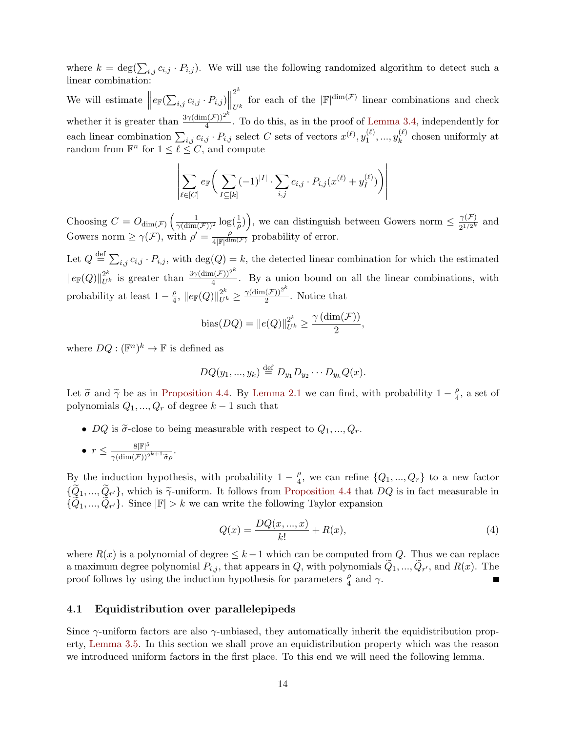where $k = \deg(\sum_{i,j} c_{i,j} \cdot P_{i,j})$. We will use the following randomized algorithm to detect such a linear combination:

We will estimate $\left\| e_{\mathbb{F}}(\sum_{i,j} c_{i,j} \cdot P_{i,j}) \right\|_{U^k}^{2^k}$ for each of the $|\mathbb{F}|^{\dim(\mathcal{F})}$ linear combinations and check whether it is greater than $\frac{3\gamma(\dim(\mathcal{F}))^{2^k}}{4}$. To do this, as in the proof of Lemma 3.4, independently for each linear combination $\sum_{i,j} c_{i,j} \cdot P_{i,j}$ select $C$ sets of vectors $x^{(\ell)}, y_1^{(\ell)}, ..., y_k^{(\ell)}$ chosen uniformly at random from $\mathbb{F}^n$ for $1 \le \ell \le C$, and compute

$$\left| \sum_{\ell \in [C]} e_{\mathbb{F}}\bigg( \sum_{I \subseteq [k]} (-1)^{|I|} \cdot \sum_{i,j} c_{i,j} \cdot P_{i,j}(x^{(\ell)} + y_I^{(\ell)}) \bigg) \right|$$

Choosing $C = O_{\dim(\mathcal{F})}\left( \frac{1}{\gamma(\dim(\mathcal{F}))^2} \log(\frac{1}{\rho}) \right)$, we can distinguish between Gowers norm $\le \frac{\gamma(\mathcal{F})}{2^{1/2^k}}$ and Gowers norm $\ge \gamma(\mathcal{F})$, with $\rho' = \frac{\rho}{4|\mathbb{F}|^{\dim(\mathcal{F})}}$ probability of error.

Let $Q \stackrel{\text{def}}{=} \sum_{i,j} c_{i,j} \cdot P_{i,j}$, with $\deg(Q) = k$, the detected linear combination for which the estimated $\|e_{\mathbb{F}}(Q)\|_{U^k}^{2^k}$ is greater than $\frac{3\gamma(\dim(\mathcal{F}))^{2^k}}{4}$. By a union bound on all the linear combinations, with probability at least $1 - \frac{\rho}{4}$, $\|e_{\mathbb{F}}(Q)\|_{U^k}^{2^k} \ge \frac{\gamma(\dim(\mathcal{F}))^{2^k}}{2}$. Notice that

$$\text{bias}(DQ) = \|e(Q)\|_{U^k}^{2^k} \ge \frac{\gamma\left(\dim(\mathcal{F})\right)}{2},$$

where $DQ : (\mathbb{F}^n)^k \to \mathbb{F}$ is defined as

$$DQ(y_1, ..., y_k) \stackrel{\text{def}}{=} D_{y_1} D_{y_2} \cdots D_{y_k} Q(x).$$

Let $\widetilde{\sigma}$ and $\widetilde{\gamma}$ be as in Proposition 4.4. By Lemma 2.1 we can find, with probability $1 - \frac{\rho}{4}$, a set of polynomials $Q_1, ..., Q_r$ of degree $k-1$ such that

- $DQ$ is $\widetilde{\sigma}$-close to being measurable with respect to $Q_1, ..., Q_r$.
- $r \le \frac{8|\mathbb{F}|^5}{\gamma(\dim(\mathcal{F}))^{2^{k+1}} \widetilde{\sigma} \rho}$.

By the induction hypothesis, with probability $1 - \frac{\rho}{4}$, we can refine $\{Q_1, ..., Q_r\}$ to a new factor $\{\widetilde{Q}_1, ..., \widetilde{Q}_{r'}\}$, which is $\widetilde{\gamma}$-uniform. It follows from Proposition 4.4 that $DQ$ is in fact measurable in $\{\widetilde{Q}_1, ..., \widetilde{Q}_{r'}\}$. Since $|\mathbb{F}| > k$ we can write the following Taylor expansion

$$Q(x) = \frac{DQ(x, ..., x)}{k!} + R(x), \tag{4}$$

where $R(x)$ is a polynomial of degree $\le k-1$ which can be computed from $Q$. Thus we can replace a maximum degree polynomial $P_{i,j}$, that appears in $Q$, with polynomials $\widetilde{Q}_1, ..., \widetilde{Q}_{r'}$, and $R(x)$. The proof follows by using the induction hypothesis for parameters $\frac{\rho}{4}$ and $\gamma$. ■

### 4.1 Equidistribution over parallelepipeds

Since $\gamma$-uniform factors are also $\gamma$-unbiased, they automatically inherit the equidistribution property, Lemma 3.5. In this section we shall prove an equidistribution property which was the reason we introduced uniform factors in the first place. To this end we will need the following lemma.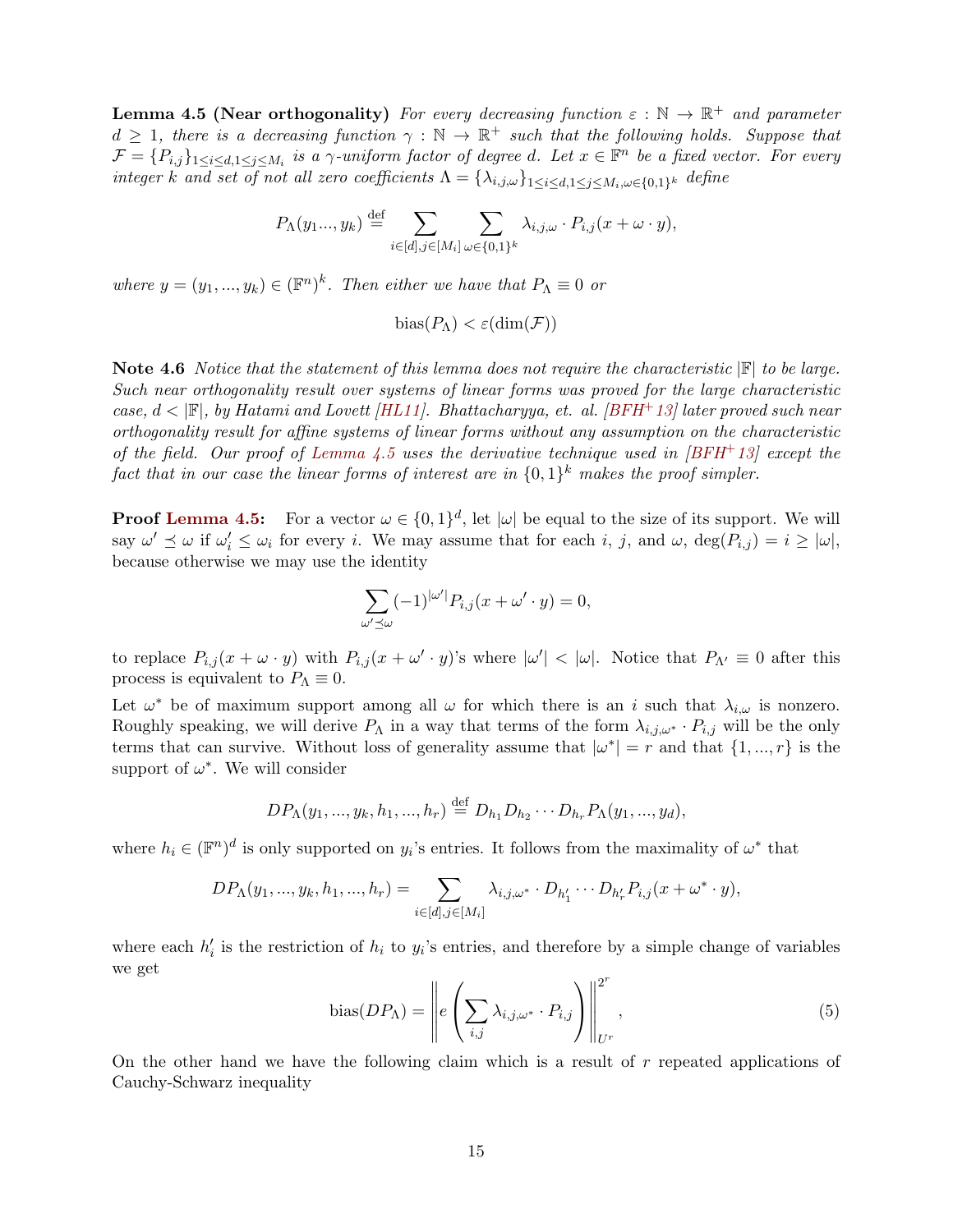**Lemma 4.5 (Near orthogonality)** *For every decreasing function $\varepsilon : \mathbb{N} \to \mathbb{R}^+$ and parameter $d \geq 1$, there is a decreasing function $\gamma : \mathbb{N} \to \mathbb{R}^+$ such that the following holds. Suppose that $\mathcal{F} = \{P_{i,j}\}_{1 \leq i \leq d, 1 \leq j \leq M_i}$ is a $\gamma$-uniform factor of degree $d$. Let $x \in \mathbb{F}^n$ be a fixed vector. For every integer $k$ and set of not all zero coefficients $\Lambda = \{\lambda_{i,j,\omega}\}_{1 \leq i \leq d, 1 \leq j \leq M_i, \omega \in \{0,1\}^k}$ define*

$$P_\Lambda(y_1..., y_k) \stackrel{\text{def}}{=} \sum_{i \in [d], j \in [M_i]} \sum_{\omega \in \{0,1\}^k} \lambda_{i,j,\omega} \cdot P_{i,j}(x + \omega \cdot y),$$

*where $y = (y_1, ..., y_k) \in (\mathbb{F}^n)^k$. Then either we have that $P_\Lambda \equiv 0$ or*

$$\text{bias}(P_\Lambda) < \varepsilon(\dim(\mathcal{F}))$$

**Note 4.6** *Notice that the statement of this lemma does not require the characteristic $|\mathbb{F}|$ to be large. Such near orthogonality result over systems of linear forms was proved for the large characteristic case, $d < |\mathbb{F}|$, by Hatami and Lovett [HL11]. Bhattacharyya, et. al. [BFH+13] later proved such near orthogonality result for affine systems of linear forms without any assumption on the characteristic of the field. Our proof of Lemma 4.5 uses the derivative technique used in [BFH+13] except the fact that in our case the linear forms of interest are in $\{0,1\}^k$ makes the proof simpler.*

**Proof Lemma 4.5:** For a vector $\omega \in \{0,1\}^d$, let $|\omega|$ be equal to the size of its support. We will say $\omega' \preceq \omega$ if $\omega'_i \leq \omega_i$ for every $i$. We may assume that for each $i$, $j$, and $\omega$, $\deg(P_{i,j}) = i \geq |\omega|$, because otherwise we may use the identity

$$\sum_{\omega' \preceq \omega} (-1)^{|\omega'|} P_{i,j}(x + \omega' \cdot y) = 0,$$

to replace $P_{i,j}(x + \omega \cdot y)$ with $P_{i,j}(x + \omega' \cdot y)$'s where $|\omega'| < |\omega|$. Notice that $P_{\Lambda'} \equiv 0$ after this process is equivalent to $P_\Lambda \equiv 0$.

Let $\omega^*$ be of maximum support among all $\omega$ for which there is an $i$ such that $\lambda_{i,\omega}$ is nonzero. Roughly speaking, we will derive $P_\Lambda$ in a way that terms of the form $\lambda_{i,j,\omega^*} \cdot P_{i,j}$ will be the only terms that can survive. Without loss of generality assume that $|\omega^*| = r$ and that $\{1, ..., r\}$ is the support of $\omega^*$. We will consider

$$DP_\Lambda(y_1, ..., y_k, h_1, ..., h_r) \stackrel{\text{def}}{=} D_{h_1} D_{h_2} \cdots D_{h_r} P_\Lambda(y_1, ..., y_d),$$

where $h_i \in (\mathbb{F}^n)^d$ is only supported on $y_i$'s entries. It follows from the maximality of $\omega^*$ that

$$DP_\Lambda(y_1, ..., y_k, h_1, ..., h_r) = \sum_{i \in [d], j \in [M_i]} \lambda_{i,j,\omega^*} \cdot D_{h'_1} \cdots D_{h'_r} P_{i,j}(x + \omega^* \cdot y),$$

where each $h'_i$ is the restriction of $h_i$ to $y_i$'s entries, and therefore by a simple change of variables we get

$$\text{bias}(DP_\Lambda) = \left\| e\left( \sum_{i,j} \lambda_{i,j,\omega^*} \cdot P_{i,j} \right) \right\|_{U^r}^{2^r}, \tag{5}$$

On the other hand we have the following claim which is a result of $r$ repeated applications of Cauchy-Schwarz inequality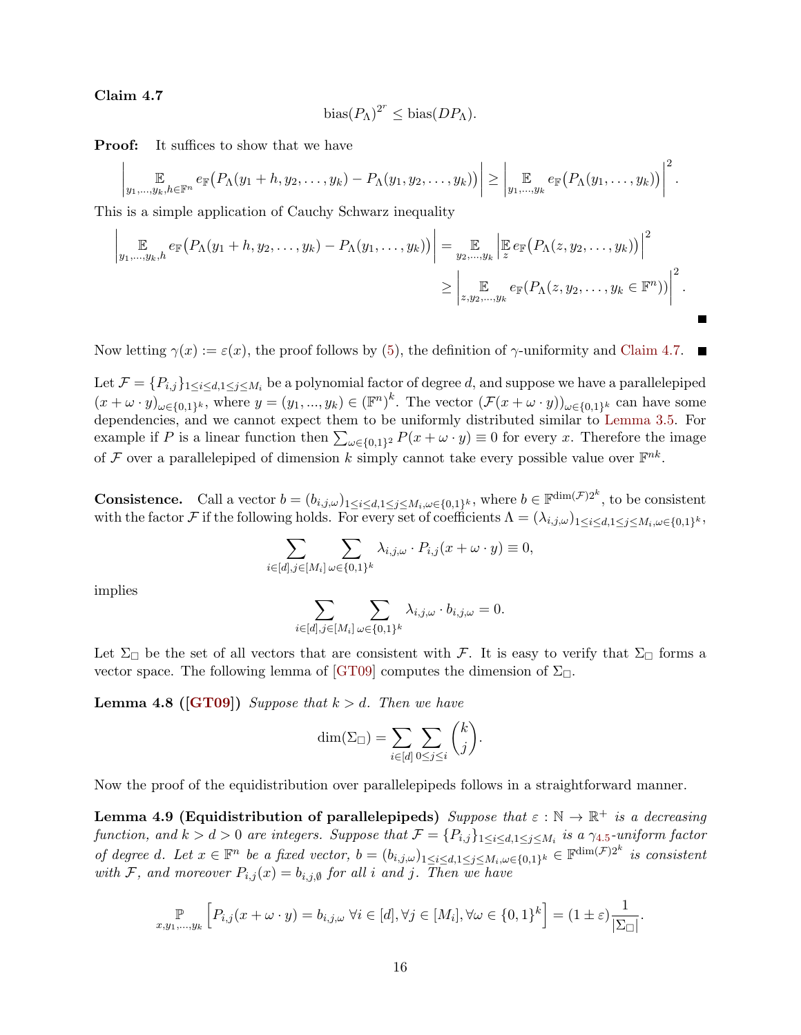**Claim 4.7**

$$\text{bias}(P_\Lambda)^{2^r} \leq \text{bias}(DP_\Lambda).$$

**Proof:** It suffices to show that we have

$$\left|\mathop{\mathbb{E}}_{y_1,\ldots,y_k,h\in\mathbb{F}^n} e_{\mathbb{F}}\big(P_\Lambda(y_1+h,y_2,\ldots,y_k) - P_\Lambda(y_1,y_2,\ldots,y_k)\big)\right| \geq \left|\mathop{\mathbb{E}}_{y_1,\ldots,y_k} e_{\mathbb{F}}\big(P_\Lambda(y_1,\ldots,y_k)\big)\right|^2.$$

This is a simple application of Cauchy Schwarz inequality

$$\begin{aligned}\left|\mathop{\mathbb{E}}_{y_1,\ldots,y_k,h} e_{\mathbb{F}}\big(P_\Lambda(y_1+h,y_2,\ldots,y_k) - P_\Lambda(y_1,\ldots,y_k)\big)\right| &= \mathop{\mathbb{E}}_{y_2,\ldots,y_k}\left|\mathop{\mathbb{E}}_{z} e_{\mathbb{F}}\big(P_\Lambda(z,y_2,\ldots,y_k)\big)\right|^2 \\ &\geq \left|\mathop{\mathbb{E}}_{z,y_2,\ldots,y_k} e_{\mathbb{F}}(P_\Lambda(z,y_2,\ldots,y_k\in\mathbb{F}^n))\right|^2.\end{aligned}$$

■

Now letting $\gamma(x) := \varepsilon(x)$, the proof follows by (5), the definition of $\gamma$-uniformity and Claim 4.7. ■

Let $\mathcal{F} = \{P_{i,j}\}_{1\leq i\leq d, 1\leq j\leq M_i}$ be a polynomial factor of degree $d$, and suppose we have a parallelepiped $(x+\omega\cdot y)_{\omega\in\{0,1\}^k}$, where $y=(y_1,\ldots,y_k)\in(\mathbb{F}^n)^k$. The vector $(\mathcal{F}(x+\omega\cdot y))_{\omega\in\{0,1\}^k}$ can have some dependencies, and we cannot expect them to be uniformly distributed similar to Lemma 3.5. For example if $P$ is a linear function then $\sum_{\omega\in\{0,1\}^2} P(x+\omega\cdot y)\equiv 0$ for every $x$. Therefore the image of $\mathcal{F}$ over a parallelepiped of dimension $k$ simply cannot take every possible value over $\mathbb{F}^{nk}$.

**Consistence.** Call a vector $b = (b_{i,j,\omega})_{1\leq i\leq d,1\leq j\leq M_i,\omega\in\{0,1\}^k}$, where $b\in\mathbb{F}^{\dim(\mathcal{F})2^k}$, to be consistent with the factor $\mathcal{F}$ if the following holds. For every set of coefficients $\Lambda = (\lambda_{i,j,\omega})_{1\leq i\leq d,1\leq j\leq M_i,\omega\in\{0,1\}^k}$,

$$\sum_{i\in[d],j\in[M_i]}\sum_{\omega\in\{0,1\}^k}\lambda_{i,j,\omega}\cdot P_{i,j}(x+\omega\cdot y)\equiv 0,$$

implies

$$\sum_{i\in[d],j\in[M_i]}\sum_{\omega\in\{0,1\}^k}\lambda_{i,j,\omega}\cdot b_{i,j,\omega} = 0.$$

Let $\Sigma_\square$ be the set of all vectors that are consistent with $\mathcal{F}$. It is easy to verify that $\Sigma_\square$ forms a vector space. The following lemma of [GT09] computes the dimension of $\Sigma_\square$.

**Lemma 4.8 ([GT09])** *Suppose that $k>d$. Then we have*

$$\dim(\Sigma_\square) = \sum_{i\in[d]}\sum_{0\leq j\leq i}\binom{k}{j}.$$

Now the proof of the equidistribution over parallelepipeds follows in a straightforward manner.

**Lemma 4.9 (Equidistribution of parallelepipeds)** *Suppose that $\varepsilon:\mathbb{N}\to\mathbb{R}^+$ is a decreasing function, and $k>d>0$ are integers. Suppose that $\mathcal{F}=\{P_{i,j}\}_{1\leq i\leq d,1\leq j\leq M_i}$ is a $\gamma_{4.5}$-uniform factor of degree $d$. Let $x\in\mathbb{F}^n$ be a fixed vector, $b=(b_{i,j,\omega})_{1\leq i\leq d,1\leq j\leq M_i,\omega\in\{0,1\}^k}\in\mathbb{F}^{\dim(\mathcal{F})2^k}$ is consistent with $\mathcal{F}$, and moreover $P_{i,j}(x)=b_{i,j,\emptyset}$ for all $i$ and $j$. Then we have*

$$\mathop{\mathbb{P}}_{x,y_1,\ldots,y_k}\Big[P_{i,j}(x+\omega\cdot y) = b_{i,j,\omega}\ \forall i\in[d],\forall j\in[M_i],\forall\omega\in\{0,1\}^k\Big] = (1\pm\varepsilon)\frac{1}{|\Sigma_\square|}.$$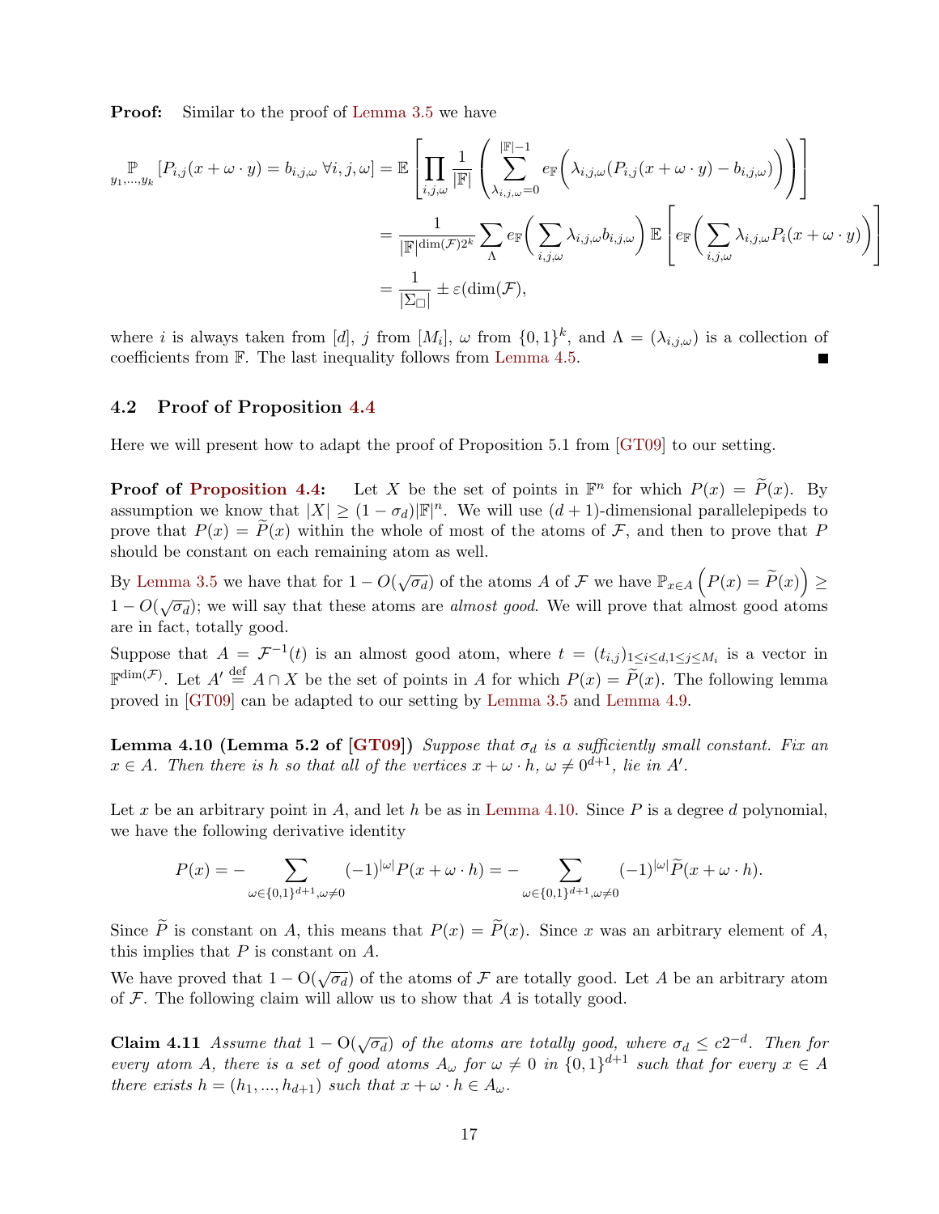**Proof:** Similar to the proof of Lemma 3.5 we have

$$\begin{aligned}
\mathbb{P}_{y_1,\dots,y_k}\left[P_{i,j}(x+\omega\cdot y)=b_{i,j,\omega}\ \forall i,j,\omega\right] &= \mathbb{E}\left[\prod_{i,j,\omega}\frac{1}{|\mathbb{F}|}\left(\sum_{\lambda_{i,j,\omega}=0}^{|\mathbb{F}|-1} e_{\mathbb{F}}\Big(\lambda_{i,j,\omega}(P_{i,j}(x+\omega\cdot y)-b_{i,j,\omega})\Big)\right)\right] \\
&= \frac{1}{|\mathbb{F}|^{\dim(\mathcal{F})2^k}}\sum_{\Lambda} e_{\mathbb{F}}\Big(\sum_{i,j,\omega}\lambda_{i,j,\omega}b_{i,j,\omega}\Big)\,\mathbb{E}\left[e_{\mathbb{F}}\Big(\sum_{i,j,\omega}\lambda_{i,j,\omega}P_i(x+\omega\cdot y)\Big)\right] \\
&= \frac{1}{|\Sigma_{\square}|} \pm \varepsilon(\dim(\mathcal{F})),
\end{aligned}$$

where $i$ is always taken from $[d]$, $j$ from $[M_i]$, $\omega$ from $\{0,1\}^k$, and $\Lambda = (\lambda_{i,j,\omega})$ is a collection of coefficients from $\mathbb{F}$. The last inequality follows from Lemma 4.5. ■

## 4.2 Proof of Proposition 4.4

Here we will present how to adapt the proof of Proposition 5.1 from [GT09] to our setting.

**Proof of Proposition 4.4:** Let $X$ be the set of points in $\mathbb{F}^n$ for which $P(x) = \widetilde{P}(x)$. By assumption we know that $|X| \geq (1-\sigma_d)|\mathbb{F}|^n$. We will use $(d+1)$-dimensional parallelepipeds to prove that $P(x) = \widetilde{P}(x)$ within the whole of most of the atoms of $\mathcal{F}$, and then to prove that $P$ should be constant on each remaining atom as well.

By Lemma 3.5 we have that for $1 - O(\sqrt{\sigma_d})$ of the atoms $A$ of $\mathcal{F}$ we have $\mathbb{P}_{x\in A}\left(P(x) = \widetilde{P}(x)\right) \geq 1 - O(\sqrt{\sigma_d})$; we will say that these atoms are *almost good*. We will prove that almost good atoms are in fact, totally good.

Suppose that $A = \mathcal{F}^{-1}(t)$ is an almost good atom, where $t = (t_{i,j})_{1\leq i\leq d, 1\leq j\leq M_i}$ is a vector in $\mathbb{F}^{\dim(\mathcal{F})}$. Let $A' \stackrel{\text{def}}{=} A \cap X$ be the set of points in $A$ for which $P(x) = \widetilde{P}(x)$. The following lemma proved in [GT09] can be adapted to our setting by Lemma 3.5 and Lemma 4.9.

**Lemma 4.10 (Lemma 5.2 of [GT09])** *Suppose that $\sigma_d$ is a sufficiently small constant. Fix an $x \in A$. Then there is $h$ so that all of the vertices $x + \omega\cdot h$, $\omega \neq 0^{d+1}$, lie in $A'$.*

Let $x$ be an arbitrary point in $A$, and let $h$ be as in Lemma 4.10. Since $P$ is a degree $d$ polynomial, we have the following derivative identity

$$P(x) = -\sum_{\omega\in\{0,1\}^{d+1},\omega\neq 0}(-1)^{|\omega|}P(x+\omega\cdot h) = -\sum_{\omega\in\{0,1\}^{d+1},\omega\neq 0}(-1)^{|\omega|}\widetilde{P}(x+\omega\cdot h).$$

Since $\widetilde{P}$ is constant on $A$, this means that $P(x) = \widetilde{P}(x)$. Since $x$ was an arbitrary element of $A$, this implies that $P$ is constant on $A$.

We have proved that $1 - \mathrm{O}(\sqrt{\sigma_d})$ of the atoms of $\mathcal{F}$ are totally good. Let $A$ be an arbitrary atom of $\mathcal{F}$. The following claim will allow us to show that $A$ is totally good.

**Claim 4.11** *Assume that $1 - \mathrm{O}(\sqrt{\sigma_d})$ of the atoms are totally good, where $\sigma_d \leq c2^{-d}$. Then for every atom $A$, there is a set of good atoms $A_\omega$ for $\omega \neq 0$ in $\{0,1\}^{d+1}$ such that for every $x \in A$ there exists $h = (h_1, ..., h_{d+1})$ such that $x + \omega\cdot h \in A_\omega$.*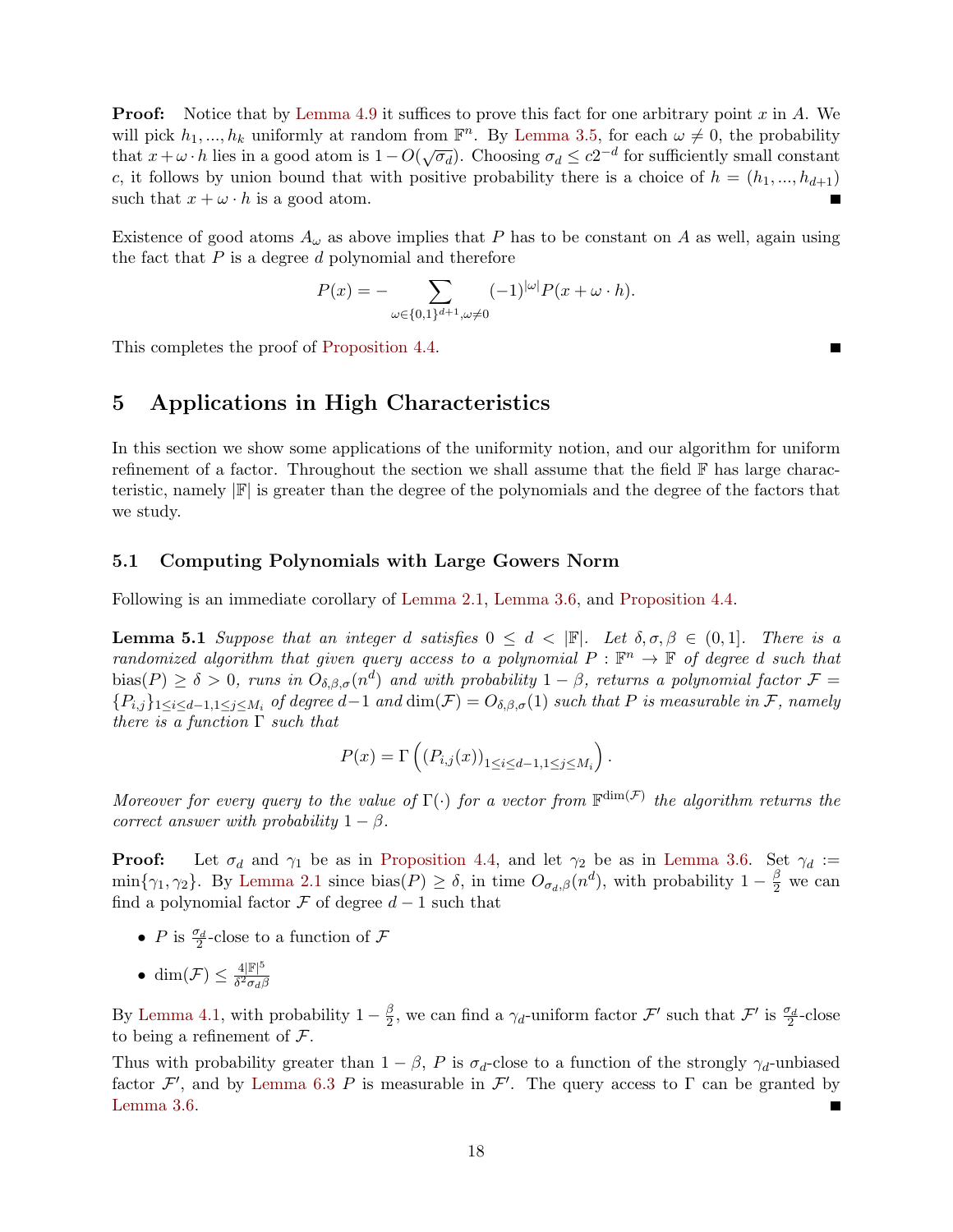**Proof:** Notice that by Lemma 4.9 it suffices to prove this fact for one arbitrary point $x$ in $A$. We will pick $h_1, ..., h_k$ uniformly at random from $\mathbb{F}^n$. By Lemma 3.5, for each $\omega \neq 0$, the probability that $x + \omega \cdot h$ lies in a good atom is $1 - O(\sqrt{\sigma_d})$. Choosing $\sigma_d \leq c2^{-d}$ for sufficiently small constant $c$, it follows by union bound that with positive probability there is a choice of $h = (h_1, ..., h_{d+1})$ such that $x + \omega \cdot h$ is a good atom. ∎

Existence of good atoms $A_\omega$ as above implies that $P$ has to be constant on $A$ as well, again using the fact that $P$ is a degree $d$ polynomial and therefore

$$P(x) = - \sum_{\omega \in \{0,1\}^{d+1}, \omega \neq 0} (-1)^{|\omega|} P(x + \omega \cdot h).$$

This completes the proof of Proposition 4.4. ∎

# 5 Applications in High Characteristics

In this section we show some applications of the uniformity notion, and our algorithm for uniform refinement of a factor. Throughout the section we shall assume that the field $\mathbb{F}$ has large characteristic, namely $|\mathbb{F}|$ is greater than the degree of the polynomials and the degree of the factors that we study.

## 5.1 Computing Polynomials with Large Gowers Norm

Following is an immediate corollary of Lemma 2.1, Lemma 3.6, and Proposition 4.4.

**Lemma 5.1** *Suppose that an integer $d$ satisfies $0 \leq d < |\mathbb{F}|$. Let $\delta, \sigma, \beta \in (0, 1]$. There is a randomized algorithm that given query access to a polynomial $P : \mathbb{F}^n \to \mathbb{F}$ of degree $d$ such that $\mathrm{bias}(P) \geq \delta > 0$, runs in $O_{\delta,\beta,\sigma}(n^d)$ and with probability $1 - \beta$, returns a polynomial factor $\mathcal{F} = \{P_{i,j}\}_{1 \leq i \leq d-1, 1 \leq j \leq M_i}$ of degree $d-1$ and $\dim(\mathcal{F}) = O_{\delta,\beta,\sigma}(1)$ such that $P$ is measurable in $\mathcal{F}$, namely there is a function $\Gamma$ such that*

$$P(x) = \Gamma\left((P_{i,j}(x))_{1 \leq i \leq d-1, 1 \leq j \leq M_i}\right).$$

*Moreover for every query to the value of $\Gamma(\cdot)$ for a vector from $\mathbb{F}^{\dim(\mathcal{F})}$ the algorithm returns the correct answer with probability $1 - \beta$.*

**Proof:** Let $\sigma_d$ and $\gamma_1$ be as in Proposition 4.4, and let $\gamma_2$ be as in Lemma 3.6. Set $\gamma_d := \min\{\gamma_1, \gamma_2\}$. By Lemma 2.1 since $\mathrm{bias}(P) \geq \delta$, in time $O_{\sigma_d,\beta}(n^d)$, with probability $1 - \frac{\beta}{2}$ we can find a polynomial factor $\mathcal{F}$ of degree $d - 1$ such that

- $P$ is $\frac{\sigma_d}{2}$-close to a function of $\mathcal{F}$
- $\dim(\mathcal{F}) \leq \frac{4|\mathbb{F}|^5}{\delta^2 \sigma_d \beta}$

By Lemma 4.1, with probability $1 - \frac{\beta}{2}$, we can find a $\gamma_d$-uniform factor $\mathcal{F}'$ such that $\mathcal{F}'$ is $\frac{\sigma_d}{2}$-close to being a refinement of $\mathcal{F}$.

Thus with probability greater than $1 - \beta$, $P$ is $\sigma_d$-close to a function of the strongly $\gamma_d$-unbiased factor $\mathcal{F}'$, and by Lemma 6.3 $P$ is measurable in $\mathcal{F}'$. The query access to $\Gamma$ can be granted by Lemma 3.6. ∎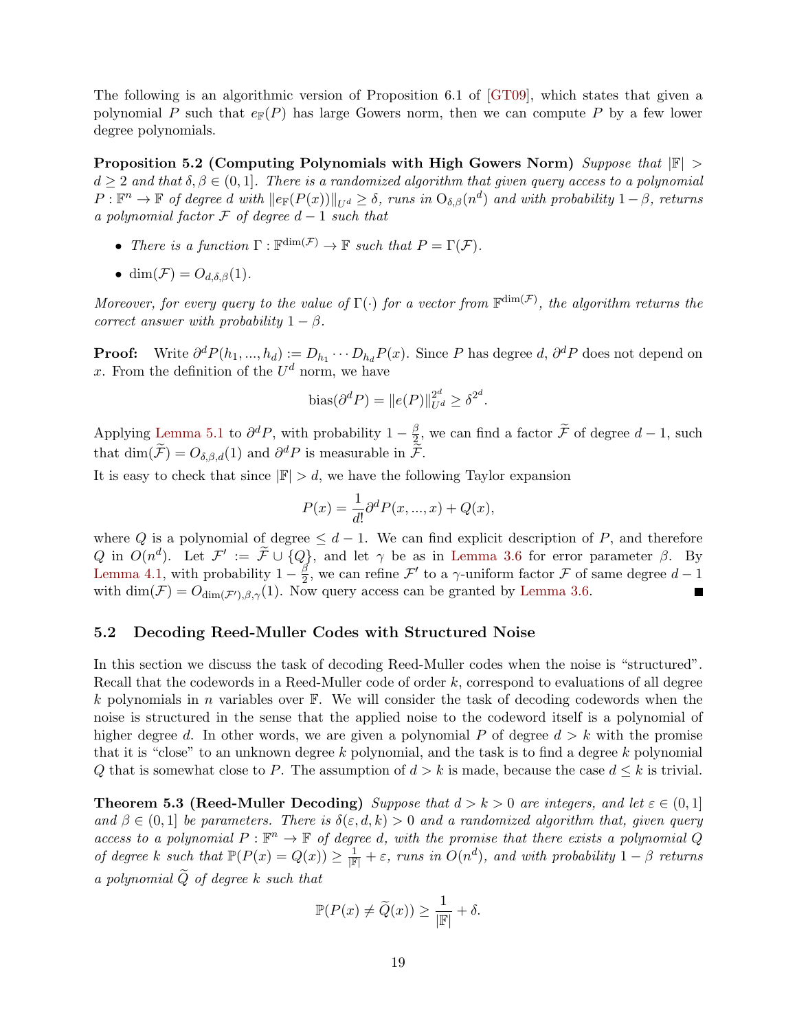The following is an algorithmic version of Proposition 6.1 of [GT09], which states that given a polynomial $P$ such that $e_{\mathbb{F}}(P)$ has large Gowers norm, then we can compute $P$ by a few lower degree polynomials.

**Proposition 5.2 (Computing Polynomials with High Gowers Norm)** *Suppose that $|\mathbb{F}| > d \geq 2$ and that $\delta, \beta \in (0,1]$. There is a randomized algorithm that given query access to a polynomial $P : \mathbb{F}^n \to \mathbb{F}$ of degree $d$ with $\|e_{\mathbb{F}}(P(x))\|_{U^d} \geq \delta$, runs in $\mathrm{O}_{\delta,\beta}(n^d)$ and with probability $1-\beta$, returns a polynomial factor $\mathcal{F}$ of degree $d-1$ such that*

- *There is a function $\Gamma : \mathbb{F}^{\dim(\mathcal{F})} \to \mathbb{F}$ such that $P = \Gamma(\mathcal{F})$.*
- *$\dim(\mathcal{F}) = O_{d,\delta,\beta}(1)$.*

*Moreover, for every query to the value of $\Gamma(\cdot)$ for a vector from $\mathbb{F}^{\dim(\mathcal{F})}$, the algorithm returns the correct answer with probability $1-\beta$.*

**Proof:** Write $\partial^d P(h_1, ..., h_d) := D_{h_1} \cdots D_{h_d} P(x)$. Since $P$ has degree $d$, $\partial^d P$ does not depend on $x$. From the definition of the $U^d$ norm, we have

$$\mathrm{bias}(\partial^d P) = \|e(P)\|_{U^d}^{2^d} \geq \delta^{2^d}.$$

Applying Lemma 5.1 to $\partial^d P$, with probability $1 - \frac{\beta}{2}$, we can find a factor $\widetilde{\mathcal{F}}$ of degree $d-1$, such that $\dim(\widetilde{\mathcal{F}}) = O_{\delta,\beta,d}(1)$ and $\partial^d P$ is measurable in $\widetilde{\mathcal{F}}$.

It is easy to check that since $|\mathbb{F}| > d$, we have the following Taylor expansion

$$P(x) = \frac{1}{d!}\partial^d P(x, ..., x) + Q(x),$$

where $Q$ is a polynomial of degree $\leq d-1$. We can find explicit description of $P$, and therefore $Q$ in $O(n^d)$. Let $\mathcal{F}' := \widetilde{\mathcal{F}} \cup \{Q\}$, and let $\gamma$ be as in Lemma 3.6 for error parameter $\beta$. By Lemma 4.1, with probability $1 - \frac{\beta}{2}$, we can refine $\mathcal{F}'$ to a $\gamma$-uniform factor $\mathcal{F}$ of same degree $d-1$ with $\dim(\mathcal{F}) = O_{\dim(\mathcal{F}'),\beta,\gamma}(1)$. Now query access can be granted by Lemma 3.6. ■

## 5.2 Decoding Reed-Muller Codes with Structured Noise

In this section we discuss the task of decoding Reed-Muller codes when the noise is "structured". Recall that the codewords in a Reed-Muller code of order $k$, correspond to evaluations of all degree $k$ polynomials in $n$ variables over $\mathbb{F}$. We will consider the task of decoding codewords when the noise is structured in the sense that the applied noise to the codeword itself is a polynomial of higher degree $d$. In other words, we are given a polynomial $P$ of degree $d > k$ with the promise that it is "close" to an unknown degree $k$ polynomial, and the task is to find a degree $k$ polynomial $Q$ that is somewhat close to $P$. The assumption of $d > k$ is made, because the case $d \leq k$ is trivial.

**Theorem 5.3 (Reed-Muller Decoding)** *Suppose that $d > k > 0$ are integers, and let $\varepsilon \in (0,1]$ and $\beta \in (0,1]$ be parameters. There is $\delta(\varepsilon, d, k) > 0$ and a randomized algorithm that, given query access to a polynomial $P : \mathbb{F}^n \to \mathbb{F}$ of degree $d$, with the promise that there exists a polynomial $Q$ of degree $k$ such that $\mathbb{P}(P(x) = Q(x)) \geq \frac{1}{|\mathbb{F}|} + \varepsilon$, runs in $O(n^d)$, and with probability $1-\beta$ returns a polynomial $\widetilde{Q}$ of degree $k$ such that*

$$\mathbb{P}(P(x) \neq \widetilde{Q}(x)) \geq \frac{1}{|\mathbb{F}|} + \delta.$$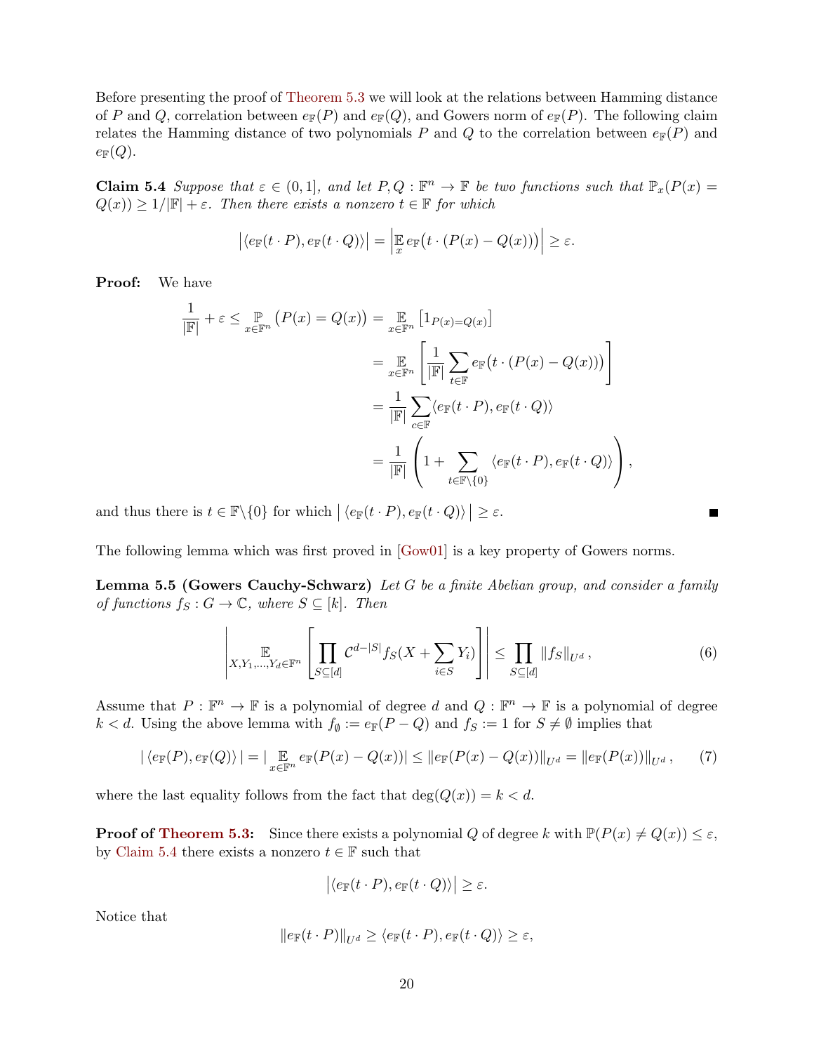Before presenting the proof of Theorem 5.3 we will look at the relations between Hamming distance of $P$ and $Q$, correlation between $e_{\mathbb{F}}(P)$ and $e_{\mathbb{F}}(Q)$, and Gowers norm of $e_{\mathbb{F}}(P)$. The following claim relates the Hamming distance of two polynomials $P$ and $Q$ to the correlation between $e_{\mathbb{F}}(P)$ and $e_{\mathbb{F}}(Q)$.

**Claim 5.4** *Suppose that $\varepsilon \in (0,1]$, and let $P, Q : \mathbb{F}^n \to \mathbb{F}$ be two functions such that $\mathbb{P}_x(P(x) = Q(x)) \geq 1/|\mathbb{F}| + \varepsilon$. Then there exists a nonzero $t \in \mathbb{F}$ for which*

$$\left|\langle e_{\mathbb{F}}(t \cdot P), e_{\mathbb{F}}(t \cdot Q)\rangle\right| = \left|\mathbb{E}_x e_{\mathbb{F}}\big(t \cdot (P(x) - Q(x))\big)\right| \geq \varepsilon.$$

**Proof:** We have

$$\begin{aligned}
\frac{1}{|\mathbb{F}|} + \varepsilon \leq \mathbb{P}_{x \in \mathbb{F}^n}\big(P(x) = Q(x)\big) &= \mathbb{E}_{x \in \mathbb{F}^n}\left[1_{P(x)=Q(x)}\right] \\
&= \mathbb{E}_{x \in \mathbb{F}^n}\left[\frac{1}{|\mathbb{F}|}\sum_{t \in \mathbb{F}} e_{\mathbb{F}}\big(t \cdot (P(x) - Q(x))\big)\right] \\
&= \frac{1}{|\mathbb{F}|}\sum_{c \in \mathbb{F}} \langle e_{\mathbb{F}}(t \cdot P), e_{\mathbb{F}}(t \cdot Q)\rangle \\
&= \frac{1}{|\mathbb{F}|}\left(1 + \sum_{t \in \mathbb{F}\setminus\{0\}} \langle e_{\mathbb{F}}(t \cdot P), e_{\mathbb{F}}(t \cdot Q)\rangle\right),
\end{aligned}$$

and thus there is $t \in \mathbb{F}\setminus\{0\}$ for which $\left|\langle e_{\mathbb{F}}(t \cdot P), e_{\mathbb{F}}(t \cdot Q)\rangle\right| \geq \varepsilon$. ■

The following lemma which was first proved in [Gow01] is a key property of Gowers norms.

**Lemma 5.5 (Gowers Cauchy-Schwarz)** *Let $G$ be a finite Abelian group, and consider a family of functions $f_S : G \to \mathbb{C}$, where $S \subseteq [k]$. Then*

$$\left|\mathbb{E}_{X, Y_1, \ldots, Y_d \in \mathbb{F}^n}\left[\prod_{S \subseteq [d]} \mathcal{C}^{d-|S|} f_S(X + \sum_{i \in S} Y_i)\right]\right| \leq \prod_{S \subseteq [d]} \|f_S\|_{U^d}, \tag{6}$$

Assume that $P : \mathbb{F}^n \to \mathbb{F}$ is a polynomial of degree $d$ and $Q : \mathbb{F}^n \to \mathbb{F}$ is a polynomial of degree $k < d$. Using the above lemma with $f_\emptyset := e_{\mathbb{F}}(P - Q)$ and $f_S := 1$ for $S \neq \emptyset$ implies that

$$|\langle e_{\mathbb{F}}(P), e_{\mathbb{F}}(Q)\rangle| = |\mathbb{E}_{x \mathbb{F}^n} e_{\mathbb{F}}(P(x) - Q(x))| \leq \|e_{\mathbb{F}}(P(x) - Q(x))\|_{U^d} = \|e_{\mathbb{F}}(P(x))\|_{U^d}, \tag{7}$$

where the last equality follows from the fact that $\deg(Q(x)) = k < d$.

**Proof of Theorem 5.3:** Since there exists a polynomial $Q$ of degree $k$ with $\mathbb{P}(P(x) \neq Q(x)) \leq \varepsilon$, by Claim 5.4 there exists a nonzero $t \in \mathbb{F}$ such that

$$\left|\langle e_{\mathbb{F}}(t \cdot P), e_{\mathbb{F}}(t \cdot Q)\rangle\right| \geq \varepsilon.$$

Notice that

$$\|e_{\mathbb{F}}(t \cdot P)\|_{U^d} \geq \langle e_{\mathbb{F}}(t \cdot P), e_{\mathbb{F}}(t \cdot Q)\rangle \geq \varepsilon,$$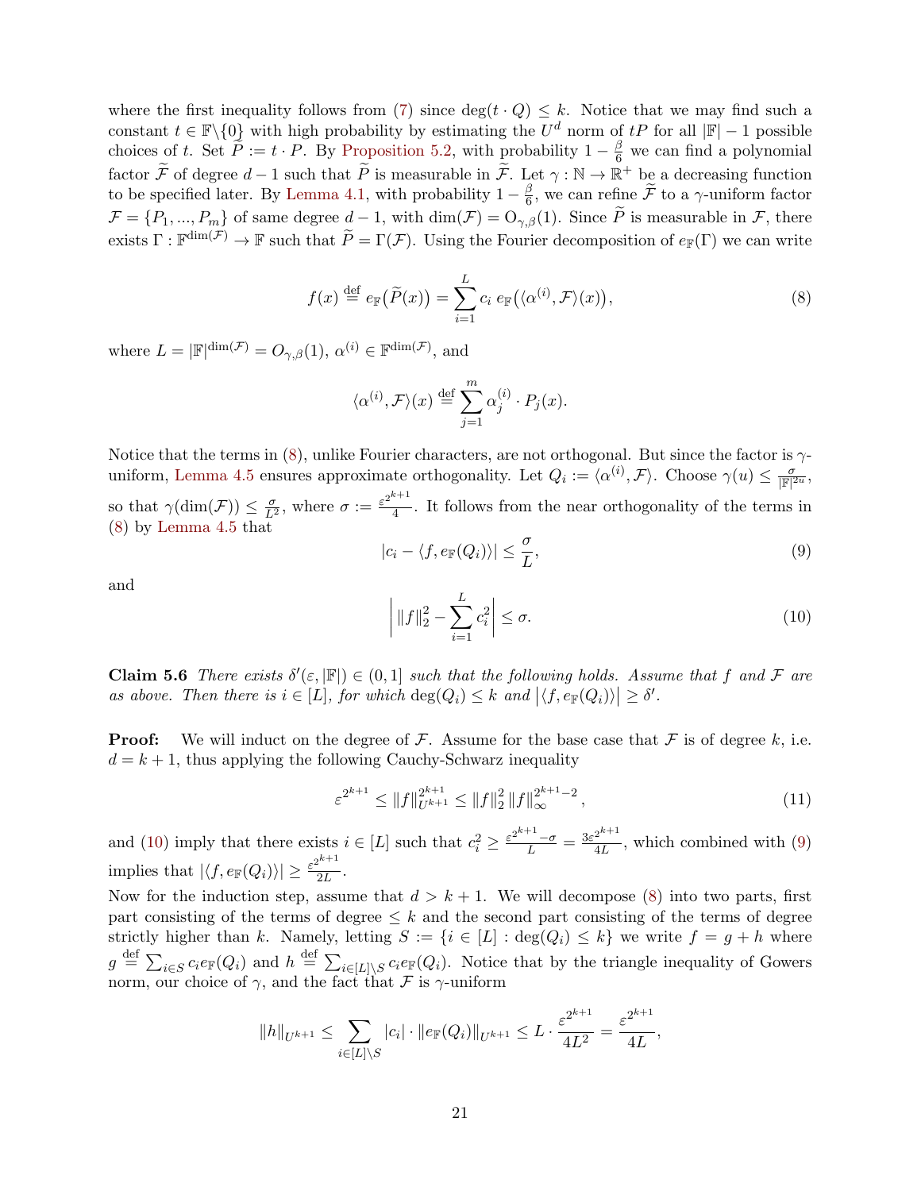where the first inequality follows from (7) since $\deg(t \cdot Q) \le k$. Notice that we may find such a constant $t \in \mathbb{F} \backslash \{0\}$ with high probability by estimating the $U^d$ norm of $tP$ for all $|\mathbb{F}| - 1$ possible choices of $t$. Set $\widetilde{P} := t \cdot P$. By Proposition 5.2, with probability $1 - \frac{\beta}{6}$ we can find a polynomial factor $\widetilde{\mathcal{F}}$ of degree $d-1$ such that $\widetilde{P}$ is measurable in $\widetilde{\mathcal{F}}$. Let $\gamma : \mathbb{N} \to \mathbb{R}^+$ be a decreasing function to be specified later. By Lemma 4.1, with probability $1 - \frac{\beta}{6}$, we can refine $\widetilde{\mathcal{F}}$ to a $\gamma$-uniform factor $\mathcal{F} = \{P_1, ..., P_m\}$ of same degree $d-1$, with $\dim(\mathcal{F}) = \mathrm{O}_{\gamma,\beta}(1)$. Since $\widetilde{P}$ is measurable in $\mathcal{F}$, there exists $\Gamma : \mathbb{F}^{\dim(\mathcal{F})} \to \mathbb{F}$ such that $\widetilde{P} = \Gamma(\mathcal{F})$. Using the Fourier decomposition of $e_{\mathbb{F}}(\Gamma)$ we can write

$$
f(x) \stackrel{\text{def}}{=} e_{\mathbb{F}}\big(\widetilde{P}(x)\big) = \sum_{i=1}^{L} c_i \, e_{\mathbb{F}}\big(\langle \alpha^{(i)}, \mathcal{F} \rangle (x)\big), \tag{8}
$$

where $L = |\mathbb{F}|^{\dim(\mathcal{F})} = O_{\gamma,\beta}(1)$, $\alpha^{(i)} \in \mathbb{F}^{\dim(\mathcal{F})}$, and

$$
\langle \alpha^{(i)}, \mathcal{F} \rangle (x) \stackrel{\text{def}}{=} \sum_{j=1}^{m} \alpha_j^{(i)} \cdot P_j(x).
$$

Notice that the terms in (8), unlike Fourier characters, are not orthogonal. But since the factor is $\gamma$-uniform, Lemma 4.5 ensures approximate orthogonality. Let $Q_i := \langle \alpha^{(i)}, \mathcal{F} \rangle$. Choose $\gamma(u) \le \frac{\sigma}{|\mathbb{F}|^{2u}}$, so that $\gamma(\dim(\mathcal{F})) \le \frac{\sigma}{L^2}$, where $\sigma := \frac{\varepsilon^{2^{k+1}}}{4}$. It follows from the near orthogonality of the terms in (8) by Lemma 4.5 that

$$
|c_i - \langle f, e_{\mathbb{F}}(Q_i) \rangle| \le \frac{\sigma}{L}, \tag{9}
$$

and

$$
\left| \|f\|_2^2 - \sum_{i=1}^{L} c_i^2 \right| \le \sigma. \tag{10}
$$

**Claim 5.6** *There exists $\delta'(\varepsilon, |\mathbb{F}|) \in (0,1]$ such that the following holds. Assume that $f$ and $\mathcal{F}$ are as above. Then there is $i \in [L]$, for which $\deg(Q_i) \le k$ and $\big|\langle f, e_{\mathbb{F}}(Q_i) \rangle\big| \ge \delta'$.*

**Proof:** We will induct on the degree of $\mathcal{F}$. Assume for the base case that $\mathcal{F}$ is of degree $k$, i.e. $d = k+1$, thus applying the following Cauchy-Schwarz inequality

$$
\varepsilon^{2^{k+1}} \le \|f\|_{U^{k+1}}^{2^{k+1}} \le \|f\|_2^2 \, \|f\|_\infty^{2^{k+1}-2}, \tag{11}
$$

and (10) imply that there exists $i \in [L]$ such that $c_i^2 \ge \frac{\varepsilon^{2^{k+1}} - \sigma}{L} = \frac{3\varepsilon^{2^{k+1}}}{4L}$, which combined with (9) implies that $|\langle f, e_{\mathbb{F}}(Q_i) \rangle| \ge \frac{\varepsilon^{2^{k+1}}}{2L}$.

Now for the induction step, assume that $d > k+1$. We will decompose (8) into two parts, first part consisting of the terms of degree $\le k$ and the second part consisting of the terms of degree strictly higher than $k$. Namely, letting $S := \{i \in [L] : \deg(Q_i) \le k\}$ we write $f = g + h$ where $g \stackrel{\text{def}}{=} \sum_{i \in S} c_i e_{\mathbb{F}}(Q_i)$ and $h \stackrel{\text{def}}{=} \sum_{i \in [L] \backslash S} c_i e_{\mathbb{F}}(Q_i)$. Notice that by the triangle inequality of Gowers norm, our choice of $\gamma$, and the fact that $\mathcal{F}$ is $\gamma$-uniform

$$
\|h\|_{U^{k+1}} \le \sum_{i \in [L] \backslash S} |c_i| \cdot \|e_{\mathbb{F}}(Q_i)\|_{U^{k+1}} \le L \cdot \frac{\varepsilon^{2^{k+1}}}{4L^2} = \frac{\varepsilon^{2^{k+1}}}{4L},
$$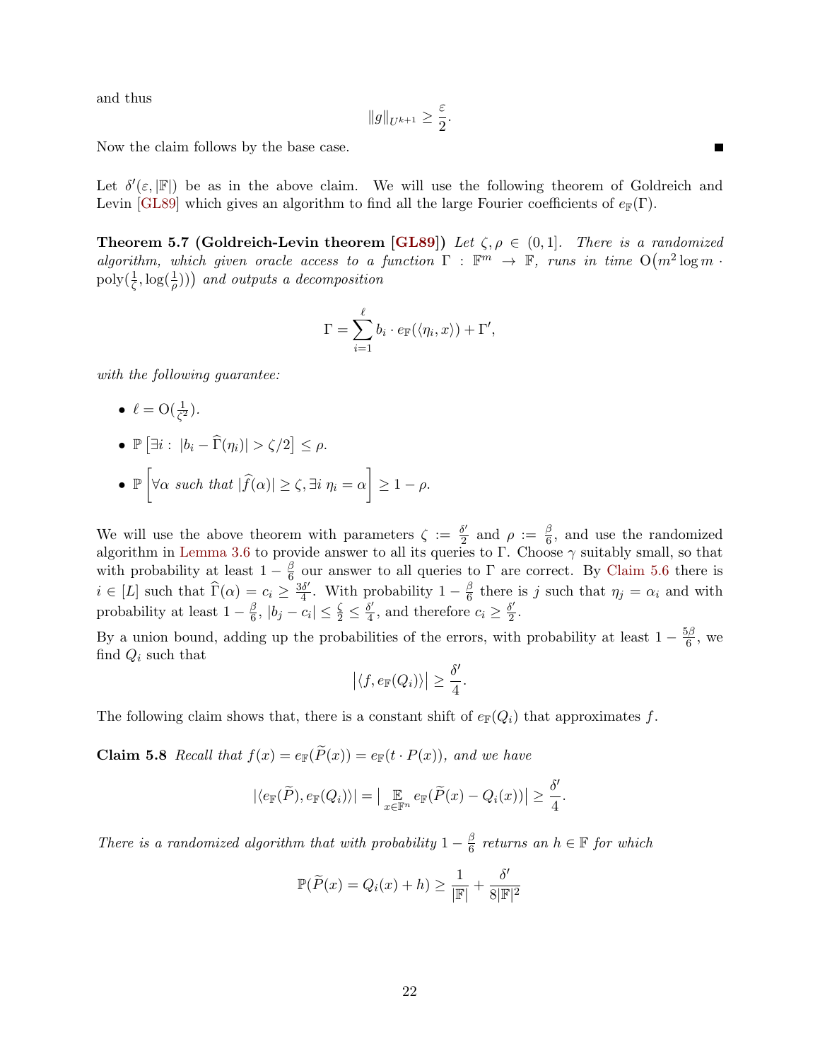and thus

$$\|g\|_{U^{k+1}} \geq \frac{\varepsilon}{2}.$$

Now the claim follows by the base case. ■

Let $\delta'(\varepsilon, |\mathbb{F}|)$ be as in the above claim. We will use the following theorem of Goldreich and Levin [GL89] which gives an algorithm to find all the large Fourier coefficients of $e_{\mathbb{F}}(\Gamma)$.

**Theorem 5.7 (Goldreich-Levin theorem [GL89])** *Let $\zeta, \rho \in (0, 1]$. There is a randomized algorithm, which given oracle access to a function $\Gamma : \mathbb{F}^m \to \mathbb{F}$, runs in time $\mathrm{O}\big(m^2 \log m \cdot \mathrm{poly}(\frac{1}{\zeta}, \log(\frac{1}{\rho}))\big)$ and outputs a decomposition*

$$\Gamma = \sum_{i=1}^{\ell} b_i \cdot e_{\mathbb{F}}(\langle \eta_i, x \rangle) + \Gamma',$$

*with the following guarantee:*

- $\ell = \mathrm{O}(\frac{1}{\zeta^2})$.
- $\mathbb{P}\left[\exists i : \ |b_i - \widehat{\Gamma}(\eta_i)| > \zeta/2\right] \leq \rho$.
- $\mathbb{P}\left[\forall \alpha \text{ such that } |\widehat{f}(\alpha)| \geq \zeta, \exists i \ \eta_i = \alpha\right] \geq 1 - \rho$.

We will use the above theorem with parameters $\zeta := \frac{\delta'}{2}$ and $\rho := \frac{\beta}{6}$, and use the randomized algorithm in Lemma 3.6 to provide answer to all its queries to $\Gamma$. Choose $\gamma$ suitably small, so that with probability at least $1 - \frac{\beta}{6}$ our answer to all queries to $\Gamma$ are correct. By Claim 5.6 there is $i \in [L]$ such that $\widehat{\Gamma}(\alpha) = c_i \geq \frac{3\delta'}{4}$. With probability $1 - \frac{\beta}{6}$ there is $j$ such that $\eta_j = \alpha_i$ and with probability at least $1 - \frac{\beta}{6}$, $|b_j - c_i| \leq \frac{\zeta}{2} \leq \frac{\delta'}{4}$, and therefore $c_i \geq \frac{\delta'}{2}$.

By a union bound, adding up the probabilities of the errors, with probability at least $1 - \frac{5\beta}{6}$, we find $Q_i$ such that

$$\big|\langle f, e_{\mathbb{F}}(Q_i)\rangle\big| \geq \frac{\delta'}{4}.$$

The following claim shows that, there is a constant shift of $e_{\mathbb{F}}(Q_i)$ that approximates $f$.

**Claim 5.8** *Recall that $f(x) = e_{\mathbb{F}}(\widetilde{P}(x)) = e_{\mathbb{F}}(t \cdot P(x))$, and we have*

$$|\langle e_{\mathbb{F}}(\widetilde{P}), e_{\mathbb{F}}(Q_i)\rangle| = \big|\mathop{\mathbb{E}}_{x \in \mathbb{F}^n} e_{\mathbb{F}}(\widetilde{P}(x) - Q_i(x))\big| \geq \frac{\delta'}{4}.$$

*There is a randomized algorithm that with probability $1 - \frac{\beta}{6}$ returns an $h \in \mathbb{F}$ for which*

$$\mathbb{P}(\widetilde{P}(x) = Q_i(x) + h) \geq \frac{1}{|\mathbb{F}|} + \frac{\delta'}{8|\mathbb{F}|^2}$$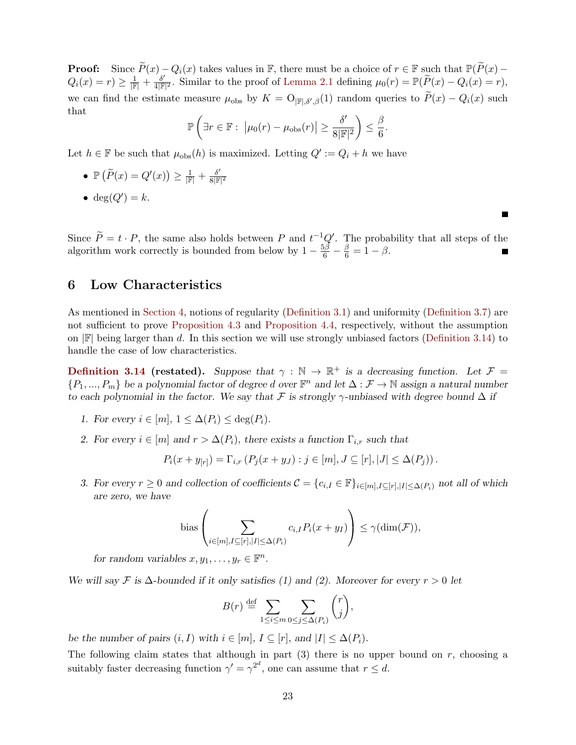**Proof:** Since $\widetilde{P}(x) - Q_i(x)$ takes values in $\mathbb{F}$, there must be a choice of $r \in \mathbb{F}$ such that $\mathbb{P}(\widetilde{P}(x) - Q_i(x) = r) \geq \frac{1}{|\mathbb{F}|} + \frac{\delta'}{4|\mathbb{F}|^2}$. Similar to the proof of Lemma 2.1 defining $\mu_0(r) = \mathbb{P}(\widetilde{P}(x) - Q_i(x) = r)$, we can find the estimate measure $\mu_{\text{obs}}$ by $K = \mathrm{O}_{|\mathbb{F}|,\delta',\beta}(1)$ random queries to $\widetilde{P}(x) - Q_i(x)$ such that

$$\mathbb{P}\left(\exists r \in \mathbb{F} : \left|\mu_0(r) - \mu_{\text{obs}}(r)\right| \geq \frac{\delta'}{8|\mathbb{F}|^2}\right) \leq \frac{\beta}{6}.$$

Let $h \in \mathbb{F}$ be such that $\mu_{\text{obs}}(h)$ is maximized. Letting $Q' := Q_i + h$ we have

- $\mathbb{P}\left(\widetilde{P}(x) = Q'(x)\right) \geq \frac{1}{|\mathbb{F}|} + \frac{\delta'}{8|\mathbb{F}|^2}$
- $\deg(Q') = k$.

■

Since $\widetilde{P} = t \cdot P$, the same also holds between $P$ and $t^{-1}Q'$. The probability that all steps of the algorithm work correctly is bounded from below by $1 - \frac{5\beta}{6} - \frac{\beta}{6} = 1 - \beta$. ■

## 6 Low Characteristics

As mentioned in Section 4, notions of regularity (Definition 3.1) and uniformity (Definition 3.7) are not sufficient to prove Proposition 4.3 and Proposition 4.4, respectively, without the assumption on $|\mathbb{F}|$ being larger than $d$. In this section we will use strongly unbiased factors (Definition 3.14) to handle the case of low characteristics.

**Definition 3.14 (restated).** *Suppose that $\gamma : \mathbb{N} \to \mathbb{R}^+$ is a decreasing function. Let $\mathcal{F} = \{P_1, ..., P_m\}$ be a polynomial factor of degree $d$ over $\mathbb{F}^n$ and let $\Delta : \mathcal{F} \to \mathbb{N}$ assign a natural number to each polynomial in the factor. We say that $\mathcal{F}$ is strongly $\gamma$-unbiased with degree bound $\Delta$ if*

1. *For every $i \in [m]$, $1 \leq \Delta(P_i) \leq \deg(P_i)$.*
2. *For every $i \in [m]$ and $r > \Delta(P_i)$, there exists a function $\Gamma_{i,r}$ such that*
$$P_i(x + y_{[r]}) = \Gamma_{i,r}\left(P_j(x + y_J) : j \in [m], J \subseteq [r], |J| \leq \Delta(P_j)\right).$$
3. *For every $r \geq 0$ and collection of coefficients $\mathcal{C} = \{c_{i,I} \in \mathbb{F}\}_{i \in [m], I \subseteq [r], |I| \leq \Delta(P_i)}$ not all of which are zero, we have*
$$\text{bias}\left(\sum_{i \in [m], I \subseteq [r], |I| \leq \Delta(P_i)} c_{i,I} P_i(x + y_I)\right) \leq \gamma(\dim(\mathcal{F})),$$
*for random variables $x, y_1, \ldots, y_r \in \mathbb{F}^n$.*

*We will say $\mathcal{F}$ is $\Delta$-bounded if it only satisfies (1) and (2). Moreover for every $r > 0$ let*

$$B(r) \stackrel{\text{def}}{=} \sum_{1 \leq i \leq m} \sum_{0 \leq j \leq \Delta(P_i)} \binom{r}{j},$$

*be the number of pairs $(i, I)$ with $i \in [m]$, $I \subseteq [r]$, and $|I| \leq \Delta(P_i)$.*

The following claim states that although in part (3) there is no upper bound on $r$, choosing a suitably faster decreasing function $\gamma' = \gamma^{2^d}$, one can assume that $r \leq d$.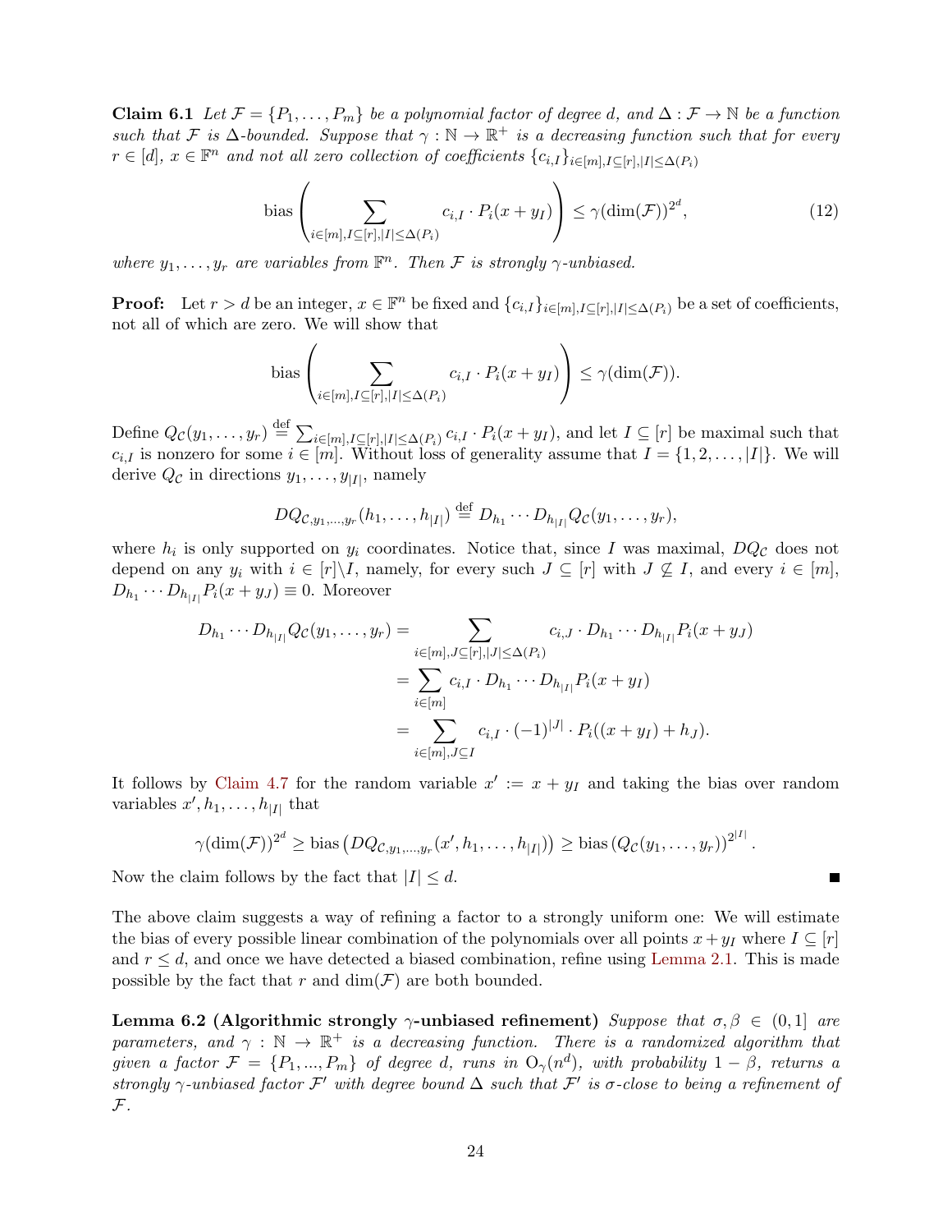**Claim 6.1** *Let $\mathcal{F} = \{P_1, \ldots, P_m\}$ be a polynomial factor of degree $d$, and $\Delta : \mathcal{F} \to \mathbb{N}$ be a function such that $\mathcal{F}$ is $\Delta$-bounded. Suppose that $\gamma : \mathbb{N} \to \mathbb{R}^+$ is a decreasing function such that for every $r \in [d]$, $x \in \mathbb{F}^n$ and not all zero collection of coefficients $\{c_{i,I}\}_{i\in[m], I\subseteq[r], |I|\le \Delta(P_i)}$*

$$\mathrm{bias}\left(\sum_{i\in[m], I\subseteq[r], |I|\le\Delta(P_i)} c_{i,I}\cdot P_i(x+y_I)\right) \le \gamma(\dim(\mathcal{F}))^{2^d}, \tag{12}$$

*where $y_1, \ldots, y_r$ are variables from $\mathbb{F}^n$. Then $\mathcal{F}$ is strongly $\gamma$-unbiased.*

**Proof:** Let $r > d$ be an integer, $x \in \mathbb{F}^n$ be fixed and $\{c_{i,I}\}_{i\in[m], I\subseteq[r], |I|\le\Delta(P_i)}$ be a set of coefficients, not all of which are zero. We will show that

$$\mathrm{bias}\left(\sum_{i\in[m], I\subseteq[r], |I|\le\Delta(P_i)} c_{i,I}\cdot P_i(x+y_I)\right) \le \gamma(\dim(\mathcal{F})).$$

Define $Q_{\mathcal{C}}(y_1, \ldots, y_r) \stackrel{\text{def}}{=} \sum_{i\in[m], I\subseteq[r], |I|\le\Delta(P_i)} c_{i,I}\cdot P_i(x+y_I)$, and let $I \subseteq [r]$ be maximal such that $c_{i,I}$ is nonzero for some $i \in [m]$. Without loss of generality assume that $I = \{1, 2, \ldots, |I|\}$. We will derive $Q_{\mathcal{C}}$ in directions $y_1, \ldots, y_{|I|}$, namely

$$DQ_{\mathcal{C},y_1,\ldots,y_r}(h_1, \ldots, h_{|I|}) \stackrel{\text{def}}{=} D_{h_1}\cdots D_{h_{|I|}} Q_{\mathcal{C}}(y_1, \ldots, y_r),$$

where $h_i$ is only supported on $y_i$ coordinates. Notice that, since $I$ was maximal, $DQ_{\mathcal{C}}$ does not depend on any $y_i$ with $i \in [r]\backslash I$, namely, for every such $J \subseteq [r]$ with $J \not\subseteq I$, and every $i \in [m]$, $D_{h_1}\cdots D_{h_{|I|}} P_i(x+y_J) \equiv 0$. Moreover

$$\begin{aligned}
D_{h_1}\cdots D_{h_{|I|}} Q_{\mathcal{C}}(y_1, \ldots, y_r) &= \sum_{i\in[m], J\subseteq[r], |J|\le\Delta(P_i)} c_{i,J}\cdot D_{h_1}\cdots D_{h_{|I|}} P_i(x+y_J)\\
&= \sum_{i\in[m]} c_{i,I}\cdot D_{h_1}\cdots D_{h_{|I|}} P_i(x+y_I)\\
&= \sum_{i\in[m], J\subseteq I} c_{i,I}\cdot(-1)^{|J|}\cdot P_i((x+y_I)+h_J).
\end{aligned}$$

It follows by Claim 4.7 for the random variable $x' := x + y_I$ and taking the bias over random variables $x', h_1, \ldots, h_{|I|}$ that

$$\gamma(\dim(\mathcal{F}))^{2^d} \ge \mathrm{bias}\left(DQ_{\mathcal{C},y_1,\ldots,y_r}(x', h_1, \ldots, h_{|I|})\right) \ge \mathrm{bias}\left(Q_{\mathcal{C}}(y_1, \ldots, y_r)\right)^{2^{|I|}}.$$

Now the claim follows by the fact that $|I| \le d$. ∎

The above claim suggests a way of refining a factor to a strongly uniform one: We will estimate the bias of every possible linear combination of the polynomials over all points $x + y_I$ where $I \subseteq [r]$ and $r \le d$, and once we have detected a biased combination, refine using Lemma 2.1. This is made possible by the fact that $r$ and $\dim(\mathcal{F})$ are both bounded.

**Lemma 6.2 (Algorithmic strongly $\gamma$-unbiased refinement)** *Suppose that $\sigma, \beta \in (0, 1]$ are parameters, and $\gamma : \mathbb{N} \to \mathbb{R}^+$ is a decreasing function. There is a randomized algorithm that given a factor $\mathcal{F} = \{P_1, ..., P_m\}$ of degree $d$, runs in $\mathrm{O}_\gamma(n^d)$, with probability $1 - \beta$, returns a strongly $\gamma$-unbiased factor $\mathcal{F}'$ with degree bound $\Delta$ such that $\mathcal{F}'$ is $\sigma$-close to being a refinement of $\mathcal{F}$.*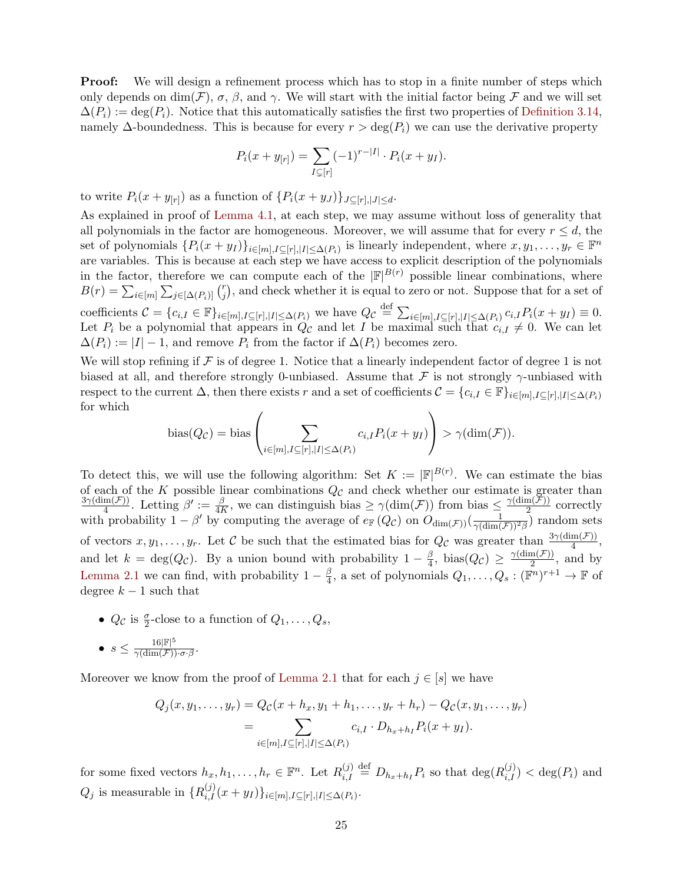**Proof:** We will design a refinement process which has to stop in a finite number of steps which only depends on $\dim(\mathcal{F})$, $\sigma$, $\beta$, and $\gamma$. We will start with the initial factor being $\mathcal{F}$ and we will set $\Delta(P_i) := \deg(P_i)$. Notice that this automatically satisfies the first two properties of Definition 3.14, namely $\Delta$-boundedness. This is because for every $r > \deg(P_i)$ we can use the derivative property

$$P_i(x + y_{[r]}) = \sum_{I \subsetneq [r]} (-1)^{r-|I|} \cdot P_i(x + y_I).$$

to write $P_i(x + y_{[r]})$ as a function of $\{P_i(x + y_J)\}_{J \subseteq [r], |J| \leq d}$.

As explained in proof of Lemma 4.1, at each step, we may assume without loss of generality that all polynomials in the factor are homogeneous. Moreover, we will assume that for every $r \leq d$, the set of polynomials $\{P_i(x + y_I)\}_{i \in [m], I \subseteq [r], |I| \leq \Delta(P_i)}$ is linearly independent, where $x, y_1, \ldots, y_r \in \mathbb{F}^n$ are variables. This is because at each step we have access to explicit description of the polynomials in the factor, therefore we can compute each of the $|\mathbb{F}|^{B(r)}$ possible linear combinations, where $B(r) = \sum_{i \in [m]} \sum_{j \in [\Delta(P_i)]} \binom{r}{j}$, and check whether it is equal to zero or not. Suppose that for a set of coefficients $\mathcal{C} = \{c_{i,I} \in \mathbb{F}\}_{i \in [m], I \subseteq [r], |I| \leq \Delta(P_i)}$ we have $Q_\mathcal{C} \stackrel{\text{def}}{=} \sum_{i \in [m], I \subseteq [r], |I| \leq \Delta(P_i)} c_{i,I} P_i(x + y_I) \equiv 0$. Let $P_i$ be a polynomial that appears in $Q_\mathcal{C}$ and let $I$ be maximal such that $c_{i,I} \neq 0$. We can let $\Delta(P_i) := |I| - 1$, and remove $P_i$ from the factor if $\Delta(P_i)$ becomes zero.

We will stop refining if $\mathcal{F}$ is of degree 1. Notice that a linearly independent factor of degree 1 is not biased at all, and therefore strongly 0-unbiased. Assume that $\mathcal{F}$ is not strongly $\gamma$-unbiased with respect to the current $\Delta$, then there exists $r$ and a set of coefficients $\mathcal{C} = \{c_{i,I} \in \mathbb{F}\}_{i \in [m], I \subseteq [r], |I| \leq \Delta(P_i)}$ for which

$$\text{bias}(Q_\mathcal{C}) = \text{bias}\left(\sum_{i \in [m], I \subseteq [r], |I| \leq \Delta(P_i)} c_{i,I} P_i(x + y_I)\right) > \gamma(\dim(\mathcal{F})).$$

To detect this, we will use the following algorithm: Set $K := |\mathbb{F}|^{B(r)}$. We can estimate the bias of each of the $K$ possible linear combinations $Q_\mathcal{C}$ and check whether our estimate is greater than $\frac{3\gamma(\dim(\mathcal{F}))}{4}$. Letting $\beta' := \frac{\beta}{4K}$, we can distinguish bias $\geq \gamma(\dim(\mathcal{F}))$ from bias $\leq \frac{\gamma(\dim(\mathcal{F}))}{2}$ correctly with probability $1 - \beta'$ by computing the average of $e_\mathbb{F}(Q_\mathcal{C})$ on $O_{\dim(\mathcal{F})}(\frac{1}{\gamma(\dim(\mathcal{F}))^2 \beta})$ random sets of vectors $x, y_1, \ldots, y_r$. Let $\mathcal{C}$ be such that the estimated bias for $Q_\mathcal{C}$ was greater than $\frac{3\gamma(\dim(\mathcal{F}))}{4}$, and let $k = \deg(Q_\mathcal{C})$. By a union bound with probability $1 - \frac{\beta}{4}$, $\text{bias}(Q_\mathcal{C}) \geq \frac{\gamma(\dim(\mathcal{F}))}{2}$, and by Lemma 2.1 we can find, with probability $1 - \frac{\beta}{4}$, a set of polynomials $Q_1, \ldots, Q_s : (\mathbb{F}^n)^{r+1} \to \mathbb{F}$ of degree $k - 1$ such that

- $Q_\mathcal{C}$ is $\frac{\sigma}{2}$-close to a function of $Q_1, \ldots, Q_s$,
- $s \leq \frac{16|\mathbb{F}|^5}{\gamma(\dim(\mathcal{F})) \cdot \sigma \cdot \beta}$.

Moreover we know from the proof of Lemma 2.1 that for each $j \in [s]$ we have

$$\begin{aligned} Q_j(x, y_1, \ldots, y_r) &= Q_\mathcal{C}(x + h_x, y_1 + h_1, \ldots, y_r + h_r) - Q_\mathcal{C}(x, y_1, \ldots, y_r) \\ &= \sum_{i \in [m], I \subseteq [r], |I| \leq \Delta(P_i)} c_{i,I} \cdot D_{h_x + h_I} P_i(x + y_I). \end{aligned}$$

for some fixed vectors $h_x, h_1, \ldots, h_r \in \mathbb{F}^n$. Let $R_{i,I}^{(j)} \stackrel{\text{def}}{=} D_{h_x + h_I} P_i$ so that $\deg(R_{i,I}^{(j)}) < \deg(P_i)$ and $Q_j$ is measurable in $\{R_{i,I}^{(j)}(x + y_I)\}_{i \in [m], I \subseteq [r], |I| \leq \Delta(P_i)}$.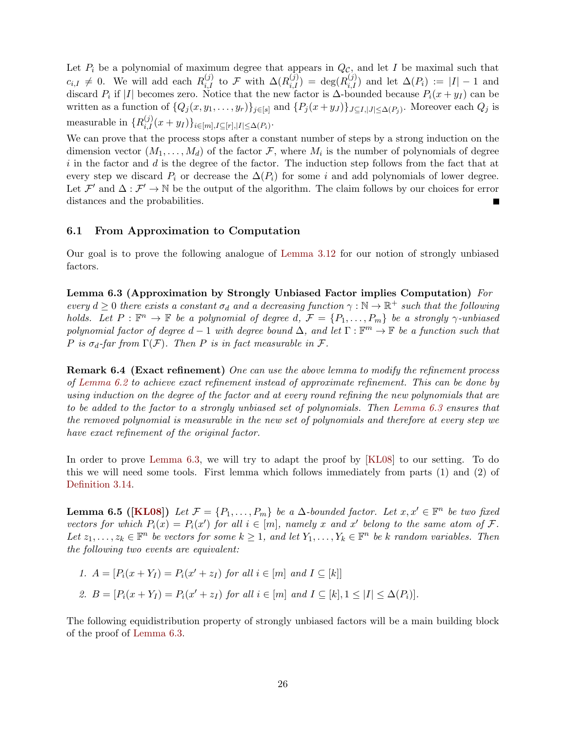Let $P_i$ be a polynomial of maximum degree that appears in $Q_{\mathcal{C}}$, and let $I$ be maximal such that $c_{i,I} \neq 0$. We will add each $R^{(j)}_{i,I}$ to $\mathcal{F}$ with $\Delta(R^{(j)}_{i,I}) = \deg(R^{(j)}_{i,I})$ and let $\Delta(P_i) := |I| - 1$ and discard $P_i$ if $|I|$ becomes zero. Notice that the new factor is $\Delta$-bounded because $P_i(x + y_I)$ can be written as a function of $\{Q_j(x, y_1, \ldots, y_r)\}_{j \in [s]}$ and $\{P_j(x + y_J)\}_{J \subseteq I, |J| \leq \Delta(P_j)}$. Moreover each $Q_j$ is measurable in $\{R^{(j)}_{i,I}(x + y_I)\}_{i \in [m], I \subseteq [r], |I| \leq \Delta(P_i)}$.

We can prove that the process stops after a constant number of steps by a strong induction on the dimension vector $(M_1, \ldots, M_d)$ of the factor $\mathcal{F}$, where $M_i$ is the number of polynomials of degree $i$ in the factor and $d$ is the degree of the factor. The induction step follows from the fact that at every step we discard $P_i$ or decrease the $\Delta(P_i)$ for some $i$ and add polynomials of lower degree. Let $\mathcal{F}'$ and $\Delta : \mathcal{F}' \to \mathbb{N}$ be the output of the algorithm. The claim follows by our choices for error distances and the probabilities. ■

## 6.1 From Approximation to Computation

Our goal is to prove the following analogue of Lemma 3.12 for our notion of strongly unbiased factors.

**Lemma 6.3 (Approximation by Strongly Unbiased Factor implies Computation)** *For every $d \geq 0$ there exists a constant $\sigma_d$ and a decreasing function $\gamma : \mathbb{N} \to \mathbb{R}^+$ such that the following holds. Let $P : \mathbb{F}^n \to \mathbb{F}$ be a polynomial of degree $d$, $\mathcal{F} = \{P_1, \ldots, P_m\}$ be a strongly $\gamma$-unbiased polynomial factor of degree $d - 1$ with degree bound $\Delta$, and let $\Gamma : \mathbb{F}^m \to \mathbb{F}$ be a function such that $P$ is $\sigma_d$-far from $\Gamma(\mathcal{F})$. Then $P$ is in fact measurable in $\mathcal{F}$.*

**Remark 6.4 (Exact refinement)** *One can use the above lemma to modify the refinement process of Lemma 6.2 to achieve exact refinement instead of approximate refinement. This can be done by using induction on the degree of the factor and at every round refining the new polynomials that are to be added to the factor to a strongly unbiased set of polynomials. Then Lemma 6.3 ensures that the removed polynomial is measurable in the new set of polynomials and therefore at every step we have exact refinement of the original factor.*

In order to prove Lemma 6.3, we will try to adapt the proof by [KL08] to our setting. To do this we will need some tools. First lemma which follows immediately from parts (1) and (2) of Definition 3.14.

**Lemma 6.5 ([KL08])** *Let $\mathcal{F} = \{P_1, \ldots, P_m\}$ be a $\Delta$-bounded factor. Let $x, x' \in \mathbb{F}^n$ be two fixed vectors for which $P_i(x) = P_i(x')$ for all $i \in [m]$, namely $x$ and $x'$ belong to the same atom of $\mathcal{F}$. Let $z_1, \ldots, z_k \in \mathbb{F}^n$ be vectors for some $k \geq 1$, and let $Y_1, \ldots, Y_k \in \mathbb{F}^n$ be $k$ random variables. Then the following two events are equivalent:*

1. *$A = [P_i(x + Y_I) = P_i(x' + z_I)$ for all $i \in [m]$ and $I \subseteq [k]]$*
2. *$B = [P_i(x + Y_I) = P_i(x' + z_I)$ for all $i \in [m]$ and $I \subseteq [k], 1 \leq |I| \leq \Delta(P_i)]$.*

The following equidistribution property of strongly unbiased factors will be a main building block of the proof of Lemma 6.3.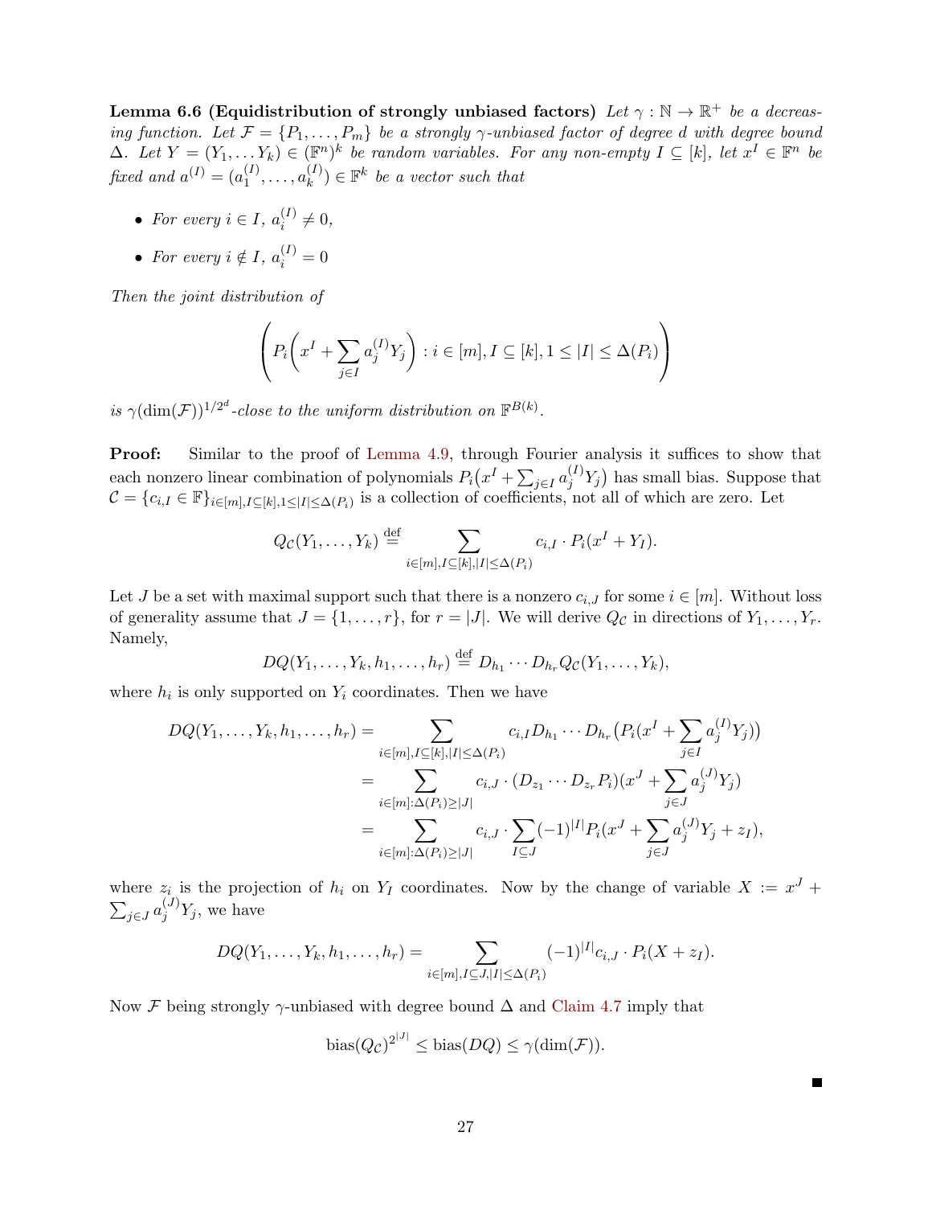**Lemma 6.6 (Equidistribution of strongly unbiased factors)** *Let $\gamma : \mathbb{N} \to \mathbb{R}^+$ be a decreasing function. Let $\mathcal{F} = \{P_1, \dots, P_m\}$ be a strongly $\gamma$-unbiased factor of degree $d$ with degree bound $\Delta$. Let $Y = (Y_1, \dots Y_k) \in (\mathbb{F}^n)^k$ be random variables. For any non-empty $I \subseteq [k]$, let $x^I \in \mathbb{F}^n$ be fixed and $a^{(I)} = (a_1^{(I)}, \dots, a_k^{(I)}) \in \mathbb{F}^k$ be a vector such that*

- *For every $i \in I$, $a_i^{(I)} \neq 0$,*
- *For every $i \notin I$, $a_i^{(I)} = 0$*

*Then the joint distribution of*

$$\left( P_i\Big(x^I + \sum_{j \in I} a_j^{(I)} Y_j\Big) : i \in [m], I \subseteq [k], 1 \leq |I| \leq \Delta(P_i) \right)$$

*is $\gamma(\dim(\mathcal{F}))^{1/2^d}$-close to the uniform distribution on $\mathbb{F}^{B(k)}$.*

**Proof:** Similar to the proof of Lemma 4.9, through Fourier analysis it suffices to show that each nonzero linear combination of polynomials $P_i\big(x^I + \sum_{j\in I} a_j^{(I)} Y_j\big)$ has small bias. Suppose that $\mathcal{C} = \{c_{i,I} \in \mathbb{F}\}_{i \in [m], I \subseteq [k], 1 \leq |I| \leq \Delta(P_i)}$ is a collection of coefficients, not all of which are zero. Let

$$Q_{\mathcal{C}}(Y_1, \dots, Y_k) \stackrel{\text{def}}{=} \sum_{i \in [m], I \subseteq [k], |I| \leq \Delta(P_i)} c_{i,I} \cdot P_i(x^I + Y_I).$$

Let $J$ be a set with maximal support such that there is a nonzero $c_{i,J}$ for some $i \in [m]$. Without loss of generality assume that $J = \{1, \dots, r\}$, for $r = |J|$. We will derive $Q_{\mathcal{C}}$ in directions of $Y_1, \dots, Y_r$. Namely,

$$DQ(Y_1, \dots, Y_k, h_1, \dots, h_r) \stackrel{\text{def}}{=} D_{h_1} \cdots D_{h_r} Q_{\mathcal{C}}(Y_1, \dots, Y_k),$$

where $h_i$ is only supported on $Y_i$ coordinates. Then we have

$$\begin{aligned}
DQ(Y_1, \dots, Y_k, h_1, \dots, h_r) &= \sum_{i \in [m], I \subseteq [k], |I| \leq \Delta(P_i)} c_{i,I} D_{h_1} \cdots D_{h_r} \big(P_i(x^I + \sum_{j \in I} a_j^{(I)} Y_j)\big) \\
&= \sum_{i \in [m] : \Delta(P_i) \geq |J|} c_{i,J} \cdot (D_{z_1} \cdots D_{z_r} P_i)(x^J + \sum_{j \in J} a_j^{(J)} Y_j) \\
&= \sum_{i \in [m] : \Delta(P_i) \geq |J|} c_{i,J} \cdot \sum_{I \subseteq J} (-1)^{|I|} P_i(x^J + \sum_{j \in J} a_j^{(J)} Y_j + z_I),
\end{aligned}$$

where $z_i$ is the projection of $h_i$ on $Y_I$ coordinates. Now by the change of variable $X := x^J + \sum_{j \in J} a_j^{(J)} Y_j$, we have

$$DQ(Y_1, \dots, Y_k, h_1, \dots, h_r) = \sum_{i \in [m], I \subseteq J, |I| \leq \Delta(P_i)} (-1)^{|I|} c_{i,J} \cdot P_i(X + z_I).$$

Now $\mathcal{F}$ being strongly $\gamma$-unbiased with degree bound $\Delta$ and Claim 4.7 imply that

$$\text{bias}(Q_{\mathcal{C}})^{2^{|J|}} \leq \text{bias}(DQ) \leq \gamma(\dim(\mathcal{F})).$$

■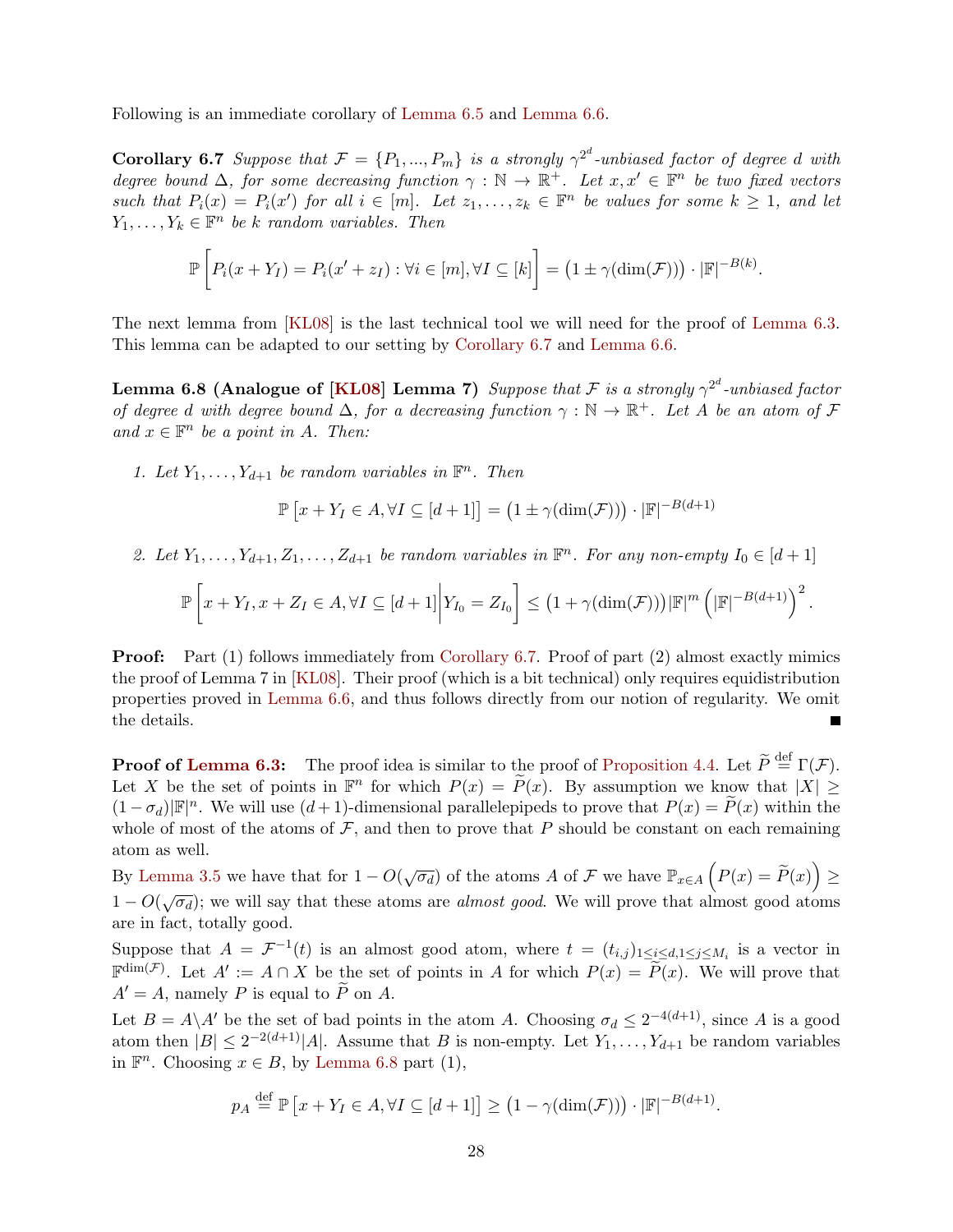Following is an immediate corollary of Lemma 6.5 and Lemma 6.6.

**Corollary 6.7** *Suppose that $\mathcal{F} = \{P_1, ..., P_m\}$ is a strongly $\gamma^{2^d}$-unbiased factor of degree $d$ with degree bound $\Delta$, for some decreasing function $\gamma : \mathbb{N} \to \mathbb{R}^+$. Let $x, x' \in \mathbb{F}^n$ be two fixed vectors such that $P_i(x) = P_i(x')$ for all $i \in [m]$. Let $z_1, \ldots, z_k \in \mathbb{F}^n$ be values for some $k \geq 1$, and let $Y_1, \ldots, Y_k \in \mathbb{F}^n$ be $k$ random variables. Then*

$$\mathbb{P}\left[P_i(x + Y_I) = P_i(x' + z_I) : \forall i \in [m], \forall I \subseteq [k]\right] = \big(1 \pm \gamma(\dim(\mathcal{F}))\big) \cdot |\mathbb{F}|^{-B(k)}.$$

The next lemma from [KL08] is the last technical tool we will need for the proof of Lemma 6.3. This lemma can be adapted to our setting by Corollary 6.7 and Lemma 6.6.

**Lemma 6.8 (Analogue of [KL08] Lemma 7)** *Suppose that $\mathcal{F}$ is a strongly $\gamma^{2^d}$-unbiased factor of degree $d$ with degree bound $\Delta$, for a decreasing function $\gamma : \mathbb{N} \to \mathbb{R}^+$. Let $A$ be an atom of $\mathcal{F}$ and $x \in \mathbb{F}^n$ be a point in $A$. Then:*

1. *Let $Y_1, \ldots, Y_{d+1}$ be random variables in $\mathbb{F}^n$. Then*

$$\mathbb{P}\left[x + Y_I \in A, \forall I \subseteq [d+1]\right] = \big(1 \pm \gamma(\dim(\mathcal{F}))\big) \cdot |\mathbb{F}|^{-B(d+1)}$$

2. *Let $Y_1, \ldots, Y_{d+1}, Z_1, \ldots, Z_{d+1}$ be random variables in $\mathbb{F}^n$. For any non-empty $I_0 \in [d+1]$*

$$\mathbb{P}\left[x + Y_I, x + Z_I \in A, \forall I \subseteq [d+1] \middle| Y_{I_0} = Z_{I_0}\right] \leq \big(1 + \gamma(\dim(\mathcal{F}))\big)|\mathbb{F}|^m \left(|\mathbb{F}|^{-B(d+1)}\right)^2.$$

**Proof:** Part (1) follows immediately from Corollary 6.7. Proof of part (2) almost exactly mimics the proof of Lemma 7 in [KL08]. Their proof (which is a bit technical) only requires equidistribution properties proved in Lemma 6.6, and thus follows directly from our notion of regularity. We omit the details. ■

**Proof of Lemma 6.3:** The proof idea is similar to the proof of Proposition 4.4. Let $\widetilde{P} \stackrel{\text{def}}{=} \Gamma(\mathcal{F})$. Let $X$ be the set of points in $\mathbb{F}^n$ for which $P(x) = \widetilde{P}(x)$. By assumption we know that $|X| \geq (1 - \sigma_d)|\mathbb{F}|^n$. We will use $(d+1)$-dimensional parallelepipeds to prove that $P(x) = \widetilde{P}(x)$ within the whole of most of the atoms of $\mathcal{F}$, and then to prove that $P$ should be constant on each remaining atom as well.

By Lemma 3.5 we have that for $1 - O(\sqrt{\sigma_d})$ of the atoms $A$ of $\mathcal{F}$ we have $\mathbb{P}_{x \in A}\left(P(x) = \widetilde{P}(x)\right) \geq 1 - O(\sqrt{\sigma_d})$; we will say that these atoms are *almost good*. We will prove that almost good atoms are in fact, totally good.

Suppose that $A = \mathcal{F}^{-1}(t)$ is an almost good atom, where $t = (t_{i,j})_{1 \leq i \leq d, 1 \leq j \leq M_i}$ is a vector in $\mathbb{F}^{\dim(\mathcal{F})}$. Let $A' := A \cap X$ be the set of points in $A$ for which $P(x) = \widetilde{P}(x)$. We will prove that $A' = A$, namely $P$ is equal to $\widetilde{P}$ on $A$.

Let $B = A \backslash A'$ be the set of bad points in the atom $A$. Choosing $\sigma_d \leq 2^{-4(d+1)}$, since $A$ is a good atom then $|B| \leq 2^{-2(d+1)}|A|$. Assume that $B$ is non-empty. Let $Y_1, \ldots, Y_{d+1}$ be random variables in $\mathbb{F}^n$. Choosing $x \in B$, by Lemma 6.8 part (1),

$$p_A \stackrel{\text{def}}{=} \mathbb{P}\left[x + Y_I \in A, \forall I \subseteq [d+1]\right] \geq \big(1 - \gamma(\dim(\mathcal{F}))\big) \cdot |\mathbb{F}|^{-B(d+1)}.$$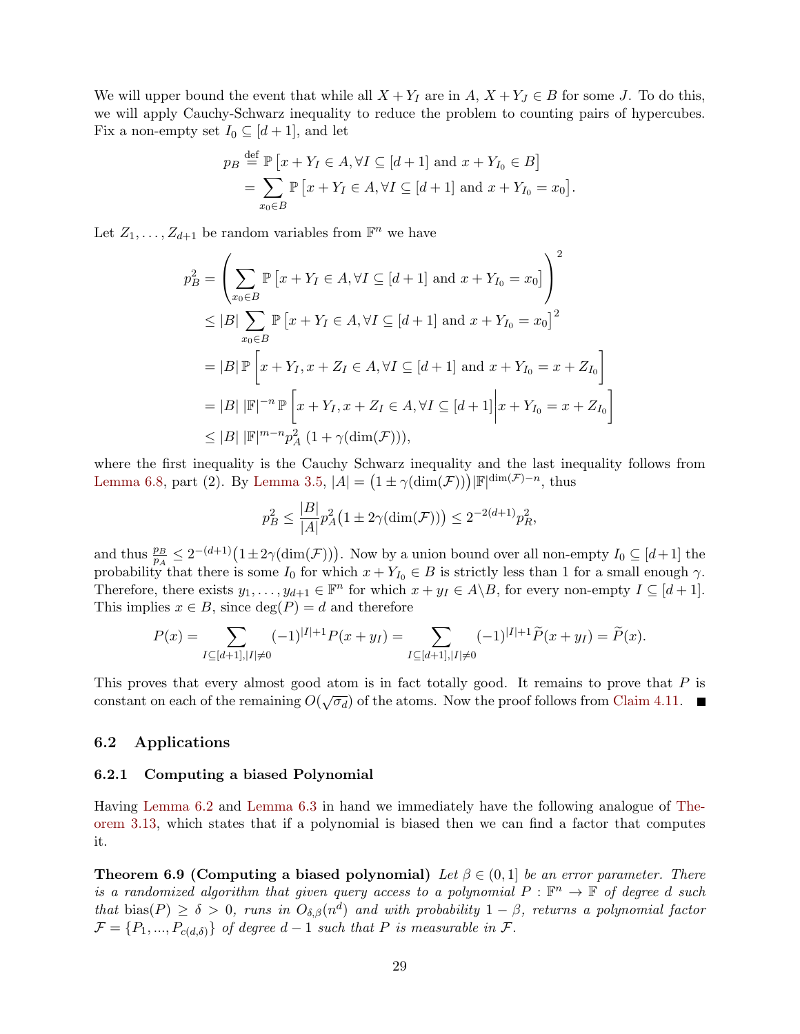We will upper bound the event that while all $X + Y_I$ are in $A$, $X + Y_J \in B$ for some $J$. To do this, we will apply Cauchy-Schwarz inequality to reduce the problem to counting pairs of hypercubes. Fix a non-empty set $I_0 \subseteq [d+1]$, and let

$$
\begin{aligned}
p_B &\stackrel{\text{def}}{=} \mathbb{P}\left[x + Y_I \in A, \forall I \subseteq [d+1] \text{ and } x + Y_{I_0} \in B\right] \\
&= \sum_{x_0 \in B} \mathbb{P}\left[x + Y_I \in A, \forall I \subseteq [d+1] \text{ and } x + Y_{I_0} = x_0\right].
\end{aligned}
$$

Let $Z_1, \ldots, Z_{d+1}$ be random variables from $\mathbb{F}^n$ we have

$$
\begin{aligned}
p_B^2 &= \left(\sum_{x_0 \in B} \mathbb{P}\left[x + Y_I \in A, \forall I \subseteq [d+1] \text{ and } x + Y_{I_0} = x_0\right]\right)^2 \\
&\leq |B| \sum_{x_0 \in B} \mathbb{P}\left[x + Y_I \in A, \forall I \subseteq [d+1] \text{ and } x + Y_{I_0} = x_0\right]^2 \\
&= |B| \, \mathbb{P}\left[x + Y_I, x + Z_I \in A, \forall I \subseteq [d+1] \text{ and } x + Y_{I_0} = x + Z_{I_0}\right] \\
&= |B| \, |\mathbb{F}|^{-n} \, \mathbb{P}\left[x + Y_I, x + Z_I \in A, \forall I \subseteq [d+1] \middle| x + Y_{I_0} = x + Z_{I_0}\right] \\
&\leq |B| \, |\mathbb{F}|^{m-n} p_A^2 \, (1 + \gamma(\dim(\mathcal{F}))),
\end{aligned}
$$

where the first inequality is the Cauchy Schwarz inequality and the last inequality follows from Lemma 6.8, part (2). By Lemma 3.5, $|A| = \big(1 \pm \gamma(\dim(\mathcal{F}))\big)|\mathbb{F}|^{\dim(\mathcal{F})-n}$, thus

$$
p_B^2 \leq \frac{|B|}{|A|} p_A^2 \big(1 \pm 2\gamma(\dim(\mathcal{F}))\big) \leq 2^{-2(d+1)} p_R^2,
$$

and thus $\frac{p_B}{p_A} \leq 2^{-(d+1)}\big(1 \pm 2\gamma(\dim(\mathcal{F}))\big)$. Now by a union bound over all non-empty $I_0 \subseteq [d+1]$ the probability that there is some $I_0$ for which $x + Y_{I_0} \in B$ is strictly less than 1 for a small enough $\gamma$. Therefore, there exists $y_1, \ldots, y_{d+1} \in \mathbb{F}^n$ for which $x + y_I \in A \backslash B$, for every non-empty $I \subseteq [d+1]$. This implies $x \in B$, since $\deg(P) = d$ and therefore

$$
P(x) = \sum_{I \subseteq [d+1], |I| \neq 0} (-1)^{|I|+1} P(x + y_I) = \sum_{I \subseteq [d+1], |I| \neq 0} (-1)^{|I|+1} \widetilde{P}(x + y_I) = \widetilde{P}(x).
$$

This proves that every almost good atom is in fact totally good. It remains to prove that $P$ is constant on each of the remaining $O(\sqrt{\sigma_d})$ of the atoms. Now the proof follows from Claim 4.11. ■

## 6.2 Applications

### 6.2.1 Computing a biased Polynomial

Having Lemma 6.2 and Lemma 6.3 in hand we immediately have the following analogue of Theorem 3.13, which states that if a polynomial is biased then we can find a factor that computes it.

**Theorem 6.9 (Computing a biased polynomial)** *Let $\beta \in (0, 1]$ be an error parameter. There is a randomized algorithm that given query access to a polynomial $P : \mathbb{F}^n \to \mathbb{F}$ of degree $d$ such that $\text{bias}(P) \geq \delta > 0$, runs in $O_{\delta,\beta}(n^d)$ and with probability $1 - \beta$, returns a polynomial factor $\mathcal{F} = \{P_1, ..., P_{c(d,\delta)}\}$ of degree $d - 1$ such that $P$ is measurable in $\mathcal{F}$.*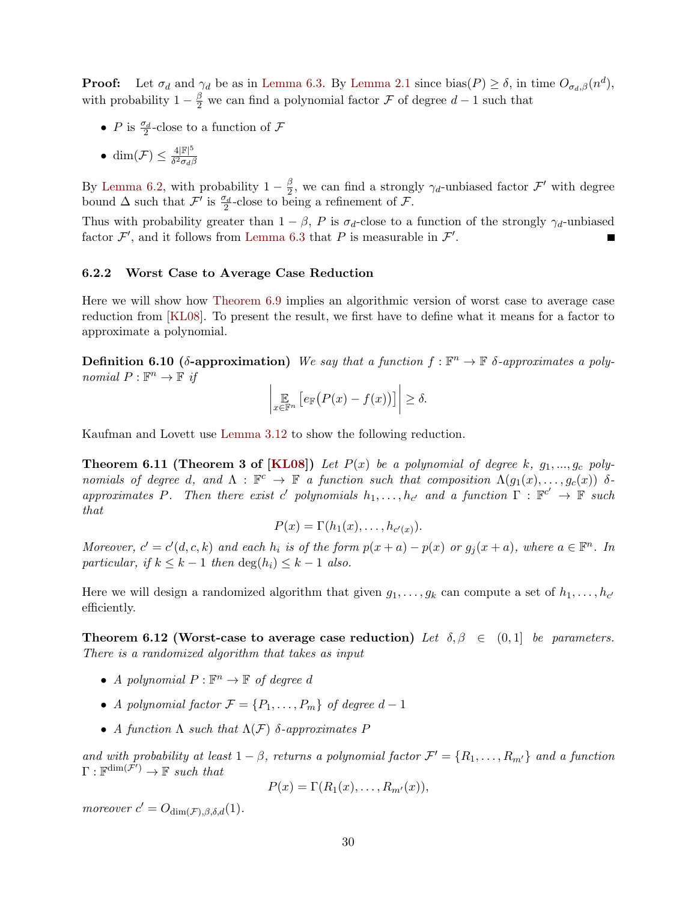**Proof:** Let $\sigma_d$ and $\gamma_d$ be as in Lemma 6.3. By Lemma 2.1 since $\text{bias}(P) \geq \delta$, in time $O_{\sigma_d,\beta}(n^d)$, with probability $1 - \frac{\beta}{2}$ we can find a polynomial factor $\mathcal{F}$ of degree $d-1$ such that

- $P$ is $\frac{\sigma_d}{2}$-close to a function of $\mathcal{F}$
- $\dim(\mathcal{F}) \leq \frac{4|\mathbb{F}|^5}{\delta^2 \sigma_d \beta}$

By Lemma 6.2, with probability $1 - \frac{\beta}{2}$, we can find a strongly $\gamma_d$-unbiased factor $\mathcal{F}'$ with degree bound $\Delta$ such that $\mathcal{F}'$ is $\frac{\sigma_d}{2}$-close to being a refinement of $\mathcal{F}$.

Thus with probability greater than $1 - \beta$, $P$ is $\sigma_d$-close to a function of the strongly $\gamma_d$-unbiased factor $\mathcal{F}'$, and it follows from Lemma 6.3 that $P$ is measurable in $\mathcal{F}'$. ∎

#### 6.2.2 Worst Case to Average Case Reduction

Here we will show how Theorem 6.9 implies an algorithmic version of worst case to average case reduction from [KL08]. To present the result, we first have to define what it means for a factor to approximate a polynomial.

**Definition 6.10 ($\delta$-approximation)** *We say that a function $f : \mathbb{F}^n \to \mathbb{F}$ $\delta$-approximates a polynomial $P : \mathbb{F}^n \to \mathbb{F}$ if*

$$\left| \mathop{\mathbb{E}}_{x \in \mathbb{F}^n} \left[ e_{\mathbb{F}}\big(P(x) - f(x)\big) \right] \right| \geq \delta.$$

Kaufman and Lovett use Lemma 3.12 to show the following reduction.

**Theorem 6.11 (Theorem 3 of [KL08])** *Let $P(x)$ be a polynomial of degree $k$, $g_1, ..., g_c$ polynomials of degree $d$, and $\Lambda : \mathbb{F}^c \to \mathbb{F}$ a function such that composition $\Lambda(g_1(x), \ldots, g_c(x))$ $\delta$-approximates $P$. Then there exist $c'$ polynomials $h_1, \ldots, h_{c'}$ and a function $\Gamma : \mathbb{F}^{c'} \to \mathbb{F}$ such that*

$$P(x) = \Gamma(h_1(x), \ldots, h_{c'(x)}).$$

*Moreover, $c' = c'(d, c, k)$ and each $h_i$ is of the form $p(x + a) - p(x)$ or $g_j(x + a)$, where $a \in \mathbb{F}^n$. In particular, if $k \leq k - 1$ then $\deg(h_i) \leq k - 1$ also.*

Here we will design a randomized algorithm that given $g_1, \ldots, g_k$ can compute a set of $h_1, \ldots, h_{c'}$ efficiently.

**Theorem 6.12 (Worst-case to average case reduction)** *Let $\delta, \beta \in (0, 1]$ be parameters. There is a randomized algorithm that takes as input*

- *A polynomial $P : \mathbb{F}^n \to \mathbb{F}$ of degree $d$*
- *A polynomial factor $\mathcal{F} = \{P_1, \ldots, P_m\}$ of degree $d - 1$*
- *A function $\Lambda$ such that $\Lambda(\mathcal{F})$ $\delta$-approximates $P$*

*and with probability at least $1 - \beta$, returns a polynomial factor $\mathcal{F}' = \{R_1, \ldots, R_{m'}\}$ and a function $\Gamma : \mathbb{F}^{\dim(\mathcal{F}')} \to \mathbb{F}$ such that*

$$P(x) = \Gamma(R_1(x), \ldots, R_{m'}(x)),$$

*moreover $c' = O_{\dim(\mathcal{F}),\beta,\delta,d}(1)$.*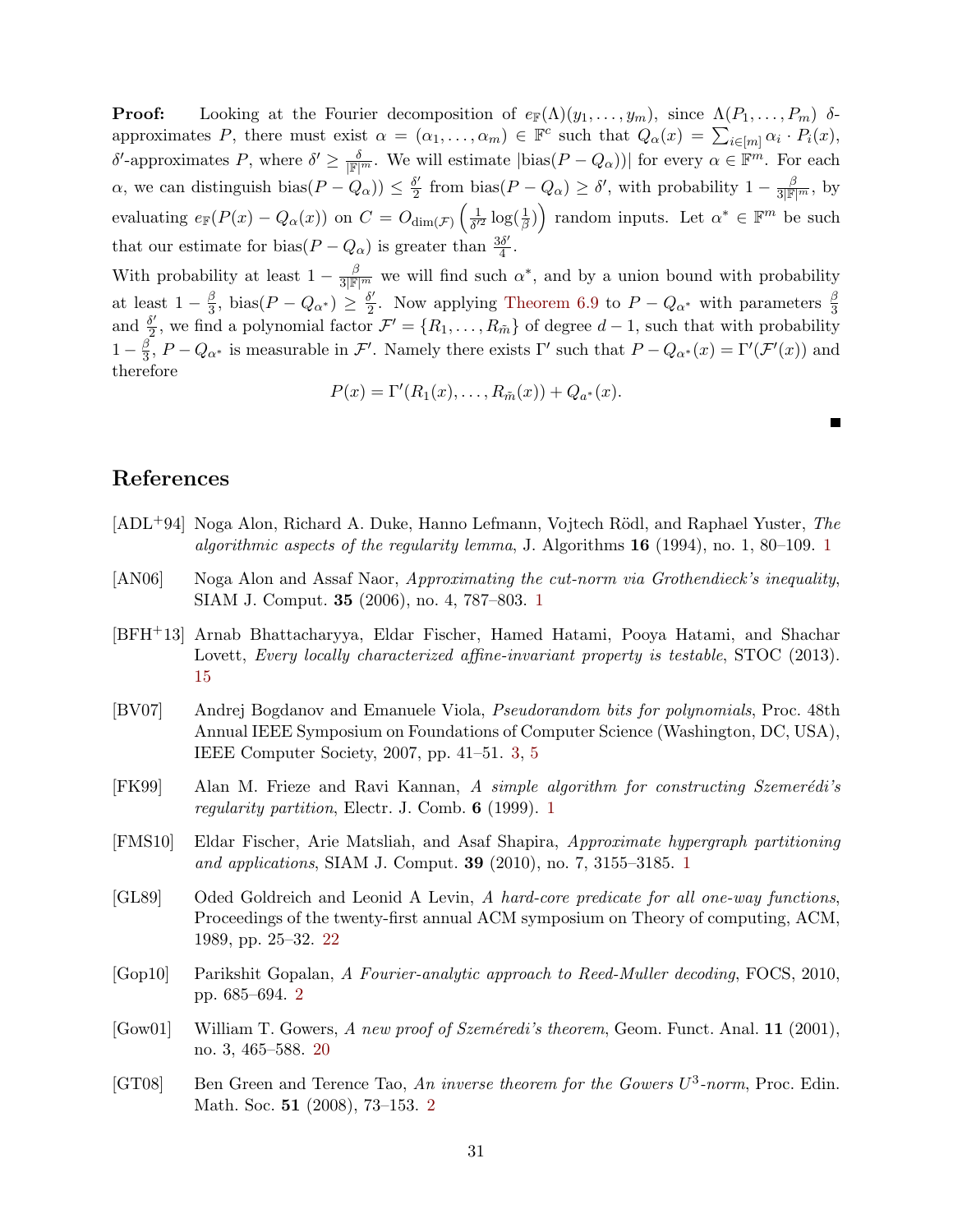**Proof:** Looking at the Fourier decomposition of $e_{\mathbb{F}}(\Lambda)(y_1, \ldots, y_m)$, since $\Lambda(P_1, \ldots, P_m)$ $\delta$-approximates $P$, there must exist $\alpha = (\alpha_1, \ldots, \alpha_m) \in \mathbb{F}^c$ such that $Q_\alpha(x) = \sum_{i \in [m]} \alpha_i \cdot P_i(x)$, $\delta'$-approximates $P$, where $\delta' \geq \frac{\delta}{|\mathbb{F}|^m}$. We will estimate $|\text{bias}(P - Q_\alpha))|$ for every $\alpha \in \mathbb{F}^m$. For each $\alpha$, we can distinguish $\text{bias}(P - Q_\alpha)) \leq \frac{\delta'}{2}$ from $\text{bias}(P - Q_\alpha) \geq \delta'$, with probability $1 - \frac{\beta}{3|\mathbb{F}|^m}$, by evaluating $e_{\mathbb{F}}(P(x) - Q_\alpha(x))$ on $C = O_{\dim(\mathcal{F})}\left(\frac{1}{\delta'^2}\log(\frac{1}{\beta})\right)$ random inputs. Let $\alpha^* \in \mathbb{F}^m$ be such that our estimate for $\text{bias}(P - Q_\alpha)$ is greater than $\frac{3\delta'}{4}$.

With probability at least $1 - \frac{\beta}{3|\mathbb{F}|^m}$ we will find such $\alpha^*$, and by a union bound with probability at least $1 - \frac{\beta}{3}$, $\text{bias}(P - Q_{\alpha^*}) \geq \frac{\delta'}{2}$. Now applying Theorem 6.9 to $P - Q_{\alpha^*}$ with parameters $\frac{\beta}{3}$ and $\frac{\delta'}{2}$, we find a polynomial factor $\mathcal{F}' = \{R_1, \ldots, R_{\tilde{m}}\}$ of degree $d-1$, such that with probability $1 - \frac{\beta}{3}$, $P - Q_{\alpha^*}$ is measurable in $\mathcal{F}'$. Namely there exists $\Gamma'$ such that $P - Q_{\alpha^*}(x) = \Gamma'(\mathcal{F}'(x))$ and therefore

$$P(x) = \Gamma'(R_1(x), \ldots, R_{\tilde{m}}(x)) + Q_{a^*}(x).$$

■

## References

[ADL+94] Noga Alon, Richard A. Duke, Hanno Lefmann, Vojtech Rödl, and Raphael Yuster, *The algorithmic aspects of the regularity lemma*, J. Algorithms **16** (1994), no. 1, 80–109. 1

[AN06] Noga Alon and Assaf Naor, *Approximating the cut-norm via Grothendieck's inequality*, SIAM J. Comput. **35** (2006), no. 4, 787–803. 1

[BFH+13] Arnab Bhattacharyya, Eldar Fischer, Hamed Hatami, Pooya Hatami, and Shachar Lovett, *Every locally characterized affine-invariant property is testable*, STOC (2013). 15

[BV07] Andrej Bogdanov and Emanuele Viola, *Pseudorandom bits for polynomials*, Proc. 48th Annual IEEE Symposium on Foundations of Computer Science (Washington, DC, USA), IEEE Computer Society, 2007, pp. 41–51. 3, 5

[FK99] Alan M. Frieze and Ravi Kannan, *A simple algorithm for constructing Szemerédi's regularity partition*, Electr. J. Comb. **6** (1999). 1

[FMS10] Eldar Fischer, Arie Matsliah, and Asaf Shapira, *Approximate hypergraph partitioning and applications*, SIAM J. Comput. **39** (2010), no. 7, 3155–3185. 1

[GL89] Oded Goldreich and Leonid A Levin, *A hard-core predicate for all one-way functions*, Proceedings of the twenty-first annual ACM symposium on Theory of computing, ACM, 1989, pp. 25–32. 22

[Gop10] Parikshit Gopalan, *A Fourier-analytic approach to Reed-Muller decoding*, FOCS, 2010, pp. 685–694. 2

[Gow01] William T. Gowers, *A new proof of Szeméredi's theorem*, Geom. Funct. Anal. **11** (2001), no. 3, 465–588. 20

[GT08] Ben Green and Terence Tao, *An inverse theorem for the Gowers $U^3$-norm*, Proc. Edin. Math. Soc. **51** (2008), 73–153. 2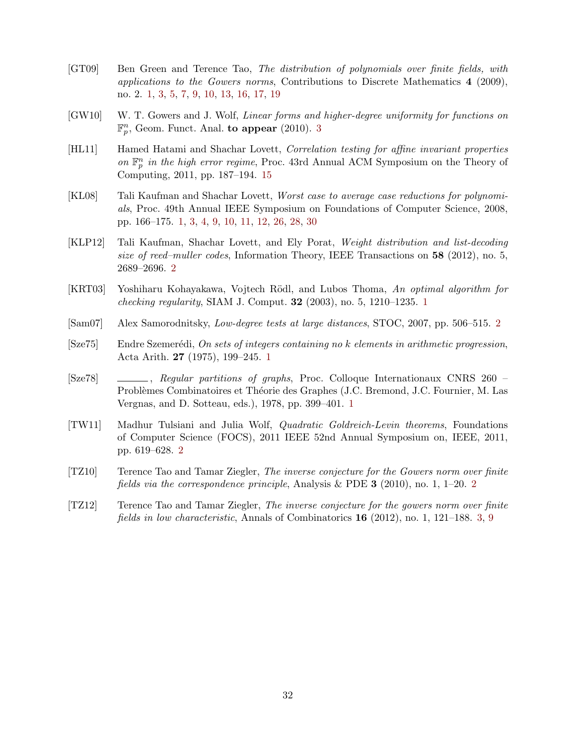[GT09] Ben Green and Terence Tao, *The distribution of polynomials over finite fields, with applications to the Gowers norms*, Contributions to Discrete Mathematics **4** (2009), no. 2. 1, 3, 5, 7, 9, 10, 13, 16, 17, 19

[GW10] W. T. Gowers and J. Wolf, *Linear forms and higher-degree uniformity for functions on* $\mathbb{F}_p^n$, Geom. Funct. Anal. **to appear** (2010). 3

[HL11] Hamed Hatami and Shachar Lovett, *Correlation testing for affine invariant properties on* $\mathbb{F}_p^n$ *in the high error regime*, Proc. 43rd Annual ACM Symposium on the Theory of Computing, 2011, pp. 187–194. 15

[KL08] Tali Kaufman and Shachar Lovett, *Worst case to average case reductions for polynomials*, Proc. 49th Annual IEEE Symposium on Foundations of Computer Science, 2008, pp. 166–175. 1, 3, 4, 9, 10, 11, 12, 26, 28, 30

[KLP12] Tali Kaufman, Shachar Lovett, and Ely Porat, *Weight distribution and list-decoding size of reed–muller codes*, Information Theory, IEEE Transactions on **58** (2012), no. 5, 2689–2696. 2

[KRT03] Yoshiharu Kohayakawa, Vojtech Rödl, and Lubos Thoma, *An optimal algorithm for checking regularity*, SIAM J. Comput. **32** (2003), no. 5, 1210–1235. 1

[Sam07] Alex Samorodnitsky, *Low-degree tests at large distances*, STOC, 2007, pp. 506–515. 2

[Sze75] Endre Szemerédi, *On sets of integers containing no k elements in arithmetic progression*, Acta Arith. **27** (1975), 199–245. 1

[Sze78] ______, *Regular partitions of graphs*, Proc. Colloque Internationaux CNRS 260 – Problèmes Combinatoires et Théorie des Graphes (J.C. Bremond, J.C. Fournier, M. Las Vergnas, and D. Sotteau, eds.), 1978, pp. 399–401. 1

[TW11] Madhur Tulsiani and Julia Wolf, *Quadratic Goldreich-Levin theorems*, Foundations of Computer Science (FOCS), 2011 IEEE 52nd Annual Symposium on, IEEE, 2011, pp. 619–628. 2

[TZ10] Terence Tao and Tamar Ziegler, *The inverse conjecture for the Gowers norm over finite fields via the correspondence principle*, Analysis & PDE **3** (2010), no. 1, 1–20. 2

[TZ12] Terence Tao and Tamar Ziegler, *The inverse conjecture for the gowers norm over finite fields in low characteristic*, Annals of Combinatorics **16** (2012), no. 1, 121–188. 3, 9